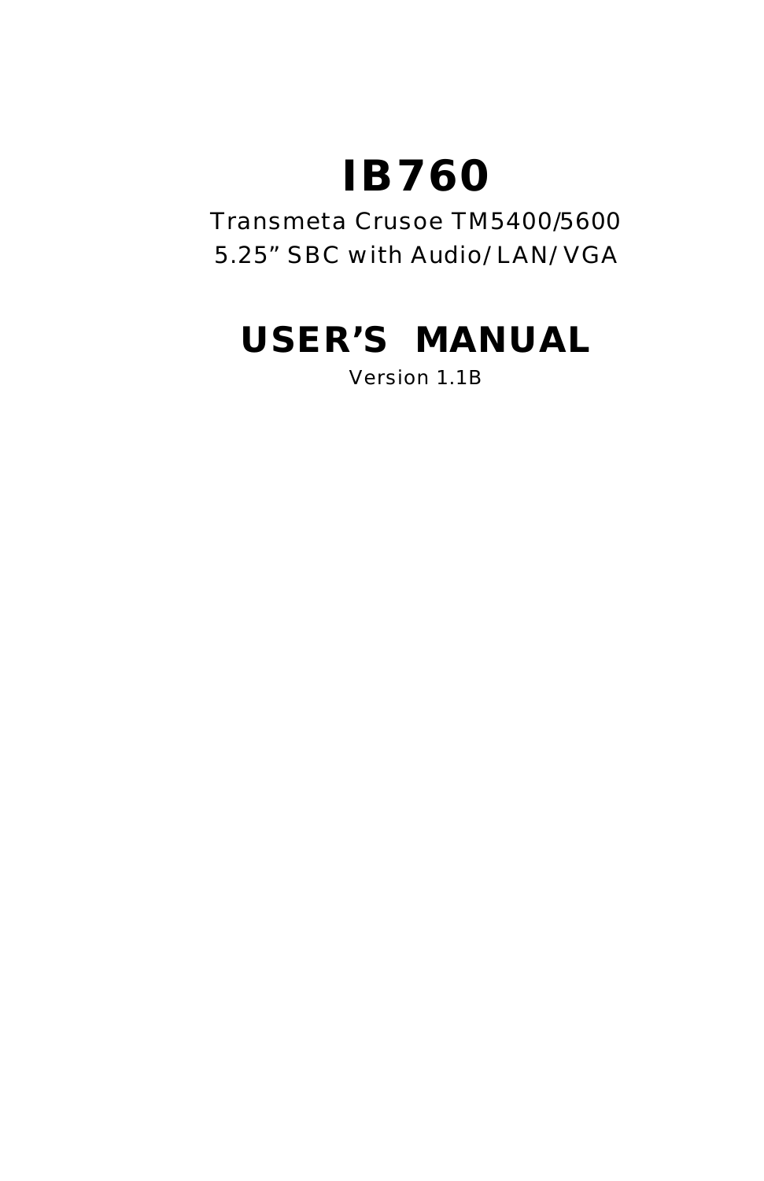# IB760

Transmeta Crusoe TM5400/5600

5.25" SBC with Audio/LAN/VGA

## USER'S MANUAL

Version 1.1B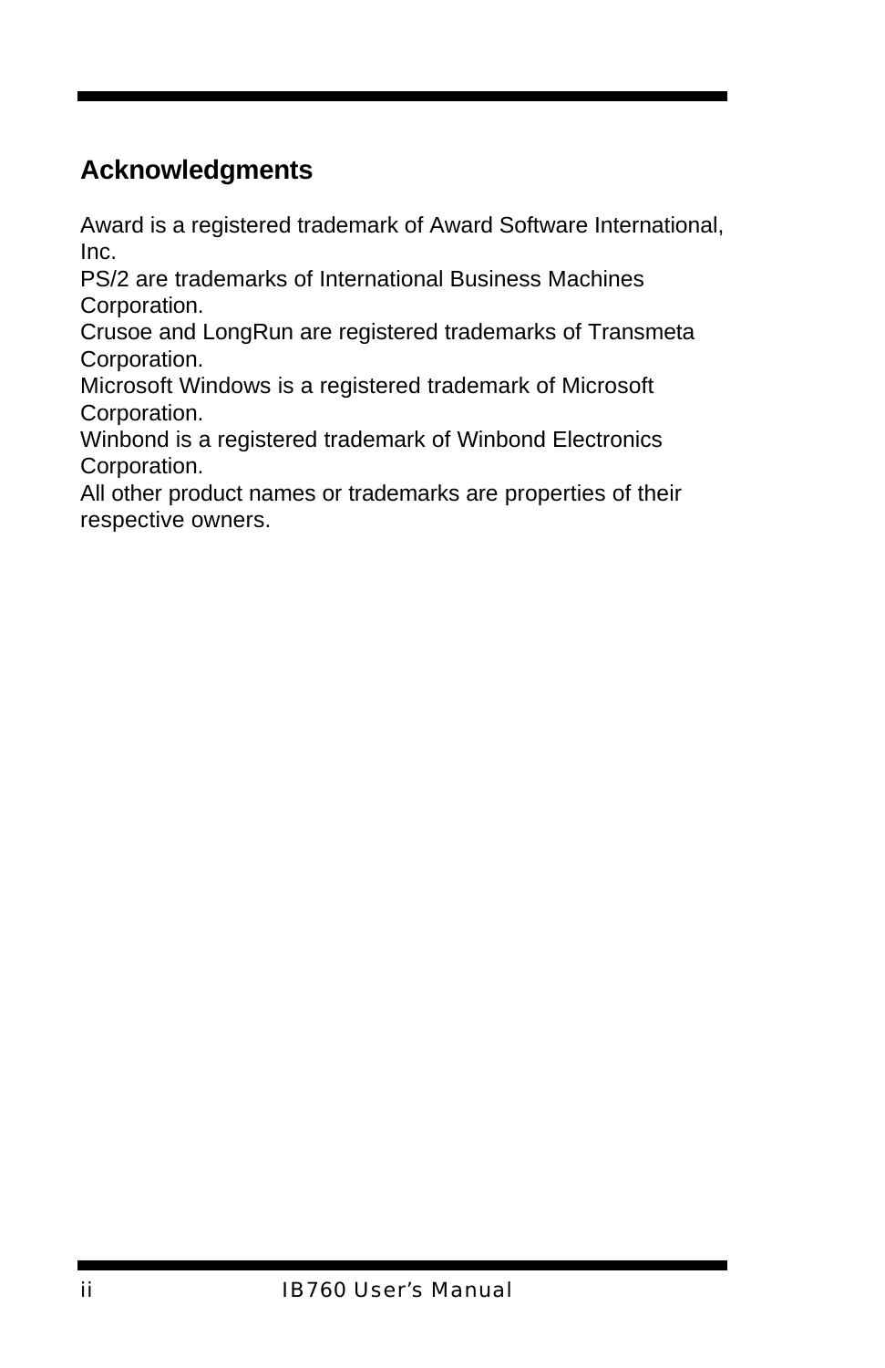## Acknowledgments

Award is a registered trademark of Award Software International, Inc.
PS/2 are trademarks of International Business Machines Corporation.
Crusoe and LongRun are registered trademarks of Transmeta Corporation.
Microsoft Windows is a registered trademark of Microsoft Corporation.
Winbond is a registered trademark of Winbond Electronics Corporation.
All other product names or trademarks are properties of their respective owners.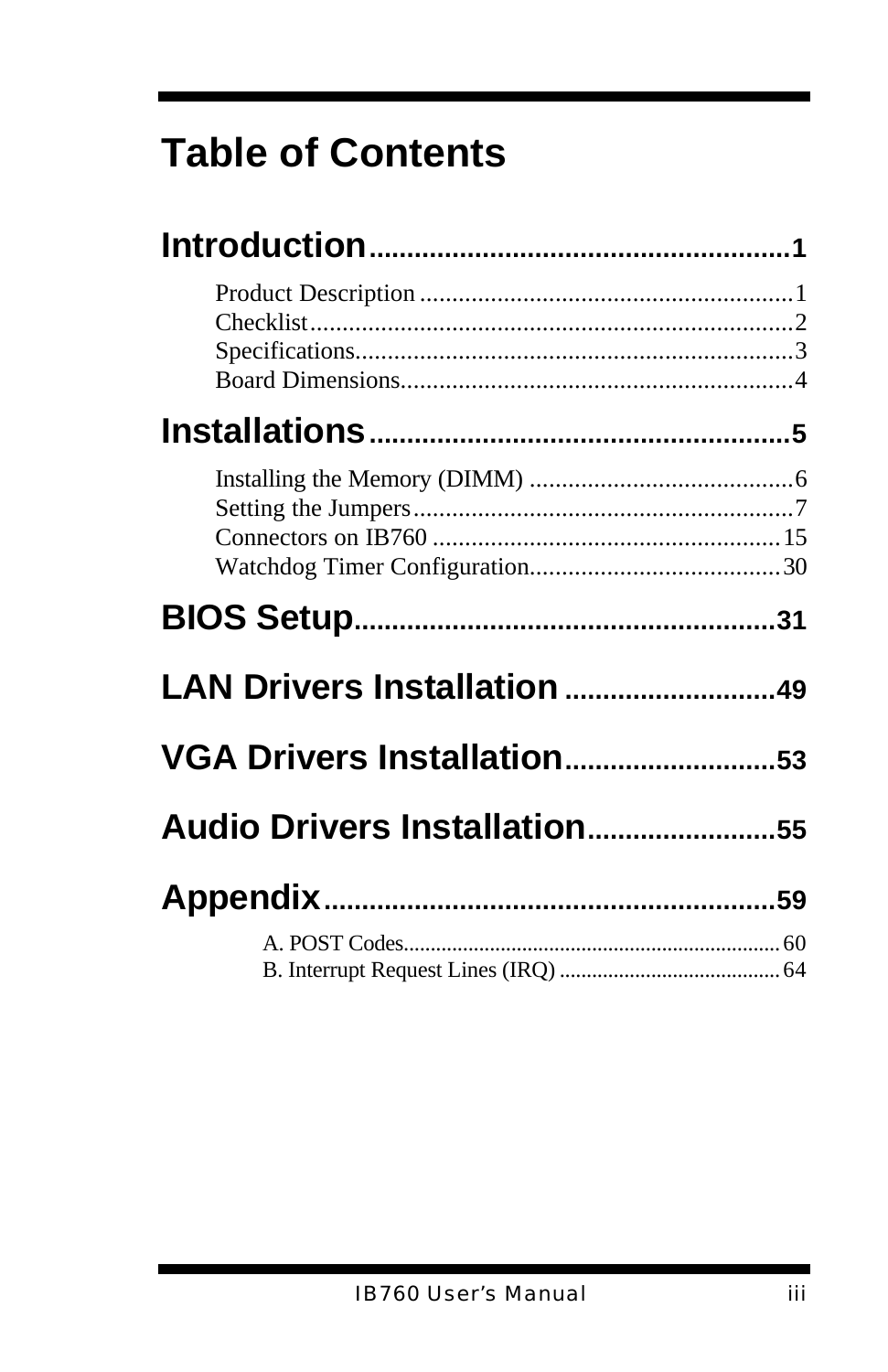# Table of Contents

## Introduction........................................................1

Product Description ..........................................................1
Checklist...........................................................................2
Specifications....................................................................3
Board Dimensions.............................................................4

## Installations.......................................................5

Installing the Memory (DIMM) ..........................................6
Setting the Jumpers...........................................................7
Connectors on IB760 .......................................................15
Watchdog Timer Configuration.......................................30

## BIOS Setup.......................................................31

## LAN Drivers Installation ...........................49

## VGA Drivers Installation...........................53

## Audio Drivers Installation........................55

## Appendix..........................................................59

A. POST Codes.....................................................................60
B. Interrupt Request Lines (IRQ) .........................................64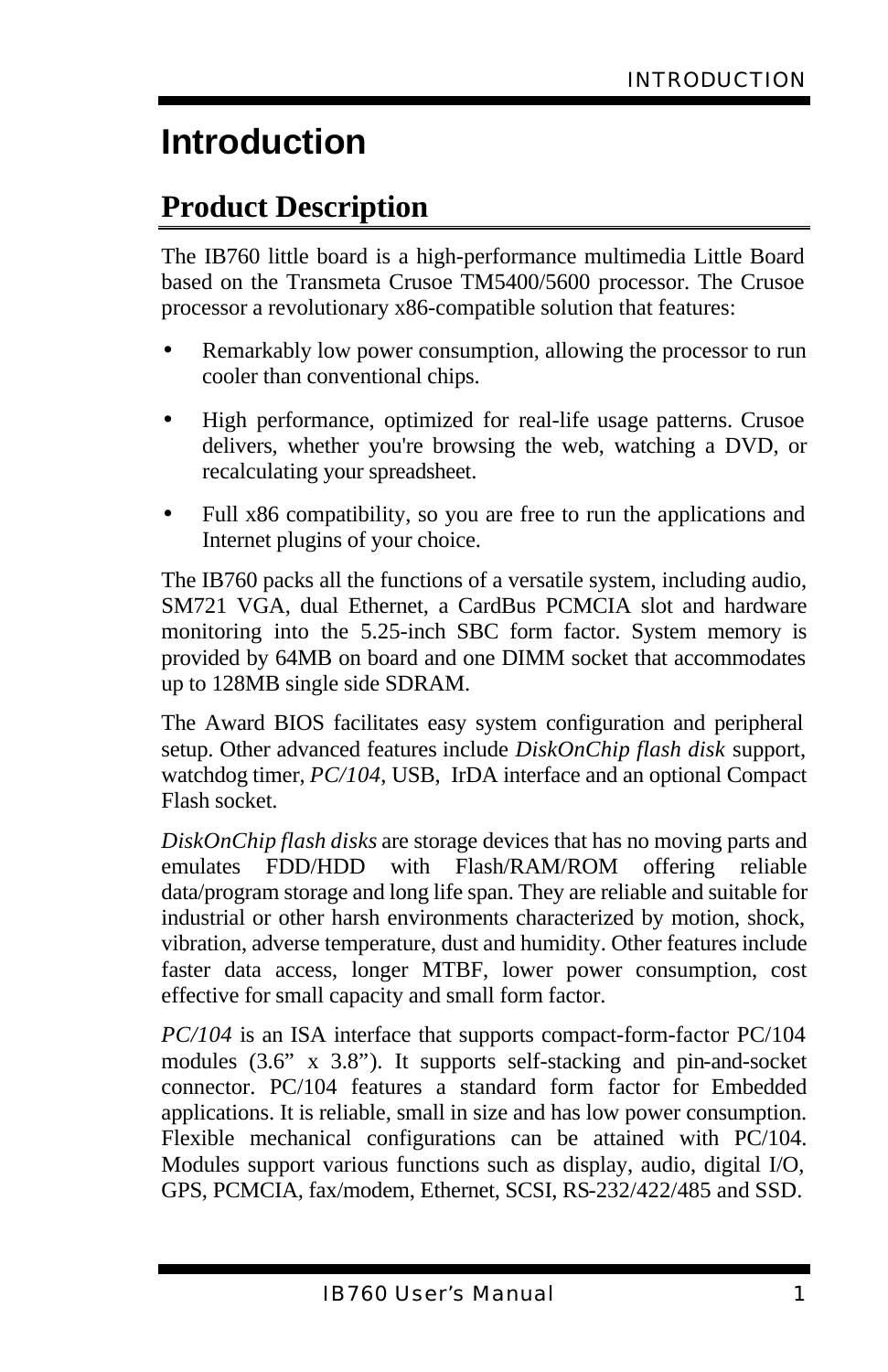# Introduction

## Product Description

The IB760 little board is a high-performance multimedia Little Board based on the Transmeta Crusoe TM5400/5600 processor. The Crusoe processor a revolutionary x86-compatible solution that features:

- Remarkably low power consumption, allowing the processor to run cooler than conventional chips.
- High performance, optimized for real-life usage patterns. Crusoe delivers, whether you're browsing the web, watching a DVD, or recalculating your spreadsheet.
- Full x86 compatibility, so you are free to run the applications and Internet plugins of your choice.

The IB760 packs all the functions of a versatile system, including audio, SM721 VGA, dual Ethernet, a CardBus PCMCIA slot and hardware monitoring into the 5.25-inch SBC form factor. System memory is provided by 64MB on board and one DIMM socket that accommodates up to 128MB single side SDRAM.

The Award BIOS facilitates easy system configuration and peripheral setup. Other advanced features include *DiskOnChip flash disk* support, watchdog timer, *PC/104*, USB, IrDA interface and an optional Compact Flash socket.

*DiskOnChip flash disks* are storage devices that has no moving parts and emulates FDD/HDD with Flash/RAM/ROM offering reliable data/program storage and long life span. They are reliable and suitable for industrial or other harsh environments characterized by motion, shock, vibration, adverse temperature, dust and humidity. Other features include faster data access, longer MTBF, lower power consumption, cost effective for small capacity and small form factor.

*PC/104* is an ISA interface that supports compact-form-factor PC/104 modules (3.6" x 3.8"). It supports self-stacking and pin-and-socket connector. PC/104 features a standard form factor for Embedded applications. It is reliable, small in size and has low power consumption. Flexible mechanical configurations can be attained with PC/104. Modules support various functions such as display, audio, digital I/O, GPS, PCMCIA, fax/modem, Ethernet, SCSI, RS-232/422/485 and SSD.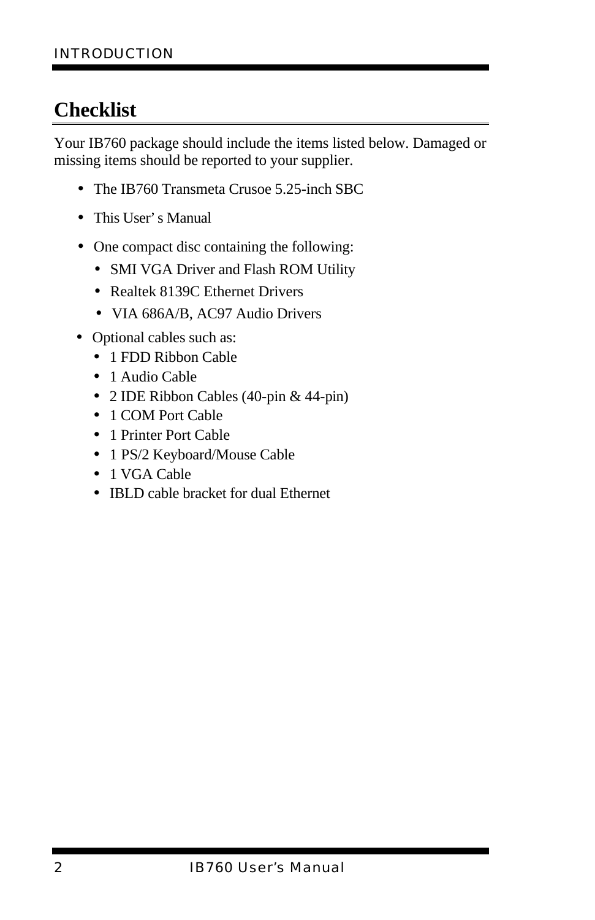## Checklist

Your IB760 package should include the items listed below. Damaged or missing items should be reported to your supplier.

- The IB760 Transmeta Crusoe 5.25-inch SBC
- This User's Manual
- One compact disc containing the following:
  - SMI VGA Driver and Flash ROM Utility
  - Realtek 8139C Ethernet Drivers
  - VIA 686A/B, AC97 Audio Drivers
- Optional cables such as:
  - 1 FDD Ribbon Cable
  - 1 Audio Cable
  - 2 IDE Ribbon Cables (40-pin & 44-pin)
  - 1 COM Port Cable
  - 1 Printer Port Cable
  - 1 PS/2 Keyboard/Mouse Cable
  - 1 VGA Cable
  - IBLD cable bracket for dual Ethernet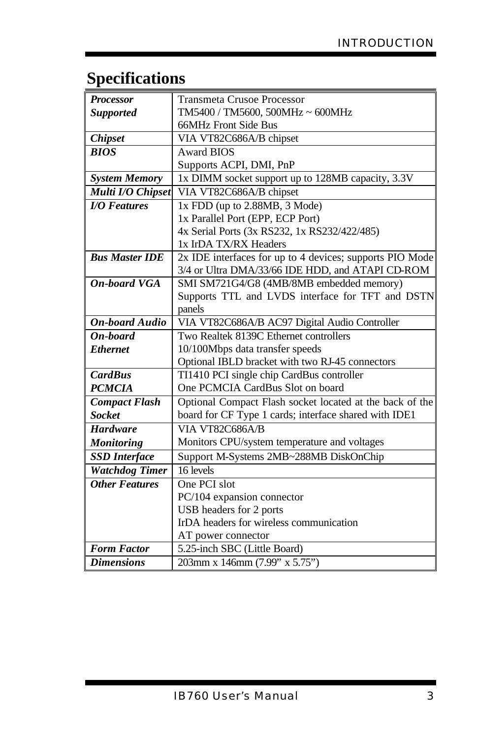## Specifications

| | |
|---|---|
| ***Processor Supported*** | Transmeta Crusoe Processor<br>TM5400 / TM5600, 500MHz ~ 600MHz<br>66MHz Front Side Bus |
| ***Chipset*** | VIA VT82C686A/B chipset |
| ***BIOS*** | Award BIOS<br>Supports ACPI, DMI, PnP |
| ***System Memory*** | 1x DIMM socket support up to 128MB capacity, 3.3V |
| ***Multi I/O Chipset*** | VIA VT82C686A/B chipset |
| ***I/O Features*** | 1x FDD (up to 2.88MB, 3 Mode)<br>1x Parallel Port (EPP, ECP Port)<br>4x Serial Ports (3x RS232, 1x RS232/422/485)<br>1x IrDA TX/RX Headers |
| ***Bus Master IDE*** | 2x IDE interfaces for up to 4 devices; supports PIO Mode 3/4 or Ultra DMA/33/66 IDE HDD, and ATAPI CD-ROM |
| ***On-board VGA*** | SMI SM721G4/G8 (4MB/8MB embedded memory)<br>Supports TTL and LVDS interface for TFT and DSTN panels |
| ***On-board Audio*** | VIA VT82C686A/B AC97 Digital Audio Controller |
| ***On-board Ethernet*** | Two Realtek 8139C Ethernet controllers<br>10/100Mbps data transfer speeds<br>Optional IBLD bracket with two RJ-45 connectors |
| ***CardBus PCMCIA*** | TI1410 PCI single chip CardBus controller<br>One PCMCIA CardBus Slot on board |
| ***Compact Flash Socket*** | Optional Compact Flash socket located at the back of the board for CF Type 1 cards; interface shared with IDE1 |
| ***Hardware Monitoring*** | VIA VT82C686A/B<br>Monitors CPU/system temperature and voltages |
| ***SSD Interface*** | Support M-Systems 2MB~288MB DiskOnChip |
| ***Watchdog Timer*** | 16 levels |
| ***Other Features*** | One PCI slot<br>PC/104 expansion connector<br>USB headers for 2 ports<br>IrDA headers for wireless communication<br>AT power connector |
| ***Form Factor*** | 5.25-inch SBC (Little Board) |
| ***Dimensions*** | 203mm x 146mm (7.99" x 5.75") |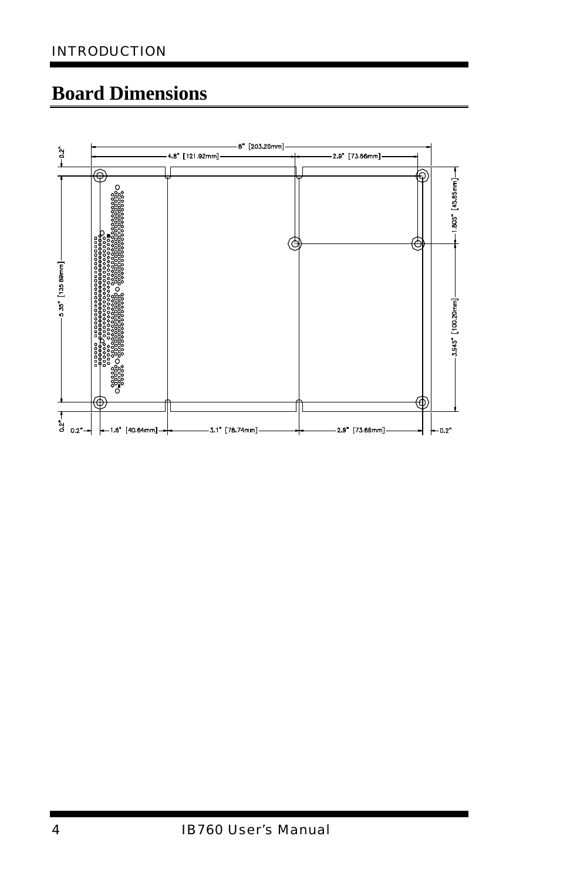## Board Dimensions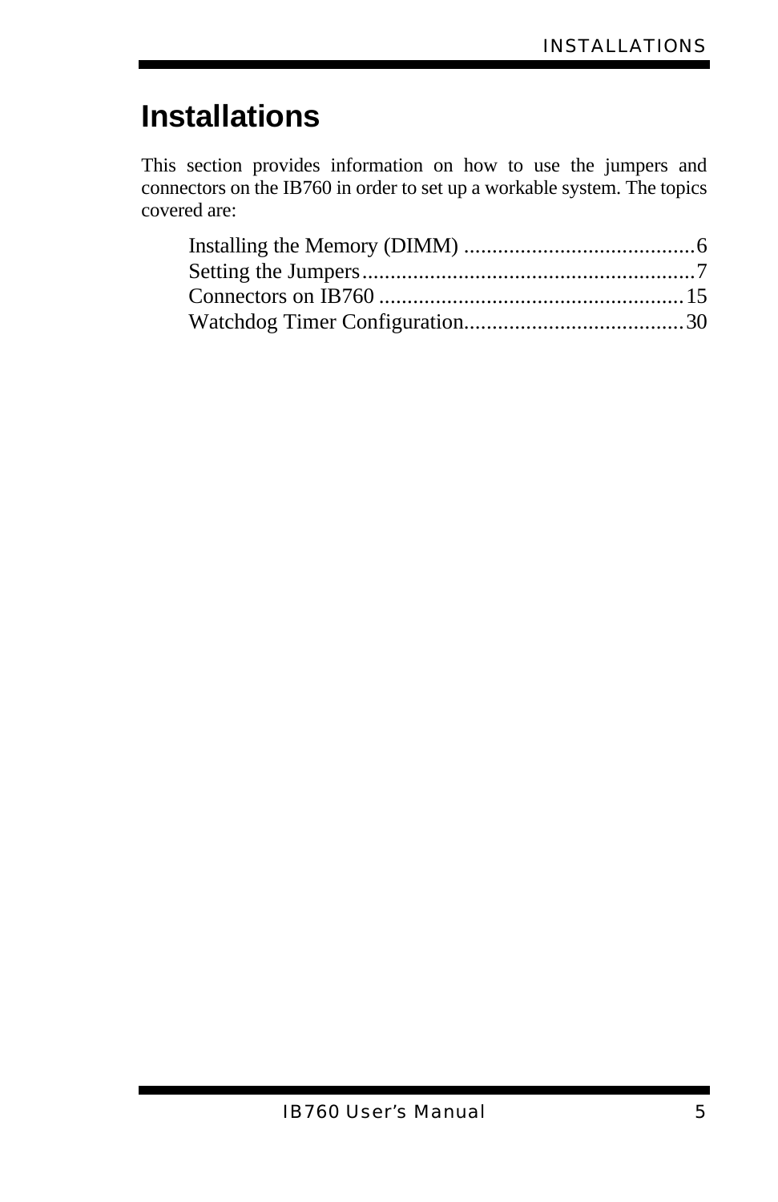# Installations

This section provides information on how to use the jumpers and connectors on the IB760 in order to set up a workable system. The topics covered are:

Installing the Memory (DIMM) .........................................6
Setting the Jumpers...........................................................7
Connectors on IB760 ......................................................15
Watchdog Timer Configuration.......................................30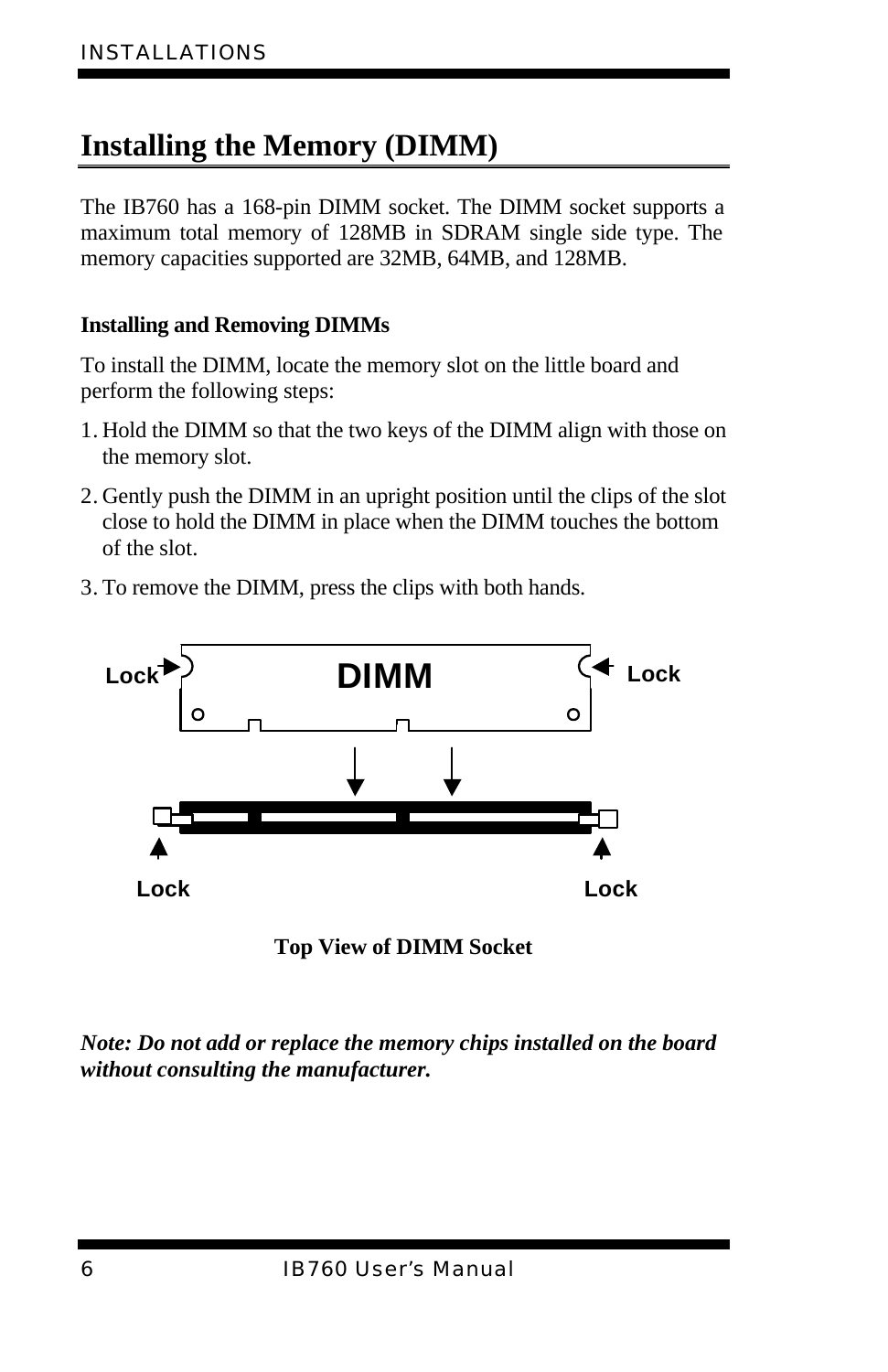# Installing the Memory (DIMM)

The IB760 has a 168-pin DIMM socket. The DIMM socket supports a maximum total memory of 128MB in SDRAM single side type. The memory capacities supported are 32MB, 64MB, and 128MB.

### Installing and Removing DIMMs

To install the DIMM, locate the memory slot on the little board and perform the following steps:

1. Hold the DIMM so that the two keys of the DIMM align with those on the memory slot.
2. Gently push the DIMM in an upright position until the clips of the slot close to hold the DIMM in place when the DIMM touches the bottom of the slot.
3. To remove the DIMM, press the clips with both hands.

Lock DIMM Lock

Lock Lock

**Top View of DIMM Socket**

***Note: Do not add or replace the memory chips installed on the board without consulting the manufacturer.***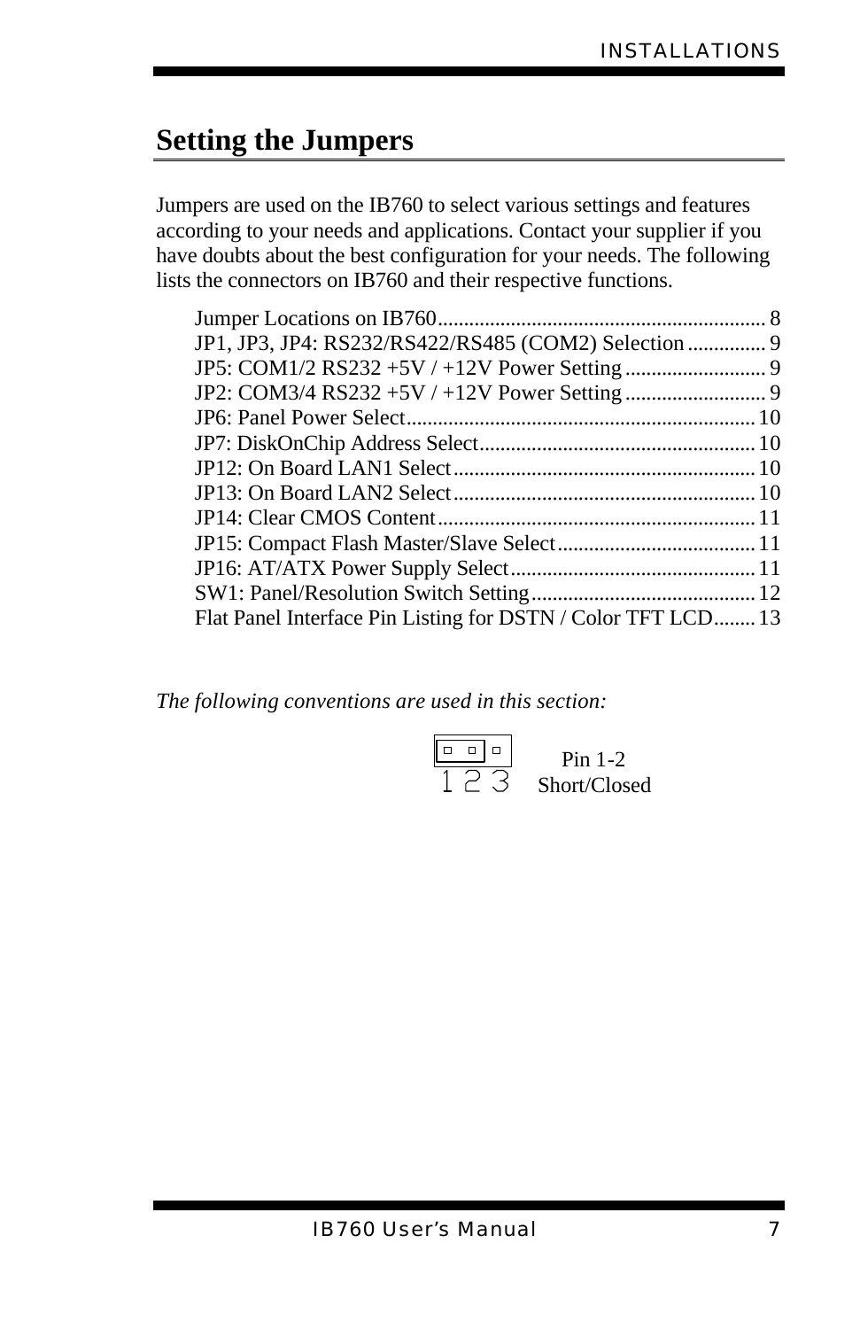## Setting the Jumpers

Jumpers are used on the IB760 to select various settings and features according to your needs and applications. Contact your supplier if you have doubts about the best configuration for your needs. The following lists the connectors on IB760 and their respective functions.

- Jumper Locations on IB760 ........ 8
- JP1, JP3, JP4: RS232/RS422/RS485 (COM2) Selection ........ 9
- JP5: COM1/2 RS232 +5V / +12V Power Setting ........ 9
- JP2: COM3/4 RS232 +5V / +12V Power Setting ........ 9
- JP6: Panel Power Select ........ 10
- JP7: DiskOnChip Address Select ........ 10
- JP12: On Board LAN1 Select ........ 10
- JP13: On Board LAN2 Select ........ 10
- JP14: Clear CMOS Content ........ 11
- JP15: Compact Flash Master/Slave Select ........ 11
- JP16: AT/ATX Power Supply Select ........ 11
- SW1: Panel/Resolution Switch Setting ........ 12
- Flat Panel Interface Pin Listing for DSTN / Color TFT LCD ........ 13

*The following conventions are used in this section:*

1 2 3 — Pin 1-2 Short/Closed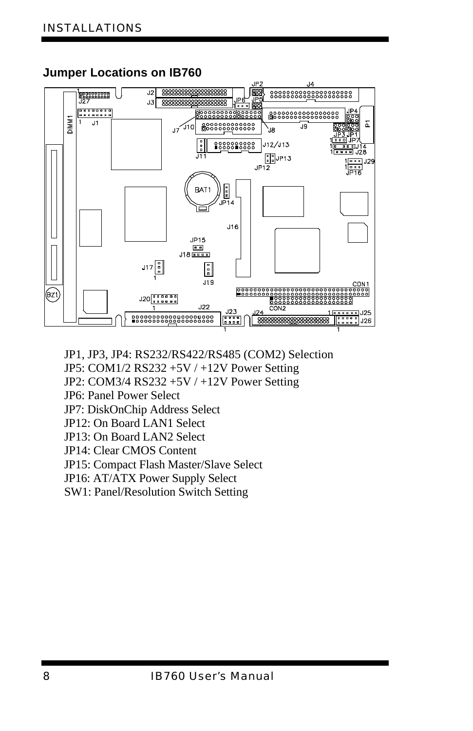### Jumper Locations on IB760

JP1, JP3, JP4: RS232/RS422/RS485 (COM2) Selection
JP5: COM1/2 RS232 +5V / +12V Power Setting
JP2: COM3/4 RS232 +5V / +12V Power Setting
JP6: Panel Power Select
JP7: DiskOnChip Address Select
JP12: On Board LAN1 Select
JP13: On Board LAN2 Select
JP14: Clear CMOS Content
JP15: Compact Flash Master/Slave Select
JP16: AT/ATX Power Supply Select
SW1: Panel/Resolution Switch Setting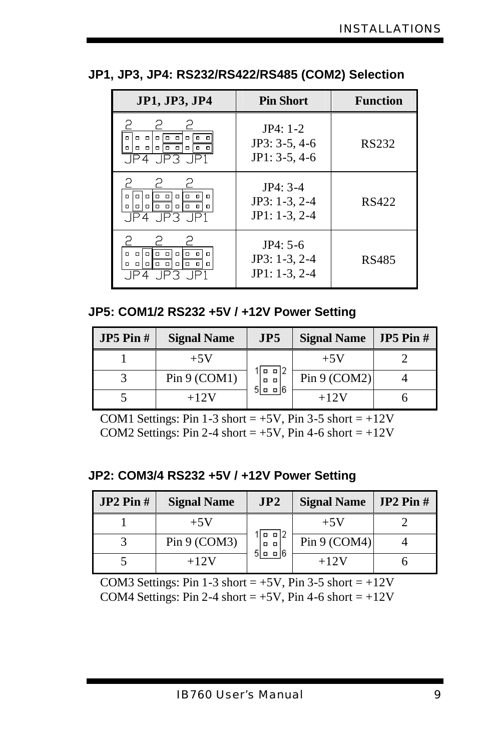### JP1, JP3, JP4: RS232/RS422/RS485 (COM2) Selection

| JP1, JP3, JP4 | Pin Short | Function |
|---|---|---|
| | JP4: 1-2<br>JP3: 3-5, 4-6<br>JP1: 3-5, 4-6 | RS232 |
| | JP4: 3-4<br>JP3: 1-3, 2-4<br>JP1: 1-3, 2-4 | RS422 |
| | JP4: 5-6<br>JP3: 1-3, 2-4<br>JP1: 1-3, 2-4 | RS485 |

### JP5: COM1/2 RS232 +5V / +12V Power Setting

| JP5 Pin # | Signal Name | JP5 | Signal Name | JP5 Pin # |
|---|---|---|---|---|
| 1 | +5V | | +5V | 2 |
| 3 | Pin 9 (COM1) | | Pin 9 (COM2) | 4 |
| 5 | +12V | | +12V | 6 |

COM1 Settings: Pin 1-3 short = +5V, Pin 3-5 short = +12V
COM2 Settings: Pin 2-4 short = +5V, Pin 4-6 short = +12V

### JP2: COM3/4 RS232 +5V / +12V Power Setting

| JP2 Pin # | Signal Name | JP2 | Signal Name | JP2 Pin # |
|---|---|---|---|---|
| 1 | +5V | | +5V | 2 |
| 3 | Pin 9 (COM3) | | Pin 9 (COM4) | 4 |
| 5 | +12V | | +12V | 6 |

COM3 Settings: Pin 1-3 short = +5V, Pin 3-5 short = +12V
COM4 Settings: Pin 2-4 short = +5V, Pin 4-6 short = +12V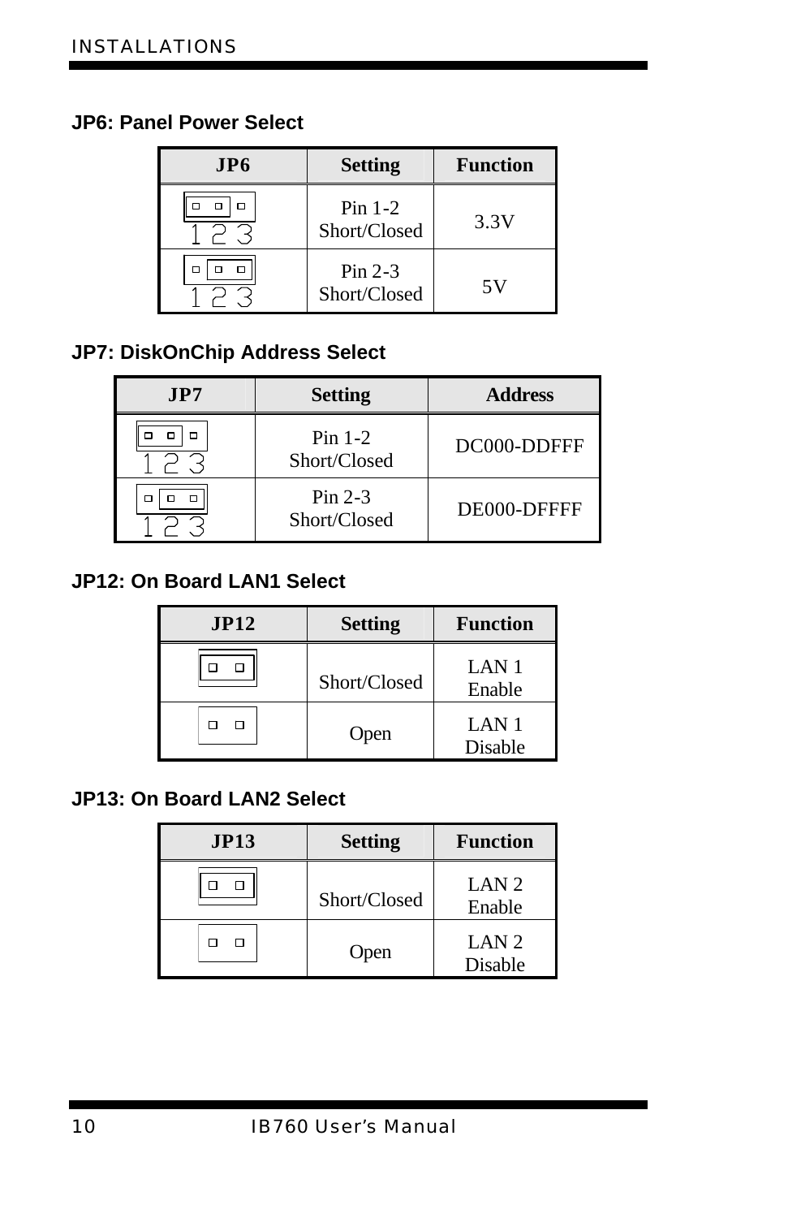### JP6: Panel Power Select

| JP6 | Setting | Function |
|---|---|---|
| 1 2 3 | Pin 1-2 Short/Closed | 3.3V |
| 1 2 3 | Pin 2-3 Short/Closed | 5V |

### JP7: DiskOnChip Address Select

| JP7 | Setting | Address |
|---|---|---|
| 1 2 3 | Pin 1-2 Short/Closed | DC000-DDFFF |
| 1 2 3 | Pin 2-3 Short/Closed | DE000-DFFFF |

### JP12: On Board LAN1 Select

| JP12 | Setting | Function |
|---|---|---|
| | Short/Closed | LAN 1 Enable |
| | Open | LAN 1 Disable |

### JP13: On Board LAN2 Select

| JP13 | Setting | Function |
|---|---|---|
| | Short/Closed | LAN 2 Enable |
| | Open | LAN 2 Disable |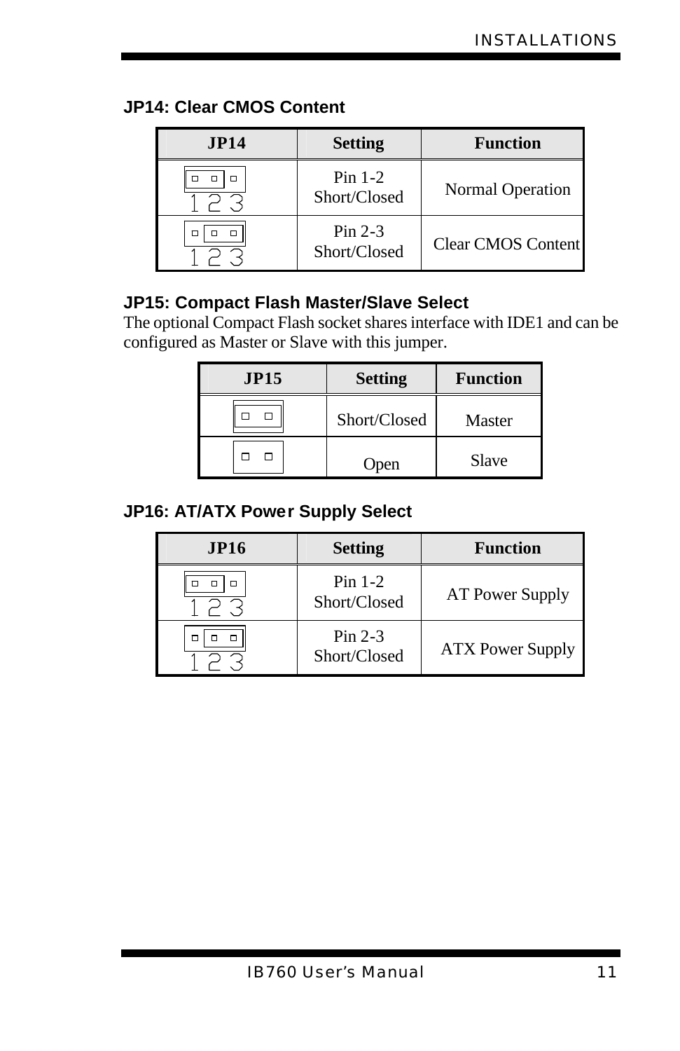### JP14: Clear CMOS Content

| JP14 | Setting | Function |
|---|---|---|
| 1 2 3 | Pin 1-2 Short/Closed | Normal Operation |
| 1 2 3 | Pin 2-3 Short/Closed | Clear CMOS Content |

### JP15: Compact Flash Master/Slave Select

The optional Compact Flash socket shares interface with IDE1 and can be configured as Master or Slave with this jumper.

| JP15 | Setting | Function |
|---|---|---|
| | Short/Closed | Master |
| | Open | Slave |

### JP16: AT/ATX Power Supply Select

| JP16 | Setting | Function |
|---|---|---|
| 1 2 3 | Pin 1-2 Short/Closed | AT Power Supply |
| 1 2 3 | Pin 2-3 Short/Closed | ATX Power Supply |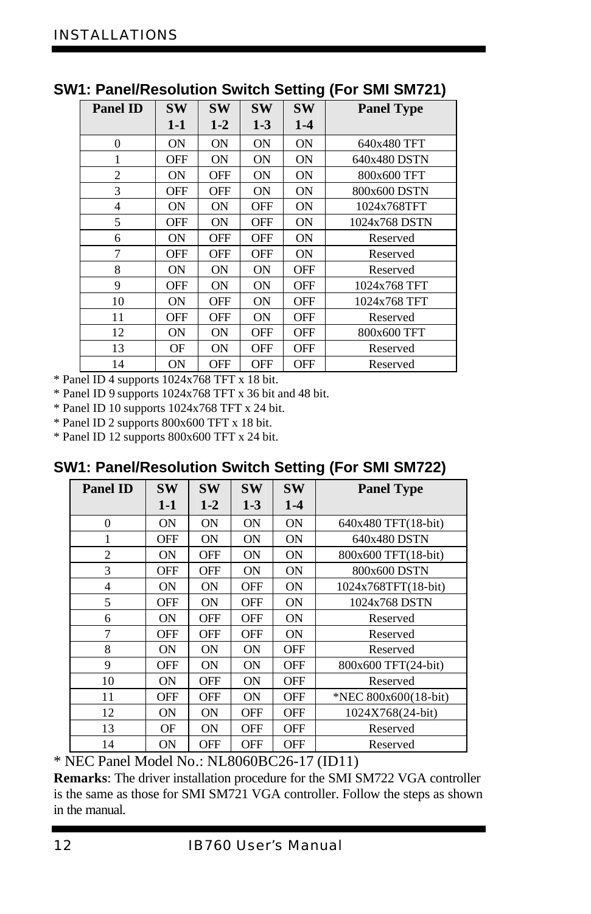## SW1: Panel/Resolution Switch Setting (For SMI SM721)

| Panel ID | SW 1-1 | SW 1-2 | SW 1-3 | SW 1-4 | Panel Type |
|---|---|---|---|---|---|
| 0 | ON | ON | ON | ON | 640x480 TFT |
| 1 | OFF | ON | ON | ON | 640x480 DSTN |
| 2 | ON | OFF | ON | ON | 800x600 TFT |
| 3 | OFF | OFF | ON | ON | 800x600 DSTN |
| 4 | ON | ON | OFF | ON | 1024x768TFT |
| 5 | OFF | ON | OFF | ON | 1024x768 DSTN |
| 6 | ON | OFF | OFF | ON | Reserved |
| 7 | OFF | OFF | OFF | ON | Reserved |
| 8 | ON | ON | ON | OFF | Reserved |
| 9 | OFF | ON | ON | OFF | 1024x768 TFT |
| 10 | ON | OFF | ON | OFF | 1024x768 TFT |
| 11 | OFF | OFF | ON | OFF | Reserved |
| 12 | ON | ON | OFF | OFF | 800x600 TFT |
| 13 | OF | ON | OFF | OFF | Reserved |
| 14 | ON | OFF | OFF | OFF | Reserved |

* Panel ID 4 supports 1024x768 TFT x 18 bit.
* Panel ID 9 supports 1024x768 TFT x 36 bit and 48 bit.
* Panel ID 10 supports 1024x768 TFT x 24 bit.
* Panel ID 2 supports 800x600 TFT x 18 bit.
* Panel ID 12 supports 800x600 TFT x 24 bit.

## SW1: Panel/Resolution Switch Setting (For SMI SM722)

| Panel ID | SW 1-1 | SW 1-2 | SW 1-3 | SW 1-4 | Panel Type |
|---|---|---|---|---|---|
| 0 | ON | ON | ON | ON | 640x480 TFT(18-bit) |
| 1 | OFF | ON | ON | ON | 640x480 DSTN |
| 2 | ON | OFF | ON | ON | 800x600 TFT(18-bit) |
| 3 | OFF | OFF | ON | ON | 800x600 DSTN |
| 4 | ON | ON | OFF | ON | 1024x768TFT(18-bit) |
| 5 | OFF | ON | OFF | ON | 1024x768 DSTN |
| 6 | ON | OFF | OFF | ON | Reserved |
| 7 | OFF | OFF | OFF | ON | Reserved |
| 8 | ON | ON | ON | OFF | Reserved |
| 9 | OFF | ON | ON | OFF | 800x600 TFT(24-bit) |
| 10 | ON | OFF | ON | OFF | Reserved |
| 11 | OFF | OFF | ON | OFF | *NEC 800x600(18-bit) |
| 12 | ON | ON | OFF | OFF | 1024X768(24-bit) |
| 13 | OF | ON | OFF | OFF | Reserved |
| 14 | ON | OFF | OFF | OFF | Reserved |

* NEC Panel Model No.: NL8060BC26-17 (ID11)

**Remarks**: The driver installation procedure for the SMI SM722 VGA controller is the same as those for SMI SM721 VGA controller. Follow the steps as shown in the manual.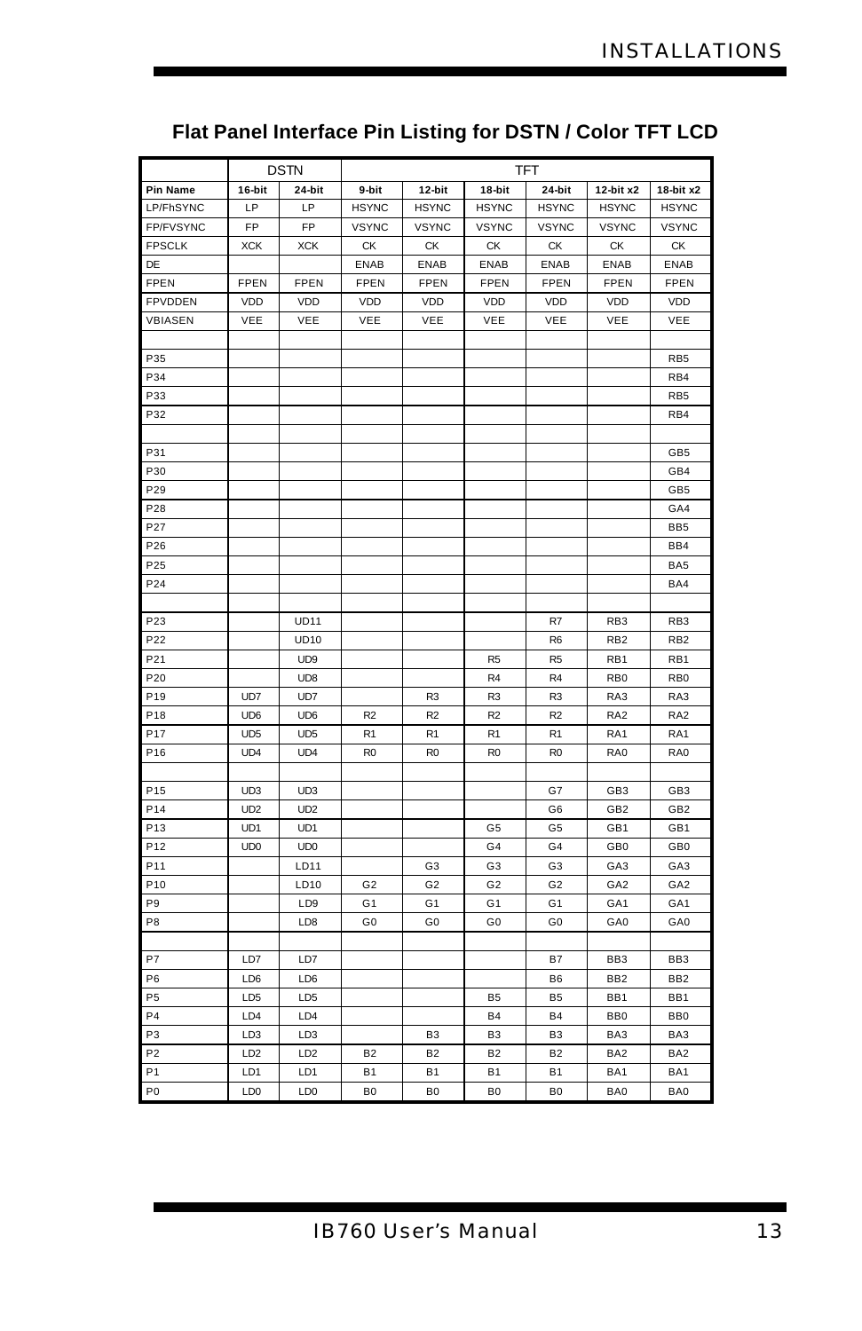## Flat Panel Interface Pin Listing for DSTN / Color TFT LCD

| | DSTN | | TFT | | | | | |
|---|---|---|---|---|---|---|---|---|
| **Pin Name** | **16-bit** | **24-bit** | **9-bit** | **12-bit** | **18-bit** | **24-bit** | **12-bit x2** | **18-bit x2** |
| LP/FhSYNC | LP | LP | HSYNC | HSYNC | HSYNC | HSYNC | HSYNC | HSYNC |
| FP/FVSYNC | FP | FP | VSYNC | VSYNC | VSYNC | VSYNC | VSYNC | VSYNC |
| FPSCLK | XCK | XCK | CK | CK | CK | CK | CK | CK |
| DE | | | ENAB | ENAB | ENAB | ENAB | ENAB | ENAB |
| FPEN | FPEN | FPEN | FPEN | FPEN | FPEN | FPEN | FPEN | FPEN |
| FPVDDEN | VDD | VDD | VDD | VDD | VDD | VDD | VDD | VDD |
| VBIASEN | VEE | VEE | VEE | VEE | VEE | VEE | VEE | VEE |
| | | | | | | | | |
| P35 | | | | | | | | RB5 |
| P34 | | | | | | | | RB4 |
| P33 | | | | | | | | RB5 |
| P32 | | | | | | | | RB4 |
| | | | | | | | | |
| P31 | | | | | | | | GB5 |
| P30 | | | | | | | | GB4 |
| P29 | | | | | | | | GB5 |
| P28 | | | | | | | | GA4 |
| P27 | | | | | | | | BB5 |
| P26 | | | | | | | | BB4 |
| P25 | | | | | | | | BA5 |
| P24 | | | | | | | | BA4 |
| | | | | | | | | |
| P23 | | UD11 | | | | R7 | RB3 | RB3 |
| P22 | | UD10 | | | | R6 | RB2 | RB2 |
| P21 | | UD9 | | | R5 | R5 | RB1 | RB1 |
| P20 | | UD8 | | | R4 | R4 | RB0 | RB0 |
| P19 | UD7 | UD7 | | R3 | R3 | R3 | RA3 | RA3 |
| P18 | UD6 | UD6 | R2 | R2 | R2 | R2 | RA2 | RA2 |
| P17 | UD5 | UD5 | R1 | R1 | R1 | R1 | RA1 | RA1 |
| P16 | UD4 | UD4 | R0 | R0 | R0 | R0 | RA0 | RA0 |
| | | | | | | | | |
| P15 | UD3 | UD3 | | | | G7 | GB3 | GB3 |
| P14 | UD2 | UD2 | | | | G6 | GB2 | GB2 |
| P13 | UD1 | UD1 | | | G5 | G5 | GB1 | GB1 |
| P12 | UD0 | UD0 | | | G4 | G4 | GB0 | GB0 |
| P11 | | LD11 | | G3 | G3 | G3 | GA3 | GA3 |
| P10 | | LD10 | G2 | G2 | G2 | G2 | GA2 | GA2 |
| P9 | | LD9 | G1 | G1 | G1 | G1 | GA1 | GA1 |
| P8 | | LD8 | G0 | G0 | G0 | G0 | GA0 | GA0 |
| | | | | | | | | |
| P7 | LD7 | LD7 | | | | B7 | BB3 | BB3 |
| P6 | LD6 | LD6 | | | | B6 | BB2 | BB2 |
| P5 | LD5 | LD5 | | | B5 | B5 | BB1 | BB1 |
| P4 | LD4 | LD4 | | | B4 | B4 | BB0 | BB0 |
| P3 | LD3 | LD3 | | B3 | B3 | B3 | BA3 | BA3 |
| P2 | LD2 | LD2 | B2 | B2 | B2 | B2 | BA2 | BA2 |
| P1 | LD1 | LD1 | B1 | B1 | B1 | B1 | BA1 | BA1 |
| P0 | LD0 | LD0 | B0 | B0 | B0 | B0 | BA0 | BA0 |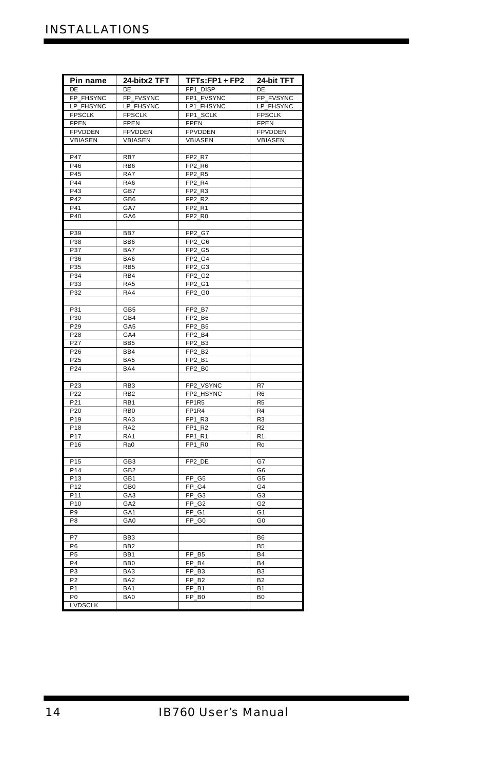| Pin name | 24-bitx2 TFT | TFTs:FP1 + FP2 | 24-bit TFT |
|---|---|---|---|
| DE | DE | FP1_DISP | DE |
| FP_FHSYNC | FP_FVSYNC | FP1_FVSYNC | FP_FVSYNC |
| LP_FHSYNC | LP_FHSYNC | LP1_FHSYNC | LP_FHSYNC |
| FPSCLK | FPSCLK | FP1_SCLK | FPSCLK |
| FPEN | FPEN | FPEN | FPEN |
| FPVDDEN | FPVDDEN | FPVDDEN | FPVDDEN |
| VBIASEN | VBIASEN | VBIASEN | VBIASEN |
| | | | |
| P47 | RB7 | FP2_R7 | |
| P46 | RB6 | FP2_R6 | |
| P45 | RA7 | FP2_R5 | |
| P44 | RA6 | FP2_R4 | |
| P43 | GB7 | FP2_R3 | |
| P42 | GB6 | FP2_R2 | |
| P41 | GA7 | FP2_R1 | |
| P40 | GA6 | FP2_R0 | |
| | | | |
| P39 | BB7 | FP2_G7 | |
| P38 | BB6 | FP2_G6 | |
| P37 | BA7 | FP2_G5 | |
| P36 | BA6 | FP2_G4 | |
| P35 | RB5 | FP2_G3 | |
| P34 | RB4 | FP2_G2 | |
| P33 | RA5 | FP2_G1 | |
| P32 | RA4 | FP2_G0 | |
| | | | |
| P31 | GB5 | FP2_B7 | |
| P30 | GB4 | FP2_B6 | |
| P29 | GA5 | FP2_B5 | |
| P28 | GA4 | FP2_B4 | |
| P27 | BB5 | FP2_B3 | |
| P26 | BB4 | FP2_B2 | |
| P25 | BA5 | FP2_B1 | |
| P24 | BA4 | FP2_B0 | |
| | | | |
| P23 | RB3 | FP2_VSYNC | R7 |
| P22 | RB2 | FP2_HSYNC | R6 |
| P21 | RB1 | FP1R5 | R5 |
| P20 | RB0 | FP1R4 | R4 |
| P19 | RA3 | FP1_R3 | R3 |
| P18 | RA2 | FP1_R2 | R2 |
| P17 | RA1 | FP1_R1 | R1 |
| P16 | Ra0 | FP1_R0 | Ro |
| | | | |
| P15 | GB3 | FP2_DE | G7 |
| P14 | GB2 | | G6 |
| P13 | GB1 | FP_G5 | G5 |
| P12 | GB0 | FP_G4 | G4 |
| P11 | GA3 | FP_G3 | G3 |
| P10 | GA2 | FP_G2 | G2 |
| P9 | GA1 | FP_G1 | G1 |
| P8 | GA0 | FP_G0 | G0 |
| | | | |
| P7 | BB3 | | B6 |
| P6 | BB2 | | B5 |
| P5 | BB1 | FP_B5 | B4 |
| P4 | BB0 | FP_B4 | B4 |
| P3 | BA3 | FP_B3 | B3 |
| P2 | BA2 | FP_B2 | B2 |
| P1 | BA1 | FP_B1 | B1 |
| P0 | BA0 | FP_B0 | B0 |
| LVDSCLK | | | |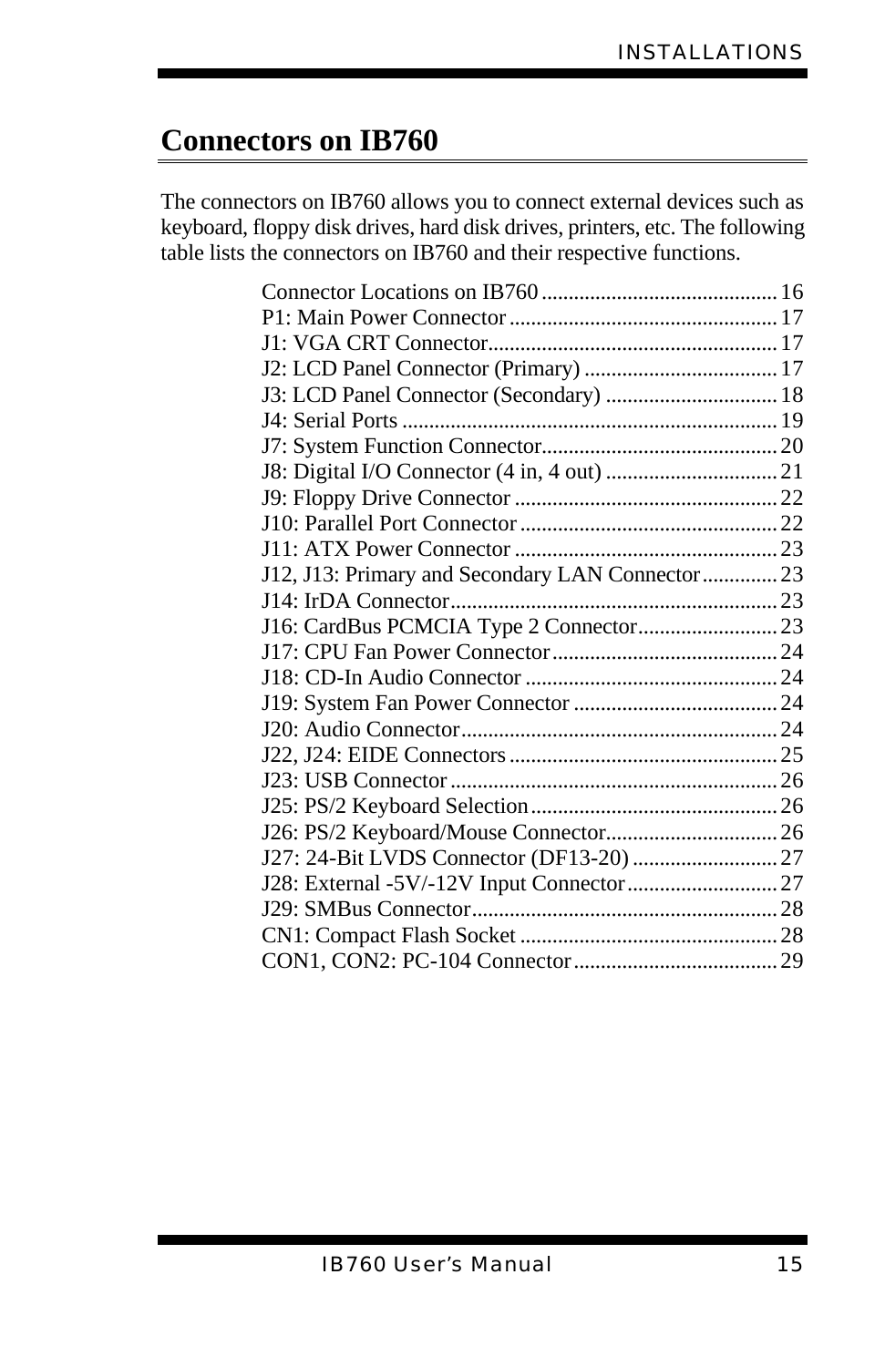## Connectors on IB760

The connectors on IB760 allows you to connect external devices such as keyboard, floppy disk drives, hard disk drives, printers, etc. The following table lists the connectors on IB760 and their respective functions.

Connector Locations on IB760 ........................................... 16
P1: Main Power Connector ................................................. 17
J1: VGA CRT Connector..................................................... 17
J2: LCD Panel Connector (Primary) .................................... 17
J3: LCD Panel Connector (Secondary) ................................ 18
J4: Serial Ports ..................................................................... 19
J7: System Function Connector........................................... 20
J8: Digital I/O Connector (4 in, 4 out) ................................ 21
J9: Floppy Drive Connector ................................................ 22
J10: Parallel Port Connector................................................ 22
J11: ATX Power Connector ................................................ 23
J12, J13: Primary and Secondary LAN Connector............. 23
J14: IrDA Connector............................................................ 23
J16: CardBus PCMCIA Type 2 Connector......................... 23
J17: CPU Fan Power Connector.......................................... 24
J18: CD-In Audio Connector .............................................. 24
J19: System Fan Power Connector ..................................... 24
J20: Audio Connector.......................................................... 24
J22, J24: EIDE Connectors ................................................. 25
J23: USB Connector ............................................................ 26
J25: PS/2 Keyboard Selection............................................. 26
J26: PS/2 Keyboard/Mouse Connector................................ 26
J27: 24-Bit LVDS Connector (DF13-20) ........................... 27
J28: External -5V/-12V Input Connector............................ 27
J29: SMBus Connector........................................................ 28
CN1: Compact Flash Socket ............................................... 28
CON1, CON2: PC-104 Connector...................................... 29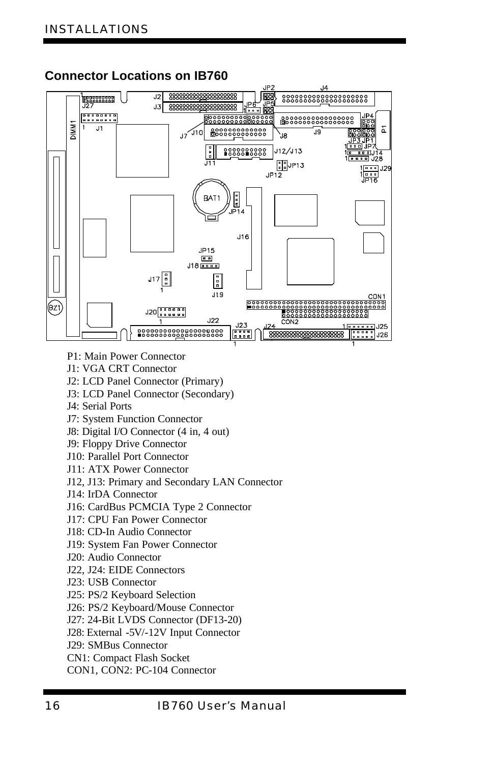## Connector Locations on IB760

P1: Main Power Connector
J1: VGA CRT Connector
J2: LCD Panel Connector (Primary)
J3: LCD Panel Connector (Secondary)
J4: Serial Ports
J7: System Function Connector
J8: Digital I/O Connector (4 in, 4 out)
J9: Floppy Drive Connector
J10: Parallel Port Connector
J11: ATX Power Connector
J12, J13: Primary and Secondary LAN Connector
J14: IrDA Connector
J16: CardBus PCMCIA Type 2 Connector
J17: CPU Fan Power Connector
J18: CD-In Audio Connector
J19: System Fan Power Connector
J20: Audio Connector
J22, J24: EIDE Connectors
J23: USB Connector
J25: PS/2 Keyboard Selection
J26: PS/2 Keyboard/Mouse Connector
J27: 24-Bit LVDS Connector (DF13-20)
J28: External -5V/-12V Input Connector
J29: SMBus Connector
CN1: Compact Flash Socket
CON1, CON2: PC-104 Connector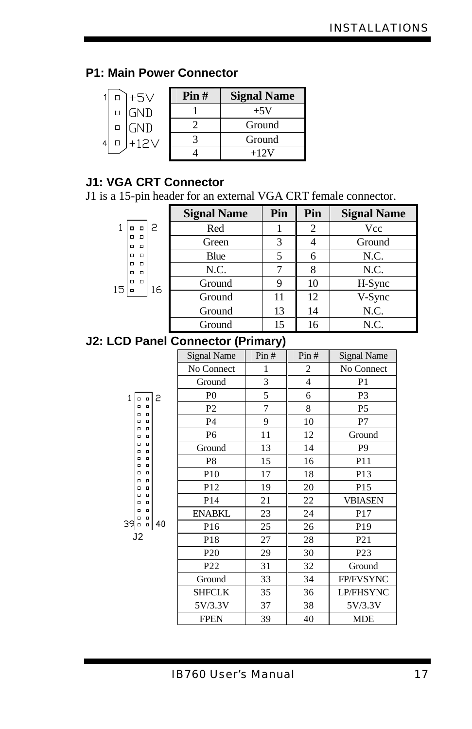## P1: Main Power Connector

| Pin # | Signal Name |
| --- | --- |
| 1 | +5V |
| 2 | Ground |
| 3 | Ground |
| 4 | +12V |

## J1: VGA CRT Connector

J1 is a 15-pin header for an external VGA CRT female connector.

| Signal Name | Pin | Pin | Signal Name |
| --- | --- | --- | --- |
| Red | 1 | 2 | Vcc |
| Green | 3 | 4 | Ground |
| Blue | 5 | 6 | N.C. |
| N.C. | 7 | 8 | N.C. |
| Ground | 9 | 10 | H-Sync |
| Ground | 11 | 12 | V-Sync |
| Ground | 13 | 14 | N.C. |
| Ground | 15 | 16 | N.C. |

## J2: LCD Panel Connector (Primary)

| Signal Name | Pin # | Pin # | Signal Name |
| --- | --- | --- | --- |
| No Connect | 1 | 2 | No Connect |
| Ground | 3 | 4 | P1 |
| P0 | 5 | 6 | P3 |
| P2 | 7 | 8 | P5 |
| P4 | 9 | 10 | P7 |
| P6 | 11 | 12 | Ground |
| Ground | 13 | 14 | P9 |
| P8 | 15 | 16 | P11 |
| P10 | 17 | 18 | P13 |
| P12 | 19 | 20 | P15 |
| P14 | 21 | 22 | VBIASEN |
| ENABKL | 23 | 24 | P17 |
| P16 | 25 | 26 | P19 |
| P18 | 27 | 28 | P21 |
| P20 | 29 | 30 | P23 |
| P22 | 31 | 32 | Ground |
| Ground | 33 | 34 | FP/FVSYNC |
| SHFCLK | 35 | 36 | LP/FHSYNC |
| 5V/3.3V | 37 | 38 | 5V/3.3V |
| FPEN | 39 | 40 | MDE |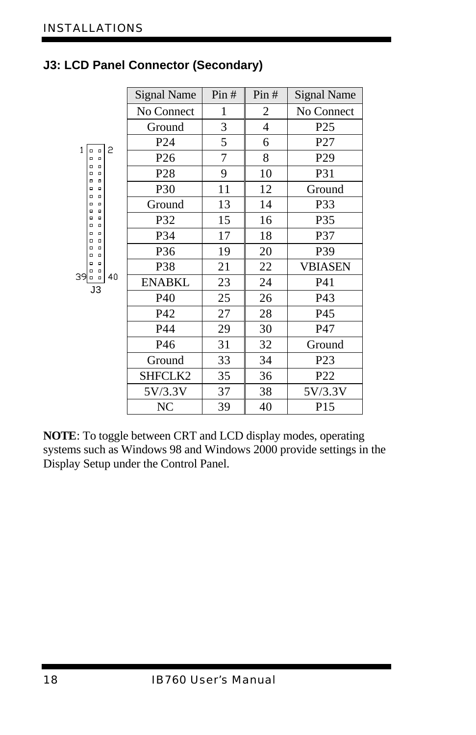## J3: LCD Panel Connector (Secondary)

| Signal Name | Pin # | Pin # | Signal Name |
|---|---|---|---|
| No Connect | 1 | 2 | No Connect |
| Ground | 3 | 4 | P25 |
| P24 | 5 | 6 | P27 |
| P26 | 7 | 8 | P29 |
| P28 | 9 | 10 | P31 |
| P30 | 11 | 12 | Ground |
| Ground | 13 | 14 | P33 |
| P32 | 15 | 16 | P35 |
| P34 | 17 | 18 | P37 |
| P36 | 19 | 20 | P39 |
| P38 | 21 | 22 | VBIASEN |
| ENABKL | 23 | 24 | P41 |
| P40 | 25 | 26 | P43 |
| P42 | 27 | 28 | P45 |
| P44 | 29 | 30 | P47 |
| P46 | 31 | 32 | Ground |
| Ground | 33 | 34 | P23 |
| SHFCLK2 | 35 | 36 | P22 |
| 5V/3.3V | 37 | 38 | 5V/3.3V |
| NC | 39 | 40 | P15 |

**NOTE**: To toggle between CRT and LCD display modes, operating systems such as Windows 98 and Windows 2000 provide settings in the Display Setup under the Control Panel.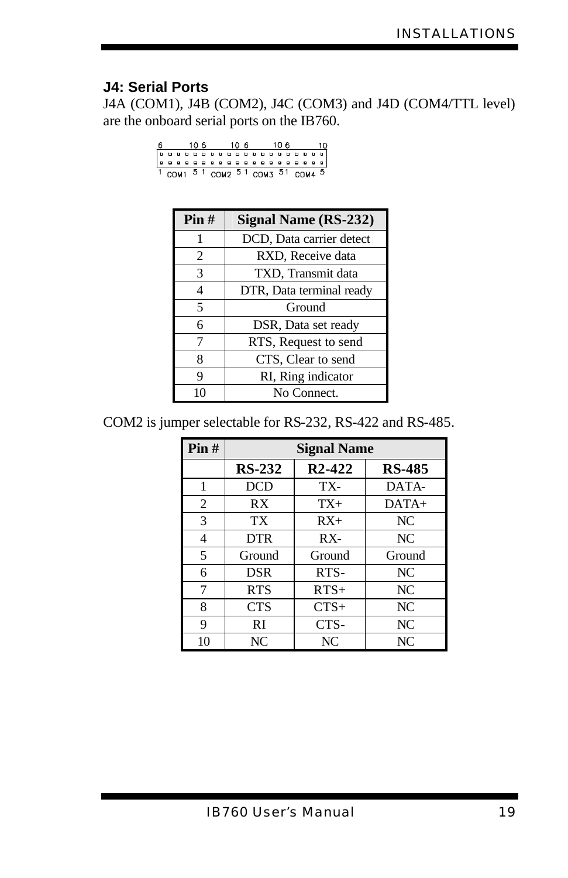### J4: Serial Ports

J4A (COM1), J4B (COM2), J4C (COM3) and J4D (COM4/TTL level) are the onboard serial ports on the IB760.

| Pin # | Signal Name (RS-232) |
|---|---|
| 1 | DCD, Data carrier detect |
| 2 | RXD, Receive data |
| 3 | TXD, Transmit data |
| 4 | DTR, Data terminal ready |
| 5 | Ground |
| 6 | DSR, Data set ready |
| 7 | RTS, Request to send |
| 8 | CTS, Clear to send |
| 9 | RI, Ring indicator |
| 10 | No Connect. |

COM2 is jumper selectable for RS-232, RS-422 and RS-485.

| Pin # | Signal Name | | |
|---|---|---|---|
| | **RS-232** | **R2-422** | **RS-485** |
| 1 | DCD | TX- | DATA- |
| 2 | RX | TX+ | DATA+ |
| 3 | TX | RX+ | NC |
| 4 | DTR | RX- | NC |
| 5 | Ground | Ground | Ground |
| 6 | DSR | RTS- | NC |
| 7 | RTS | RTS+ | NC |
| 8 | CTS | CTS+ | NC |
| 9 | RI | CTS- | NC |
| 10 | NC | NC | NC |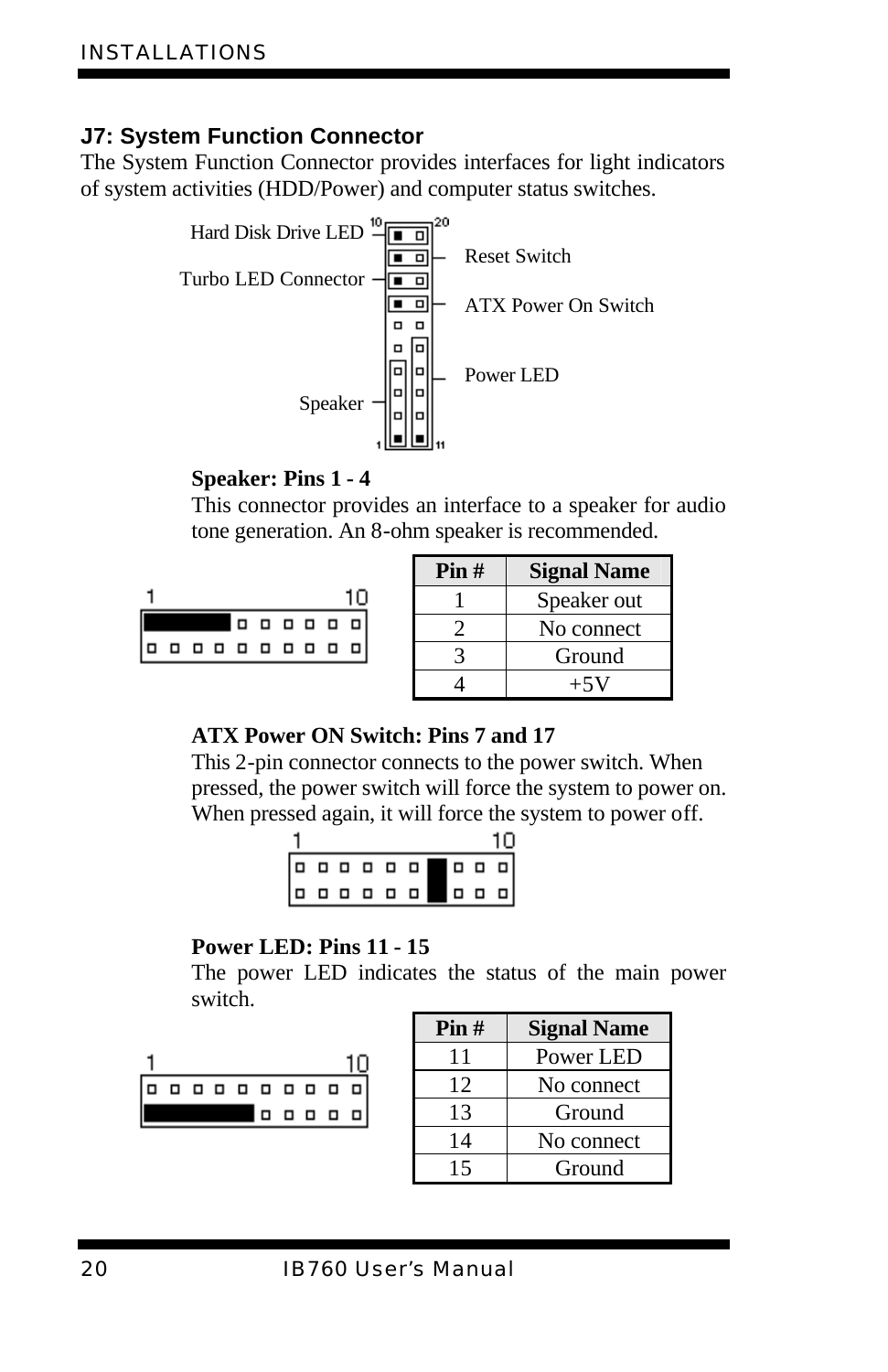## J7: System Function Connector

The System Function Connector provides interfaces for light indicators of system activities (HDD/Power) and computer status switches.

Hard Disk Drive LED

Turbo LED Connector

Speaker

Reset Switch

ATX Power On Switch

Power LED

**Speaker: Pins 1 - 4**

This connector provides an interface to a speaker for audio tone generation. An 8-ohm speaker is recommended.

| Pin # | Signal Name |
|---|---|
| 1 | Speaker out |
| 2 | No connect |
| 3 | Ground |
| 4 | +5V |

**ATX Power ON Switch: Pins 7 and 17**

This 2-pin connector connects to the power switch. When pressed, the power switch will force the system to power on. When pressed again, it will force the system to power off.

**Power LED: Pins 11 - 15**

The power LED indicates the status of the main power switch.

| Pin # | Signal Name |
|---|---|
| 11 | Power LED |
| 12 | No connect |
| 13 | Ground |
| 14 | No connect |
| 15 | Ground |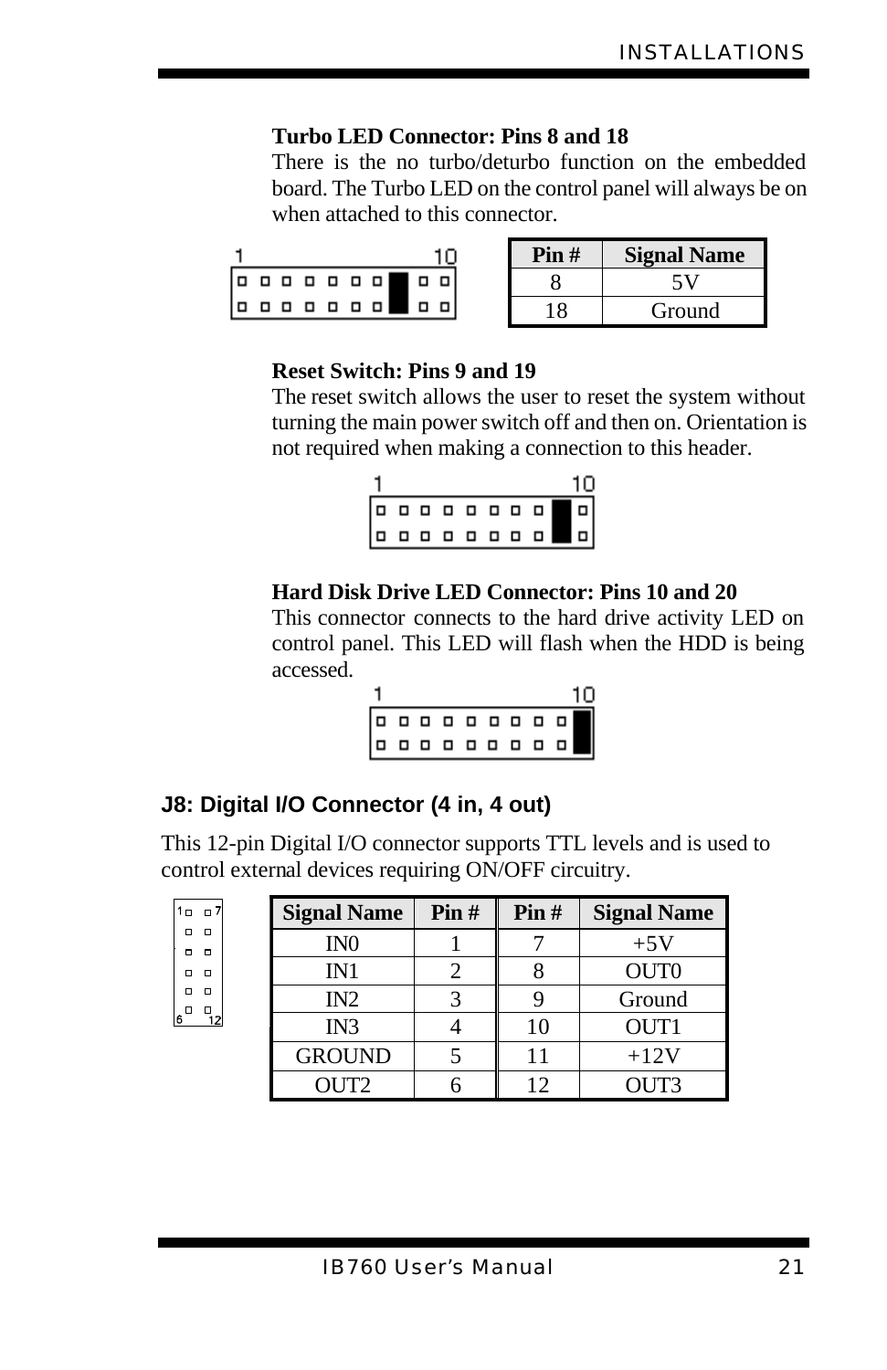**Turbo LED Connector: Pins 8 and 18**

There is the no turbo/deturbo function on the embedded board. The Turbo LED on the control panel will always be on when attached to this connector.

| Pin # | Signal Name |
|---|---|
| 8 | 5V |
| 18 | Ground |

**Reset Switch: Pins 9 and 19**

The reset switch allows the user to reset the system without turning the main power switch off and then on. Orientation is not required when making a connection to this header.

**Hard Disk Drive LED Connector: Pins 10 and 20**

This connector connects to the hard drive activity LED on control panel. This LED will flash when the HDD is being accessed.

### J8: Digital I/O Connector (4 in, 4 out)

This 12-pin Digital I/O connector supports TTL levels and is used to control external devices requiring ON/OFF circuitry.

| Signal Name | Pin # | Pin # | Signal Name |
|---|---|---|---|
| IN0 | 1 | 7 | +5V |
| IN1 | 2 | 8 | OUT0 |
| IN2 | 3 | 9 | Ground |
| IN3 | 4 | 10 | OUT1 |
| GROUND | 5 | 11 | +12V |
| OUT2 | 6 | 12 | OUT3 |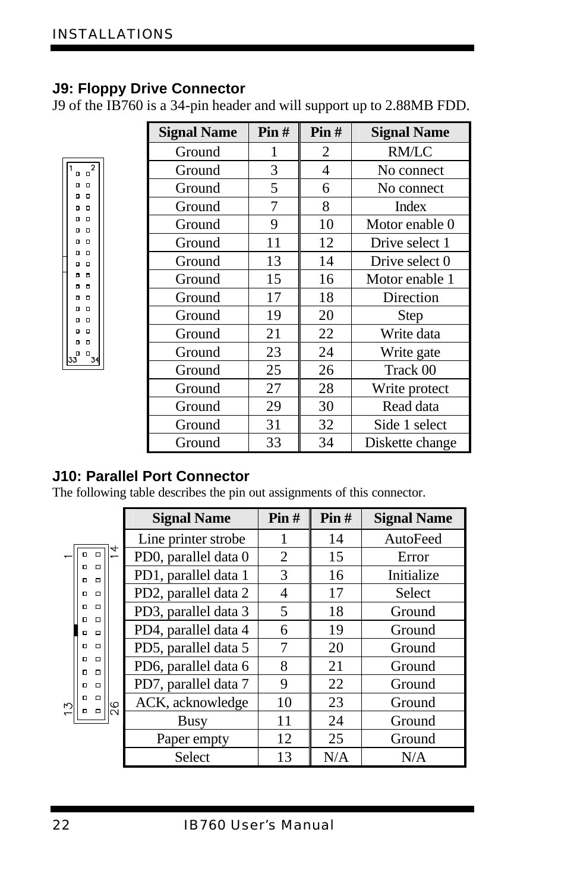## J9: Floppy Drive Connector

J9 of the IB760 is a 34-pin header and will support up to 2.88MB FDD.

| Signal Name | Pin # | Pin # | Signal Name |
|---|---|---|---|
| Ground | 1 | 2 | RM/LC |
| Ground | 3 | 4 | No connect |
| Ground | 5 | 6 | No connect |
| Ground | 7 | 8 | Index |
| Ground | 9 | 10 | Motor enable 0 |
| Ground | 11 | 12 | Drive select 1 |
| Ground | 13 | 14 | Drive select 0 |
| Ground | 15 | 16 | Motor enable 1 |
| Ground | 17 | 18 | Direction |
| Ground | 19 | 20 | Step |
| Ground | 21 | 22 | Write data |
| Ground | 23 | 24 | Write gate |
| Ground | 25 | 26 | Track 00 |
| Ground | 27 | 28 | Write protect |
| Ground | 29 | 30 | Read data |
| Ground | 31 | 32 | Side 1 select |
| Ground | 33 | 34 | Diskette change |

## J10: Parallel Port Connector

The following table describes the pin out assignments of this connector.

| Signal Name | Pin # | Pin # | Signal Name |
|---|---|---|---|
| Line printer strobe | 1 | 14 | AutoFeed |
| PD0, parallel data 0 | 2 | 15 | Error |
| PD1, parallel data 1 | 3 | 16 | Initialize |
| PD2, parallel data 2 | 4 | 17 | Select |
| PD3, parallel data 3 | 5 | 18 | Ground |
| PD4, parallel data 4 | 6 | 19 | Ground |
| PD5, parallel data 5 | 7 | 20 | Ground |
| PD6, parallel data 6 | 8 | 21 | Ground |
| PD7, parallel data 7 | 9 | 22 | Ground |
| ACK, acknowledge | 10 | 23 | Ground |
| Busy | 11 | 24 | Ground |
| Paper empty | 12 | 25 | Ground |
| Select | 13 | N/A | N/A |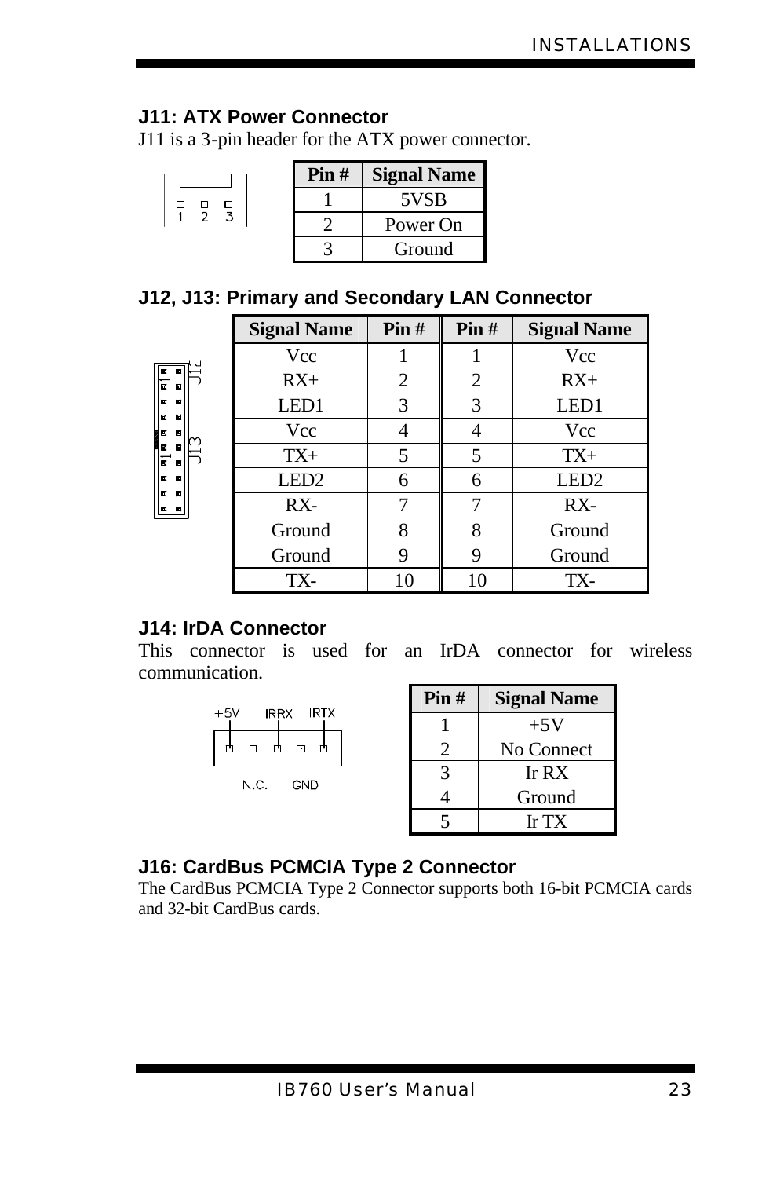### J11: ATX Power Connector

J11 is a 3-pin header for the ATX power connector.

| Pin # | Signal Name |
|---|---|
| 1 | 5VSB |
| 2 | Power On |
| 3 | Ground |

### J12, J13: Primary and Secondary LAN Connector

| Signal Name | Pin # | Pin # | Signal Name |
|---|---|---|---|
| Vcc | 1 | 1 | Vcc |
| RX+ | 2 | 2 | RX+ |
| LED1 | 3 | 3 | LED1 |
| Vcc | 4 | 4 | Vcc |
| TX+ | 5 | 5 | TX+ |
| LED2 | 6 | 6 | LED2 |
| RX- | 7 | 7 | RX- |
| Ground | 8 | 8 | Ground |
| Ground | 9 | 9 | Ground |
| TX- | 10 | 10 | TX- |

### J14: IrDA Connector

This connector is used for an IrDA connector for wireless communication.

| Pin # | Signal Name |
|---|---|
| 1 | +5V |
| 2 | No Connect |
| 3 | Ir RX |
| 4 | Ground |
| 5 | Ir TX |

### J16: CardBus PCMCIA Type 2 Connector

The CardBus PCMCIA Type 2 Connector supports both 16-bit PCMCIA cards and 32-bit CardBus cards.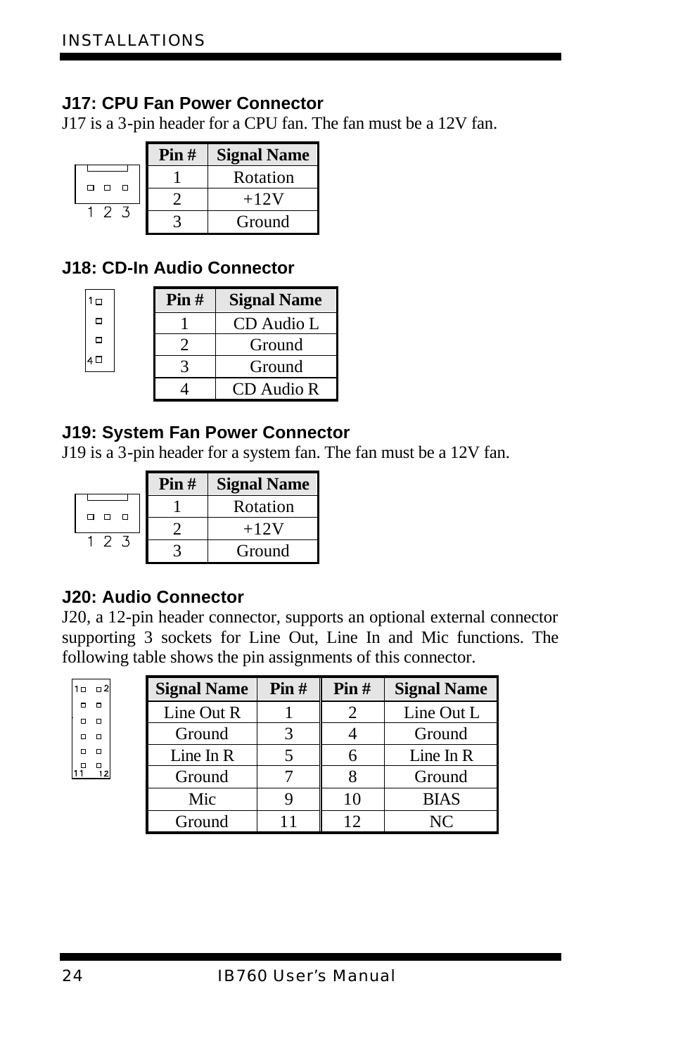### J17: CPU Fan Power Connector

J17 is a 3-pin header for a CPU fan. The fan must be a 12V fan.

| Pin # | Signal Name |
|---|---|
| 1 | Rotation |
| 2 | +12V |
| 3 | Ground |

### J18: CD-In Audio Connector

| Pin # | Signal Name |
|---|---|
| 1 | CD Audio L |
| 2 | Ground |
| 3 | Ground |
| 4 | CD Audio R |

### J19: System Fan Power Connector

J19 is a 3-pin header for a system fan. The fan must be a 12V fan.

| Pin # | Signal Name |
|---|---|
| 1 | Rotation |
| 2 | +12V |
| 3 | Ground |

### J20: Audio Connector

J20, a 12-pin header connector, supports an optional external connector supporting 3 sockets for Line Out, Line In and Mic functions. The following table shows the pin assignments of this connector.

| Signal Name | Pin # | Pin # | Signal Name |
|---|---|---|---|
| Line Out R | 1 | 2 | Line Out L |
| Ground | 3 | 4 | Ground |
| Line In R | 5 | 6 | Line In R |
| Ground | 7 | 8 | Ground |
| Mic | 9 | 10 | BIAS |
| Ground | 11 | 12 | NC |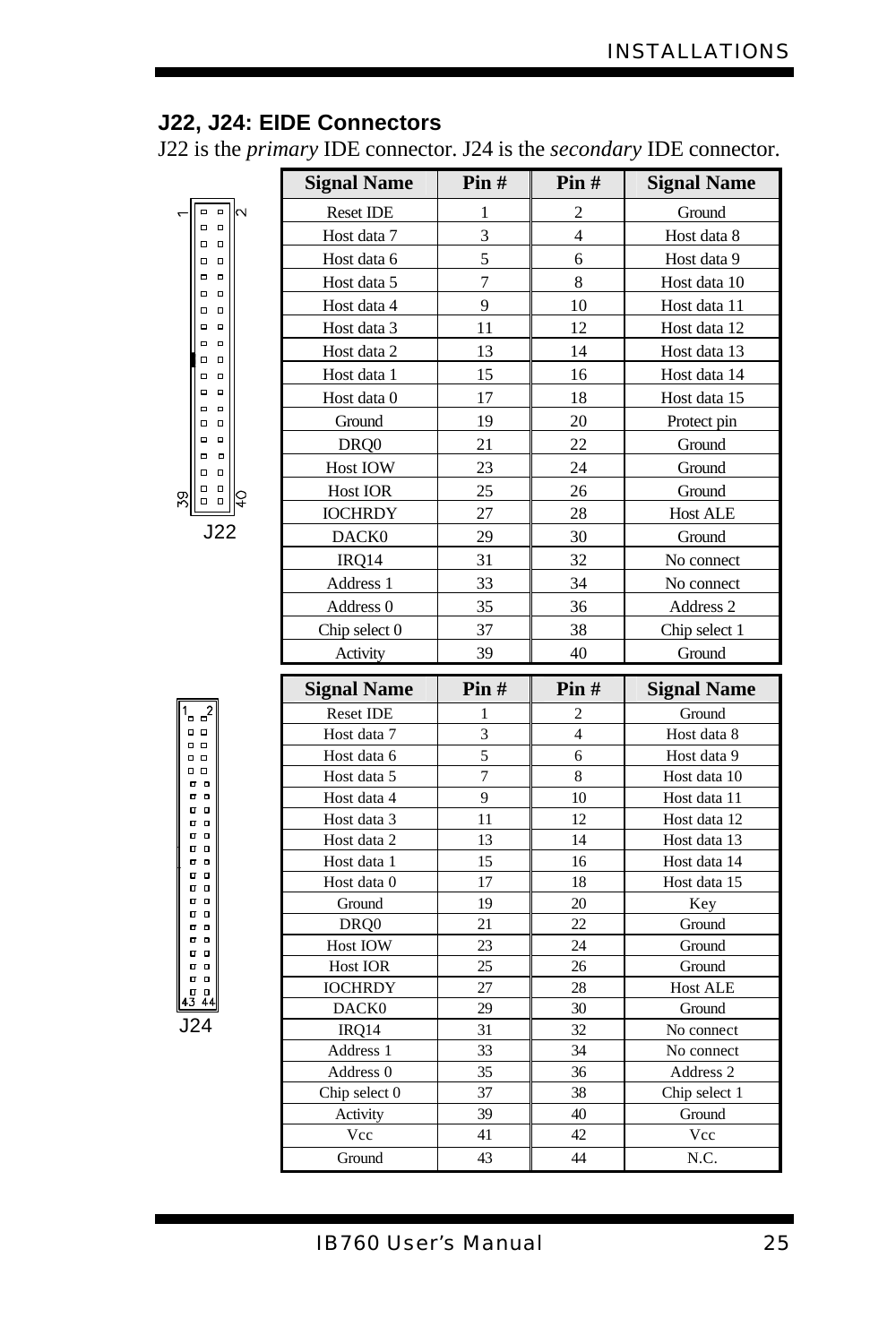### J22, J24: EIDE Connectors

J22 is the *primary* IDE connector. J24 is the *secondary* IDE connector.

J22

| Signal Name | Pin # | Pin # | Signal Name |
|---|---|---|---|
| Reset IDE | 1 | 2 | Ground |
| Host data 7 | 3 | 4 | Host data 8 |
| Host data 6 | 5 | 6 | Host data 9 |
| Host data 5 | 7 | 8 | Host data 10 |
| Host data 4 | 9 | 10 | Host data 11 |
| Host data 3 | 11 | 12 | Host data 12 |
| Host data 2 | 13 | 14 | Host data 13 |
| Host data 1 | 15 | 16 | Host data 14 |
| Host data 0 | 17 | 18 | Host data 15 |
| Ground | 19 | 20 | Protect pin |
| DRQ0 | 21 | 22 | Ground |
| Host IOW | 23 | 24 | Ground |
| Host IOR | 25 | 26 | Ground |
| IOCHRDY | 27 | 28 | Host ALE |
| DACK0 | 29 | 30 | Ground |
| IRQ14 | 31 | 32 | No connect |
| Address 1 | 33 | 34 | No connect |
| Address 0 | 35 | 36 | Address 2 |
| Chip select 0 | 37 | 38 | Chip select 1 |
| Activity | 39 | 40 | Ground |

J24

| Signal Name | Pin # | Pin # | Signal Name |
|---|---|---|---|
| Reset IDE | 1 | 2 | Ground |
| Host data 7 | 3 | 4 | Host data 8 |
| Host data 6 | 5 | 6 | Host data 9 |
| Host data 5 | 7 | 8 | Host data 10 |
| Host data 4 | 9 | 10 | Host data 11 |
| Host data 3 | 11 | 12 | Host data 12 |
| Host data 2 | 13 | 14 | Host data 13 |
| Host data 1 | 15 | 16 | Host data 14 |
| Host data 0 | 17 | 18 | Host data 15 |
| Ground | 19 | 20 | Key |
| DRQ0 | 21 | 22 | Ground |
| Host IOW | 23 | 24 | Ground |
| Host IOR | 25 | 26 | Ground |
| IOCHRDY | 27 | 28 | Host ALE |
| DACK0 | 29 | 30 | Ground |
| IRQ14 | 31 | 32 | No connect |
| Address 1 | 33 | 34 | No connect |
| Address 0 | 35 | 36 | Address 2 |
| Chip select 0 | 37 | 38 | Chip select 1 |
| Activity | 39 | 40 | Ground |
| Vcc | 41 | 42 | Vcc |
| Ground | 43 | 44 | N.C. |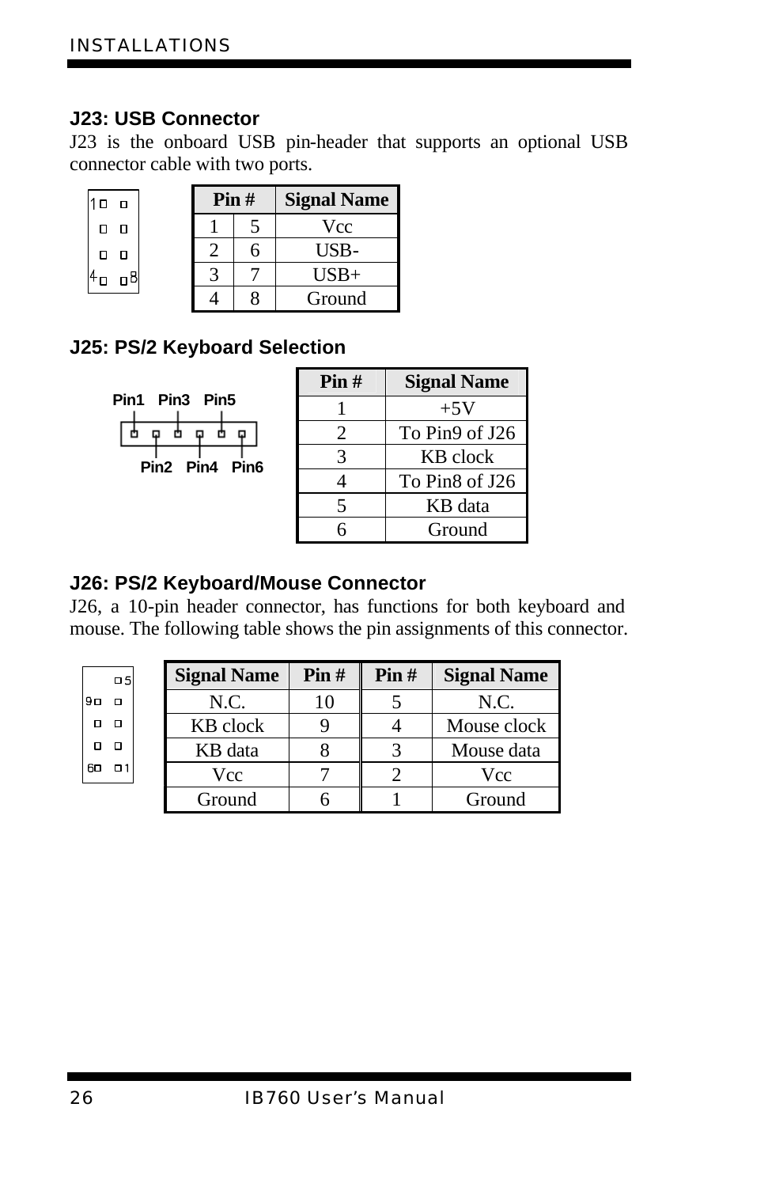### J23: USB Connector

J23 is the onboard USB pin-header that supports an optional USB connector cable with two ports.

| Pin # | | Signal Name |
|---|---|---|
| 1 | 5 | Vcc |
| 2 | 6 | USB- |
| 3 | 7 | USB+ |
| 4 | 8 | Ground |

### J25: PS/2 Keyboard Selection

| Pin # | Signal Name |
|---|---|
| 1 | +5V |
| 2 | To Pin9 of J26 |
| 3 | KB clock |
| 4 | To Pin8 of J26 |
| 5 | KB data |
| 6 | Ground |

### J26: PS/2 Keyboard/Mouse Connector

J26, a 10-pin header connector, has functions for both keyboard and mouse. The following table shows the pin assignments of this connector.

| Signal Name | Pin # | Pin # | Signal Name |
|---|---|---|---|
| N.C. | 10 | 5 | N.C. |
| KB clock | 9 | 4 | Mouse clock |
| KB data | 8 | 3 | Mouse data |
| Vcc | 7 | 2 | Vcc |
| Ground | 6 | 1 | Ground |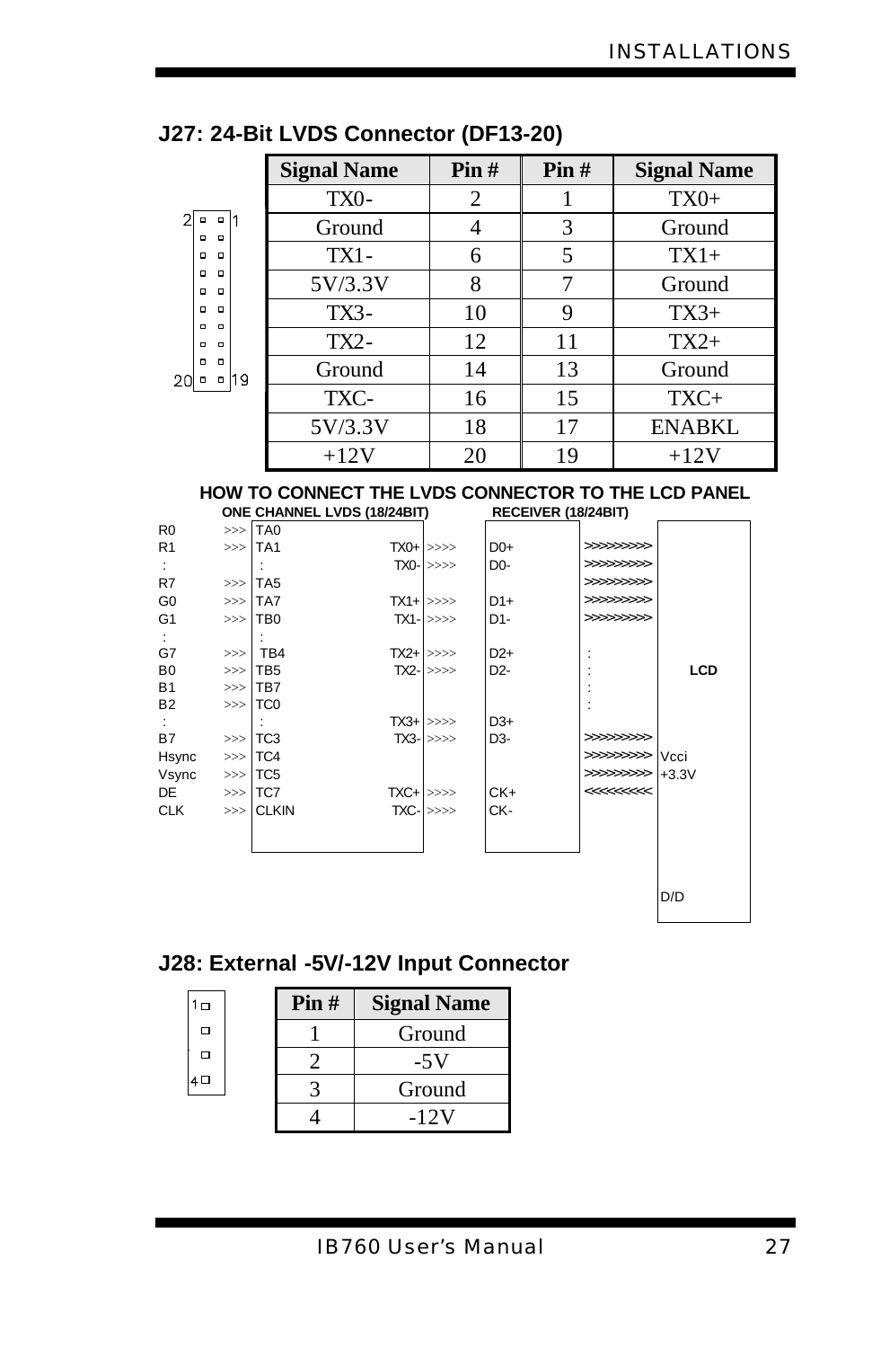## J27: 24-Bit LVDS Connector (DF13-20)

| Signal Name | Pin # | Pin # | Signal Name |
|---|---|---|---|
| TX0- | 2 | 1 | TX0+ |
| Ground | 4 | 3 | Ground |
| TX1- | 6 | 5 | TX1+ |
| 5V/3.3V | 8 | 7 | Ground |
| TX3- | 10 | 9 | TX3+ |
| TX2- | 12 | 11 | TX2+ |
| Ground | 14 | 13 | Ground |
| TXC- | 16 | 15 | TXC+ |
| 5V/3.3V | 18 | 17 | ENABKL |
| +12V | 20 | 19 | +12V |

### HOW TO CONNECT THE LVDS CONNECTOR TO THE LCD PANEL

```
                 ONE CHANNEL LVDS (18/24BIT)          RECEIVER (18/24BIT)
R0     >>>  TA0
R1     >>>  TA1          TX0+ >>>>    D0+       >>>>>>>>
 :           :           TX0- >>>>    D0-       >>>>>>>>
R7     >>>  TA5                                 >>>>>>>>
G0     >>>  TA7          TX1+ >>>>    D1+       >>>>>>>>
G1     >>>  TB0          TX1- >>>>    D1-       >>>>>>>>
 :           :
G7     >>>  TB4          TX2+ >>>>    D2+          :
B0     >>>  TB5          TX2- >>>>    D2-          :          LCD
B1     >>>  TB7                                    :
B2     >>>  TC0                                    :
 :           :           TX3+ >>>>    D3+
B7     >>>  TC3          TX3- >>>>    D3-       >>>>>>>>
Hsync  >>>  TC4                                 >>>>>>>>  Vcci
Vsync  >>>  TC5                                 >>>>>>>>  +3.3V
DE     >>>  TC7          TXC+ >>>>    CK+       <<<<<<<<
CLK    >>>  CLKIN        TXC- >>>>    CK-

                                                           D/D
```

## J28: External -5V/-12V Input Connector

| Pin # | Signal Name |
|---|---|
| 1 | Ground |
| 2 | -5V |
| 3 | Ground |
| 4 | -12V |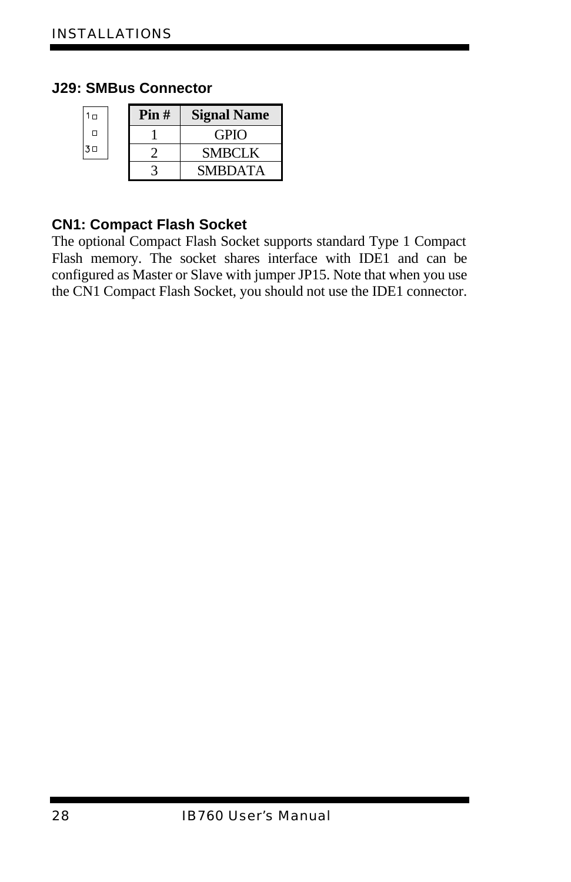### J29: SMBus Connector

| Pin # | Signal Name |
|---|---|
| 1 | GPIO |
| 2 | SMBCLK |
| 3 | SMBDATA |

### CN1: Compact Flash Socket

The optional Compact Flash Socket supports standard Type 1 Compact Flash memory. The socket shares interface with IDE1 and can be configured as Master or Slave with jumper JP15. Note that when you use the CN1 Compact Flash Socket, you should not use the IDE1 connector.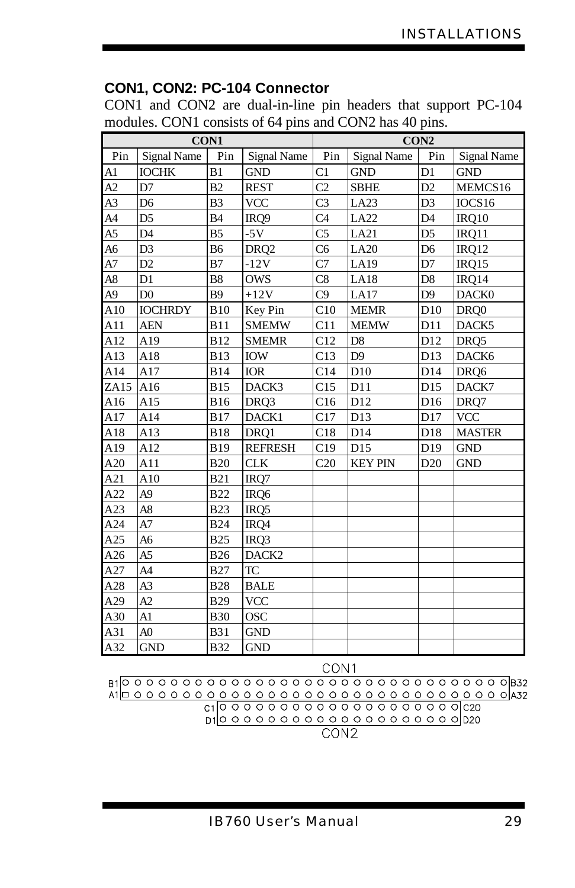### CON1, CON2: PC-104 Connector

CON1 and CON2 are dual-in-line pin headers that support PC-104 modules. CON1 consists of 64 pins and CON2 has 40 pins.

| CON1 | | | | CON2 | | | |
|---|---|---|---|---|---|---|---|
| Pin | Signal Name | Pin | Signal Name | Pin | Signal Name | Pin | Signal Name |
| A1 | IOCHK | B1 | GND | C1 | GND | D1 | GND |
| A2 | D7 | B2 | REST | C2 | SBHE | D2 | MEMCS16 |
| A3 | D6 | B3 | VCC | C3 | LA23 | D3 | IOCS16 |
| A4 | D5 | B4 | IRQ9 | C4 | LA22 | D4 | IRQ10 |
| A5 | D4 | B5 | -5V | C5 | LA21 | D5 | IRQ11 |
| A6 | D3 | B6 | DRQ2 | C6 | LA20 | D6 | IRQ12 |
| A7 | D2 | B7 | -12V | C7 | LA19 | D7 | IRQ15 |
| A8 | D1 | B8 | OWS | C8 | LA18 | D8 | IRQ14 |
| A9 | D0 | B9 | +12V | C9 | LA17 | D9 | DACK0 |
| A10 | IOCHRDY | B10 | Key Pin | C10 | MEMR | D10 | DRQ0 |
| A11 | AEN | B11 | SMEMW | C11 | MEMW | D11 | DACK5 |
| A12 | A19 | B12 | SMEMR | C12 | D8 | D12 | DRQ5 |
| A13 | A18 | B13 | IOW | C13 | D9 | D13 | DACK6 |
| A14 | A17 | B14 | IOR | C14 | D10 | D14 | DRQ6 |
| ZA15 | A16 | B15 | DACK3 | C15 | D11 | D15 | DACK7 |
| A16 | A15 | B16 | DRQ3 | C16 | D12 | D16 | DRQ7 |
| A17 | A14 | B17 | DACK1 | C17 | D13 | D17 | VCC |
| A18 | A13 | B18 | DRQ1 | C18 | D14 | D18 | MASTER |
| A19 | A12 | B19 | REFRESH | C19 | D15 | D19 | GND |
| A20 | A11 | B20 | CLK | C20 | KEY PIN | D20 | GND |
| A21 | A10 | B21 | IRQ7 | | | | |
| A22 | A9 | B22 | IRQ6 | | | | |
| A23 | A8 | B23 | IRQ5 | | | | |
| A24 | A7 | B24 | IRQ4 | | | | |
| A25 | A6 | B25 | IRQ3 | | | | |
| A26 | A5 | B26 | DACK2 | | | | |
| A27 | A4 | B27 | TC | | | | |
| A28 | A3 | B28 | BALE | | | | |
| A29 | A2 | B29 | VCC | | | | |
| A30 | A1 | B30 | OSC | | | | |
| A31 | A0 | B31 | GND | | | | |
| A32 | GND | B32 | GND | | | | |

CON1

B1 ... B32
A1 ... A32

C1 ... C20
D1 ... D20

CON2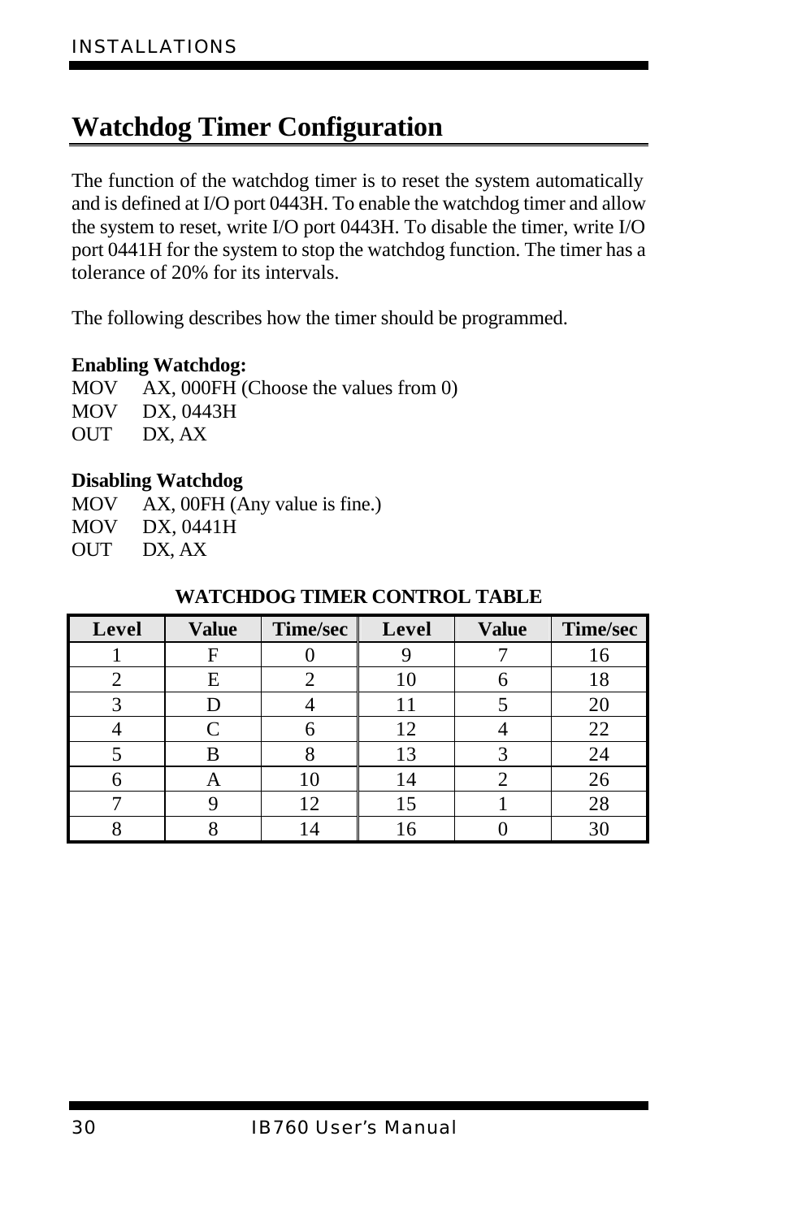## Watchdog Timer Configuration

The function of the watchdog timer is to reset the system automatically and is defined at I/O port 0443H. To enable the watchdog timer and allow the system to reset, write I/O port 0443H. To disable the timer, write I/O port 0441H for the system to stop the watchdog function. The timer has a tolerance of 20% for its intervals.

The following describes how the timer should be programmed.

**Enabling Watchdog:**

```
MOV     AX, 000FH (Choose the values from 0)
MOV     DX, 0443H
OUT     DX, AX
```

**Disabling Watchdog**

```
MOV     AX, 00FH (Any value is fine.)
MOV     DX, 0441H
OUT     DX, AX
```

**WATCHDOG TIMER CONTROL TABLE**

| Level | Value | Time/sec | Level | Value | Time/sec |
|---|---|---|---|---|---|
| 1 | F | 0 | 9 | 7 | 16 |
| 2 | E | 2 | 10 | 6 | 18 |
| 3 | D | 4 | 11 | 5 | 20 |
| 4 | C | 6 | 12 | 4 | 22 |
| 5 | B | 8 | 13 | 3 | 24 |
| 6 | A | 10 | 14 | 2 | 26 |
| 7 | 9 | 12 | 15 | 1 | 28 |
| 8 | 8 | 14 | 16 | 0 | 30 |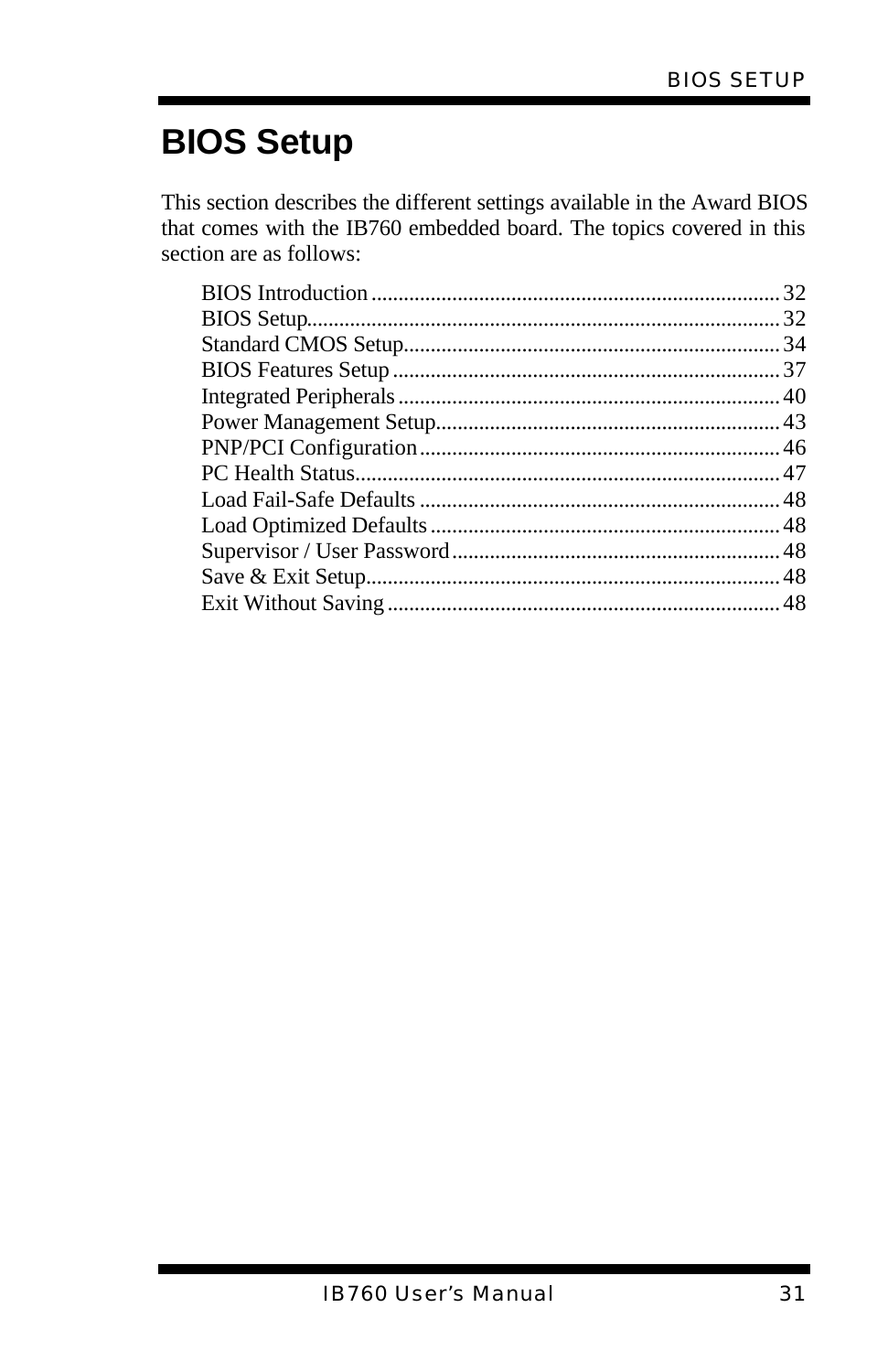# BIOS Setup

This section describes the different settings available in the Award BIOS that comes with the IB760 embedded board. The topics covered in this section are as follows:

BIOS Introduction .......................................................................... 32
BIOS Setup...................................................................................... 32
Standard CMOS Setup.................................................................... 34
BIOS Features Setup ...................................................................... 37
Integrated Peripherals ..................................................................... 40
Power Management Setup.............................................................. 43
PNP/PCI Configuration ................................................................. 46
PC Health Status............................................................................. 47
Load Fail-Safe Defaults ................................................................. 48
Load Optimized Defaults ............................................................... 48
Supervisor / User Password ........................................................... 48
Save & Exit Setup........................................................................... 48
Exit Without Saving ....................................................................... 48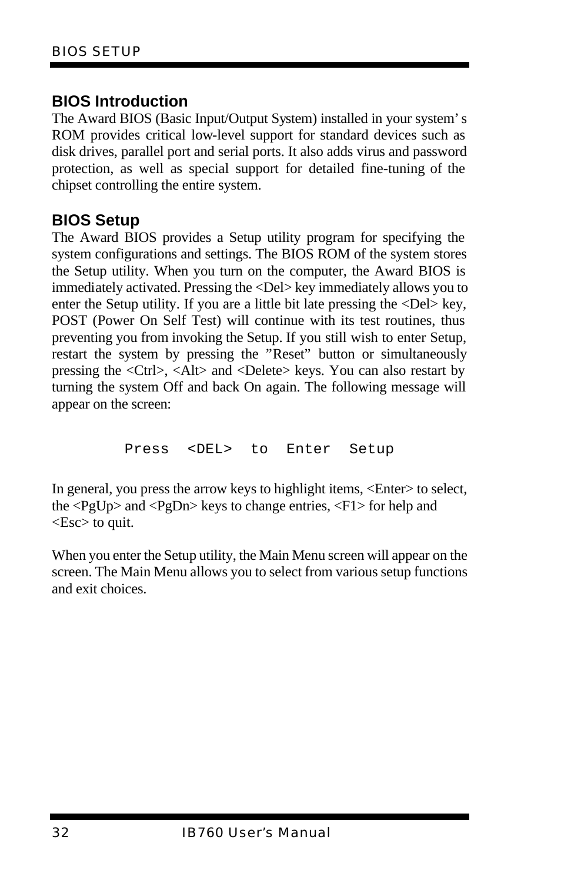## BIOS Introduction

The Award BIOS (Basic Input/Output System) installed in your system' s ROM provides critical low-level support for standard devices such as disk drives, parallel port and serial ports. It also adds virus and password protection, as well as special support for detailed fine-tuning of the chipset controlling the entire system.

## BIOS Setup

The Award BIOS provides a Setup utility program for specifying the system configurations and settings. The BIOS ROM of the system stores the Setup utility. When you turn on the computer, the Award BIOS is immediately activated. Pressing the <Del> key immediately allows you to enter the Setup utility. If you are a little bit late pressing the <Del> key, POST (Power On Self Test) will continue with its test routines, thus preventing you from invoking the Setup. If you still wish to enter Setup, restart the system by pressing the "Reset" button or simultaneously pressing the <Ctrl>, <Alt> and <Delete> keys. You can also restart by turning the system Off and back On again. The following message will appear on the screen:

```
Press  <DEL>  to  Enter  Setup
```

In general, you press the arrow keys to highlight items, <Enter> to select, the <PgUp> and <PgDn> keys to change entries, <F1> for help and <Esc> to quit.

When you enter the Setup utility, the Main Menu screen will appear on the screen. The Main Menu allows you to select from various setup functions and exit choices.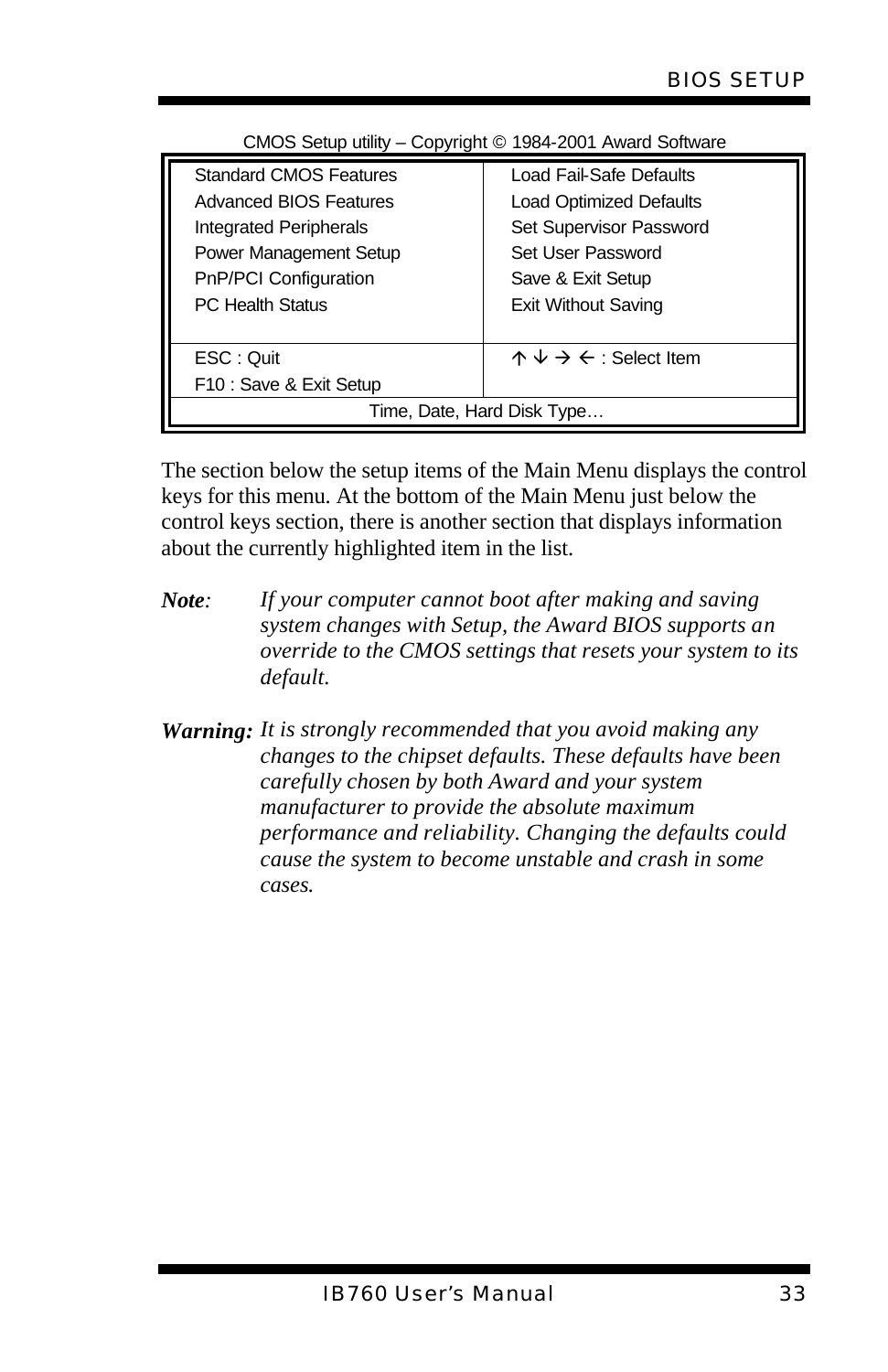CMOS Setup utility – Copyright © 1984-2001 Award Software

| | |
|---|---|
| Standard CMOS Features<br>Advanced BIOS Features<br>Integrated Peripherals<br>Power Management Setup<br>PnP/PCI Configuration<br>PC Health Status | Load Fail-Safe Defaults<br>Load Optimized Defaults<br>Set Supervisor Password<br>Set User Password<br>Save & Exit Setup<br>Exit Without Saving |
| ESC : Quit<br>F10 : Save & Exit Setup | ↑ ↓ → ← : Select Item |
| Time, Date, Hard Disk Type… | |

The section below the setup items of the Main Menu displays the control keys for this menu. At the bottom of the Main Menu just below the control keys section, there is another section that displays information about the currently highlighted item in the list.

***Note**: If your computer cannot boot after making and saving system changes with Setup, the Award BIOS supports an override to the CMOS settings that resets your system to its default.*

***Warning:** It is strongly recommended that you avoid making any changes to the chipset defaults. These defaults have been carefully chosen by both Award and your system manufacturer to provide the absolute maximum performance and reliability. Changing the defaults could cause the system to become unstable and crash in some cases.*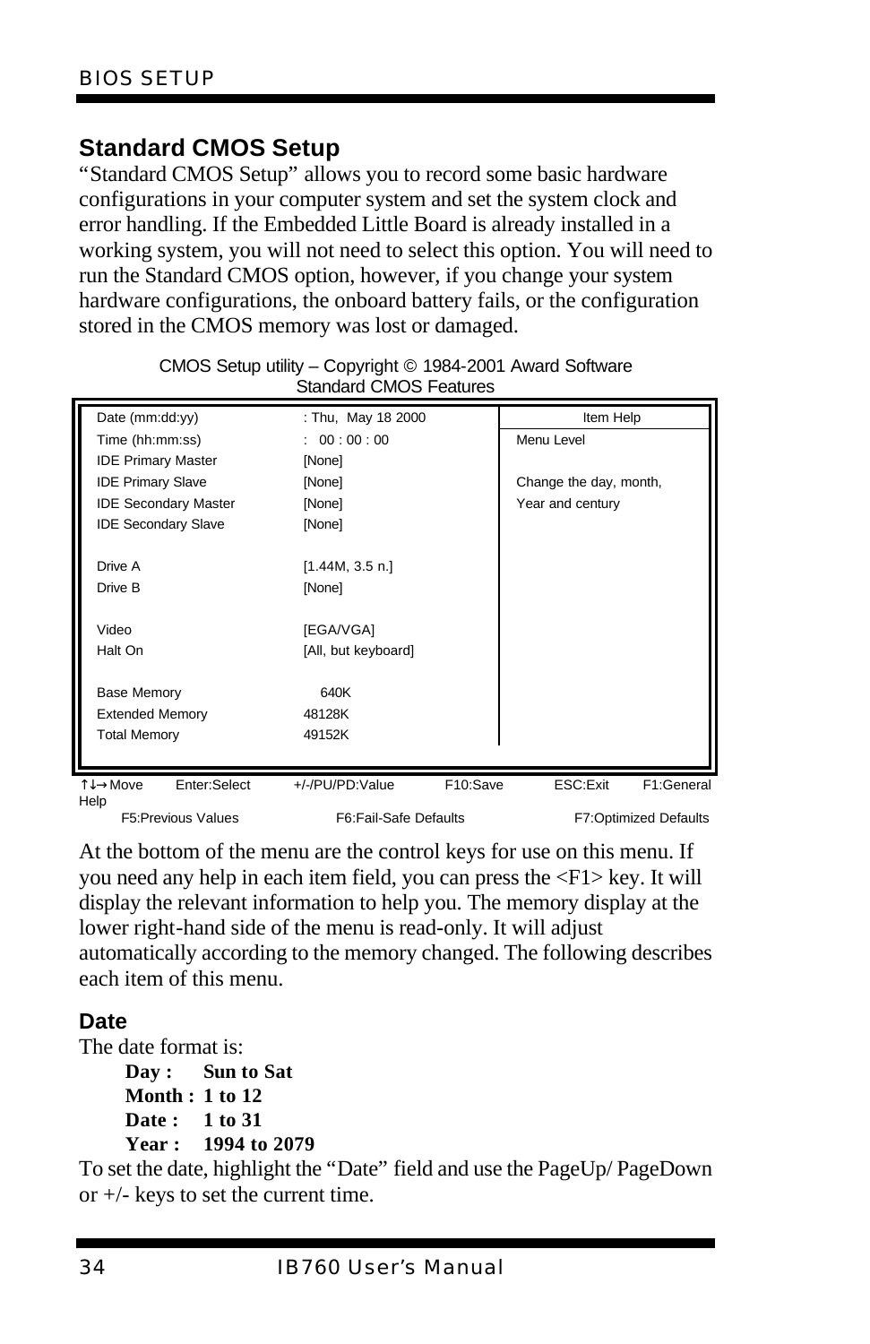## Standard CMOS Setup

"Standard CMOS Setup" allows you to record some basic hardware configurations in your computer system and set the system clock and error handling. If the Embedded Little Board is already installed in a working system, you will not need to select this option. You will need to run the Standard CMOS option, however, if you change your system hardware configurations, the onboard battery fails, or the configuration stored in the CMOS memory was lost or damaged.

CMOS Setup utility – Copyright © 1984-2001 Award Software
Standard CMOS Features

| | | Item Help |
|---|---|---|
| Date (mm:dd:yy) | : Thu, May 18 2000 | Menu Level |
| Time (hh:mm:ss) | : 00 : 00 : 00 | |
| IDE Primary Master | [None] | Change the day, month, |
| IDE Primary Slave | [None] | Year and century |
| IDE Secondary Master | [None] | |
| IDE Secondary Slave | [None] | |
| Drive A | [1.44M, 3.5 n.] | |
| Drive B | [None] | |
| Video | [EGA/VGA] | |
| Halt On | [All, but keyboard] | |
| Base Memory | 640K | |
| Extended Memory | 48128K | |
| Total Memory | 49152K | |

↑↓→ Move Enter:Select +/-/PU/PD:Value F10:Save ESC:Exit F1:General Help
F5:Previous Values F6:Fail-Safe Defaults F7:Optimized Defaults

At the bottom of the menu are the control keys for use on this menu. If you need any help in each item field, you can press the <F1> key. It will display the relevant information to help you. The memory display at the lower right-hand side of the menu is read-only. It will adjust automatically according to the memory changed. The following describes each item of this menu.

### Date

The date format is:

**Day : Sun to Sat**
**Month : 1 to 12**
**Date : 1 to 31**
**Year : 1994 to 2079**

To set the date, highlight the "Date" field and use the PageUp/ PageDown or +/- keys to set the current time.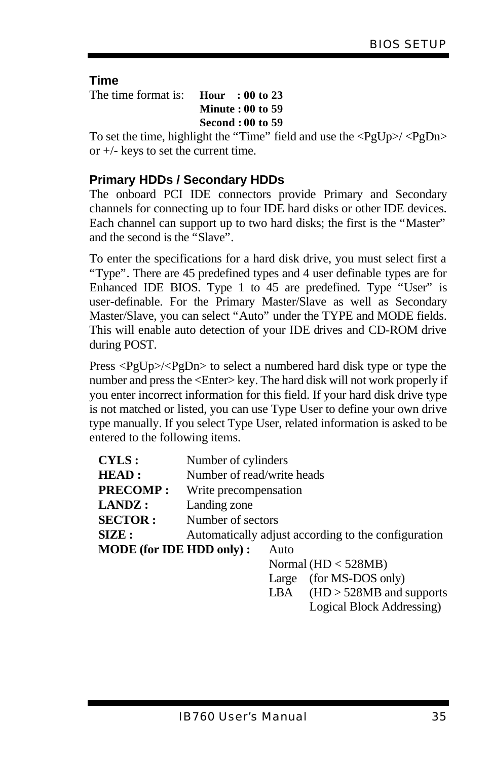### Time

The time format is: **Hour : 00 to 23**
**Minute : 00 to 59**
**Second : 00 to 59**

To set the time, highlight the "Time" field and use the <PgUp>/ <PgDn> or +/- keys to set the current time.

### Primary HDDs / Secondary HDDs

The onboard PCI IDE connectors provide Primary and Secondary channels for connecting up to four IDE hard disks or other IDE devices. Each channel can support up to two hard disks; the first is the "Master" and the second is the "Slave".

To enter the specifications for a hard disk drive, you must select first a "Type". There are 45 predefined types and 4 user definable types are for Enhanced IDE BIOS. Type 1 to 45 are predefined. Type "User" is user-definable. For the Primary Master/Slave as well as Secondary Master/Slave, you can select "Auto" under the TYPE and MODE fields. This will enable auto detection of your IDE drives and CD-ROM drive during POST.

Press <PgUp>/<PgDn> to select a numbered hard disk type or type the number and press the <Enter> key. The hard disk will not work properly if you enter incorrect information for this field. If your hard disk drive type is not matched or listed, you can use Type User to define your own drive type manually. If you select Type User, related information is asked to be entered to the following items.

**CYLS :** Number of cylinders
**HEAD :** Number of read/write heads
**PRECOMP :** Write precompensation
**LANDZ :** Landing zone
**SECTOR :** Number of sectors
**SIZE :** Automatically adjust according to the configuration
**MODE (for IDE HDD only) :**
- Auto
- Normal (HD < 528MB)
- Large (for MS-DOS only)
- LBA (HD > 528MB and supports Logical Block Addressing)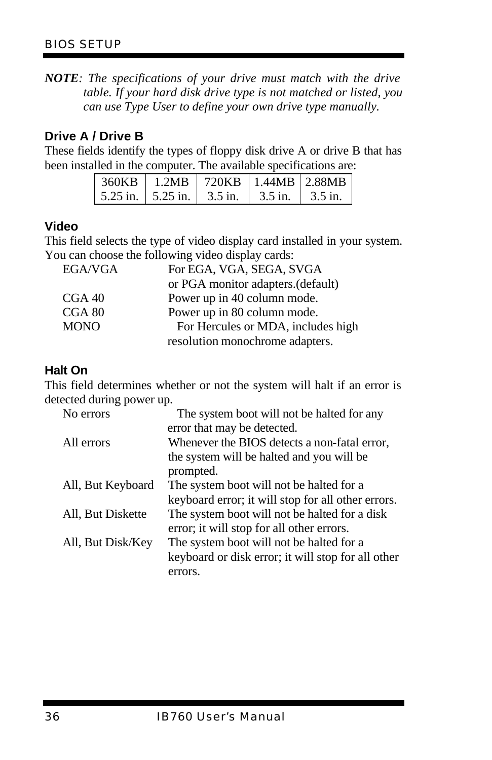***NOTE****: The specifications of your drive must match with the drive table. If your hard disk drive type is not matched or listed, you can use Type User to define your own drive type manually.*

### Drive A / Drive B

These fields identify the types of floppy disk drive A or drive B that has been installed in the computer. The available specifications are:

| 360KB | 1.2MB | 720KB | 1.44MB | 2.88MB |
|---|---|---|---|---|
| 5.25 in. | 5.25 in. | 3.5 in. | 3.5 in. | 3.5 in. |

### Video

This field selects the type of video display card installed in your system. You can choose the following video display cards:

| | |
|---|---|
| EGA/VGA | For EGA, VGA, SEGA, SVGA or PGA monitor adapters.(default) |
| CGA 40 | Power up in 40 column mode. |
| CGA 80 | Power up in 80 column mode. |
| MONO | For Hercules or MDA, includes high resolution monochrome adapters. |

### Halt On

This field determines whether or not the system will halt if an error is detected during power up.

| | |
|---|---|
| No errors | The system boot will not be halted for any error that may be detected. |
| All errors | Whenever the BIOS detects a non-fatal error, the system will be halted and you will be prompted. |
| All, But Keyboard | The system boot will not be halted for a keyboard error; it will stop for all other errors. |
| All, But Diskette | The system boot will not be halted for a disk error; it will stop for all other errors. |
| All, But Disk/Key | The system boot will not be halted for a keyboard or disk error; it will stop for all other errors. |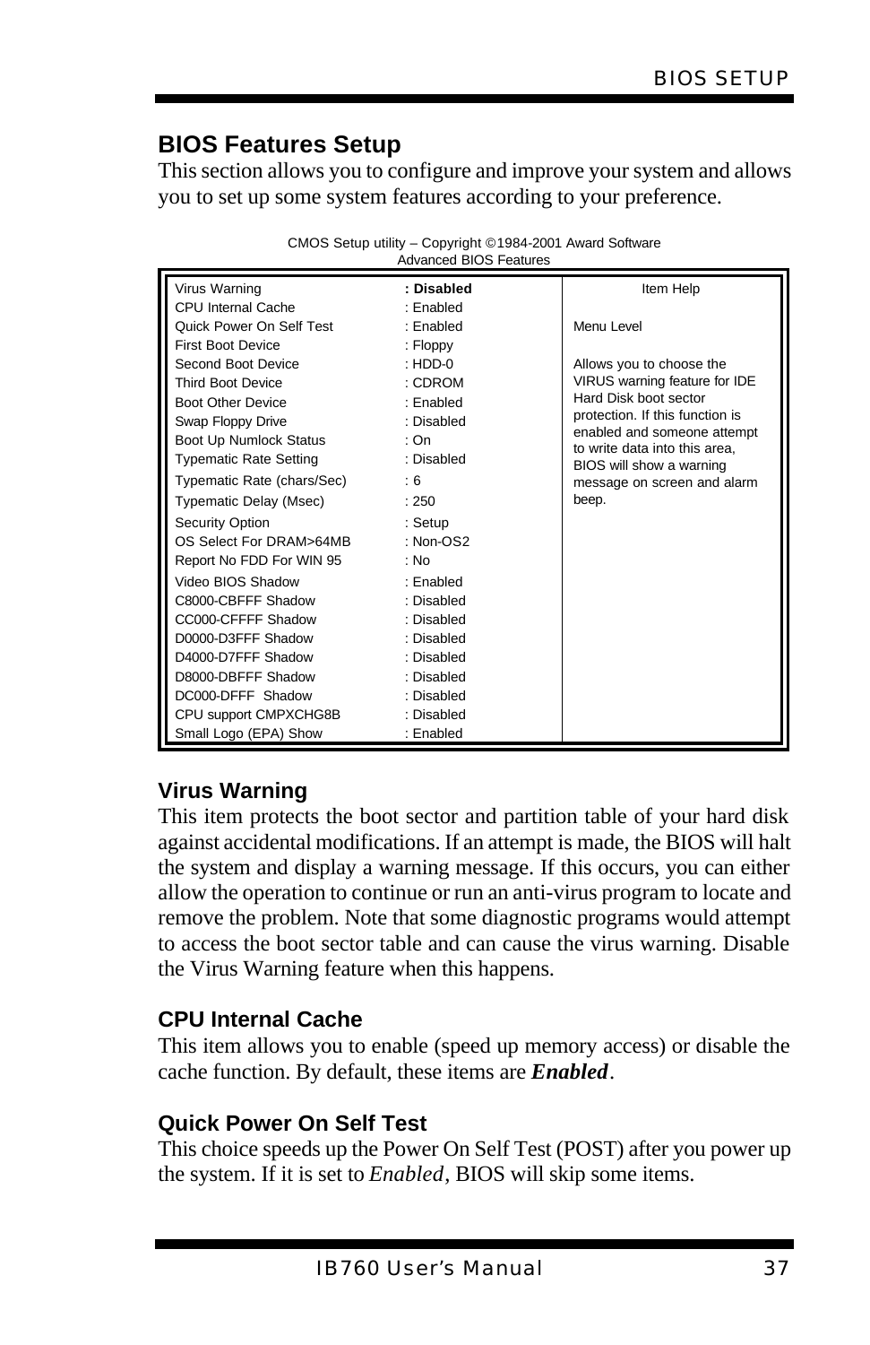## BIOS Features Setup

This section allows you to configure and improve your system and allows you to set up some system features according to your preference.

CMOS Setup utility – Copyright ©1984-2001 Award Software
Advanced BIOS Features

| Setting | Value | Item Help |
|---|---|---|
| Virus Warning | **: Disabled** | Menu Level<br><br>Allows you to choose the VIRUS warning feature for IDE Hard Disk boot sector protection. If this function is enabled and someone attempt to write data into this area, BIOS will show a warning message on screen and alarm beep. |
| CPU Internal Cache | : Enabled | |
| Quick Power On Self Test | : Enabled | |
| First Boot Device | : Floppy | |
| Second Boot Device | : HDD-0 | |
| Third Boot Device | : CDROM | |
| Boot Other Device | : Enabled | |
| Swap Floppy Drive | : Disabled | |
| Boot Up Numlock Status | : On | |
| Typematic Rate Setting | : Disabled | |
| Typematic Rate (chars/Sec) | : 6 | |
| Typematic Delay (Msec) | : 250 | |
| Security Option | : Setup | |
| OS Select For DRAM>64MB | : Non-OS2 | |
| Report No FDD For WIN 95 | : No | |
| Video BIOS Shadow | : Enabled | |
| C8000-CBFFF Shadow | : Disabled | |
| CC000-CFFFF Shadow | : Disabled | |
| D0000-D3FFF Shadow | : Disabled | |
| D4000-D7FFF Shadow | : Disabled | |
| D8000-DBFFF Shadow | : Disabled | |
| DC000-DFFF Shadow | : Disabled | |
| CPU support CMPXCHG8B | : Disabled | |
| Small Logo (EPA) Show | : Enabled | |

### Virus Warning

This item protects the boot sector and partition table of your hard disk against accidental modifications. If an attempt is made, the BIOS will halt the system and display a warning message. If this occurs, you can either allow the operation to continue or run an anti-virus program to locate and remove the problem. Note that some diagnostic programs would attempt to access the boot sector table and can cause the virus warning. Disable the Virus Warning feature when this happens.

### CPU Internal Cache

This item allows you to enable (speed up memory access) or disable the cache function. By default, these items are ***Enabled***.

### Quick Power On Self Test

This choice speeds up the Power On Self Test (POST) after you power up the system. If it is set to *Enabled*, BIOS will skip some items.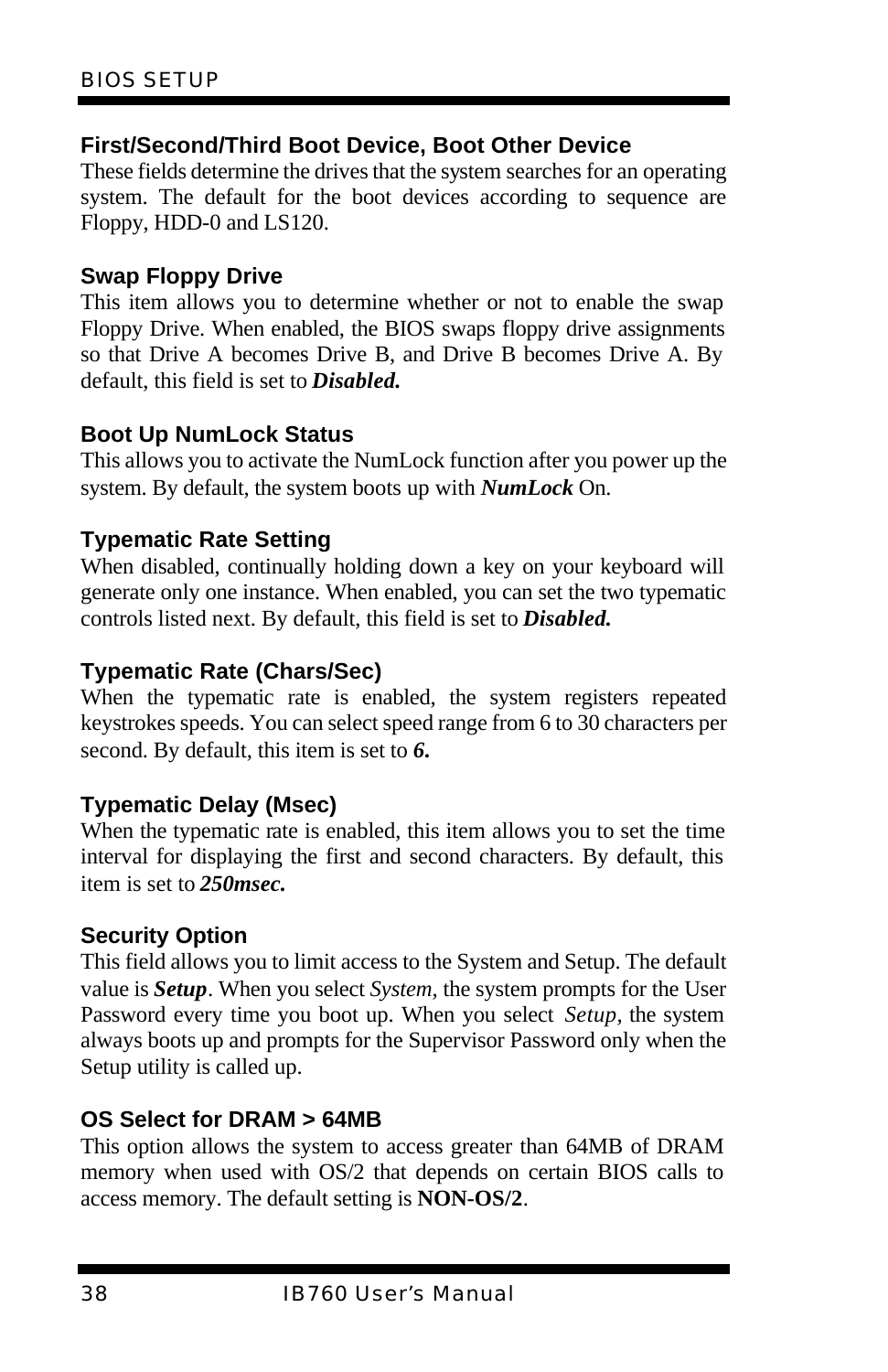### First/Second/Third Boot Device, Boot Other Device

These fields determine the drives that the system searches for an operating system. The default for the boot devices according to sequence are Floppy, HDD-0 and LS120.

### Swap Floppy Drive

This item allows you to determine whether or not to enable the swap Floppy Drive. When enabled, the BIOS swaps floppy drive assignments so that Drive A becomes Drive B, and Drive B becomes Drive A. By default, this field is set to ***Disabled.***

### Boot Up NumLock Status

This allows you to activate the NumLock function after you power up the system. By default, the system boots up with ***NumLock*** On.

### Typematic Rate Setting

When disabled, continually holding down a key on your keyboard will generate only one instance. When enabled, you can set the two typematic controls listed next. By default, this field is set to ***Disabled.***

### Typematic Rate (Chars/Sec)

When the typematic rate is enabled, the system registers repeated keystrokes speeds. You can select speed range from 6 to 30 characters per second. By default, this item is set to ***6.***

### Typematic Delay (Msec)

When the typematic rate is enabled, this item allows you to set the time interval for displaying the first and second characters. By default, this item is set to ***250msec.***

### Security Option

This field allows you to limit access to the System and Setup. The default value is ***Setup***. When you select *System*, the system prompts for the User Password every time you boot up. When you select *Setup*, the system always boots up and prompts for the Supervisor Password only when the Setup utility is called up.

### OS Select for DRAM > 64MB

This option allows the system to access greater than 64MB of DRAM memory when used with OS/2 that depends on certain BIOS calls to access memory. The default setting is **NON-OS/2**.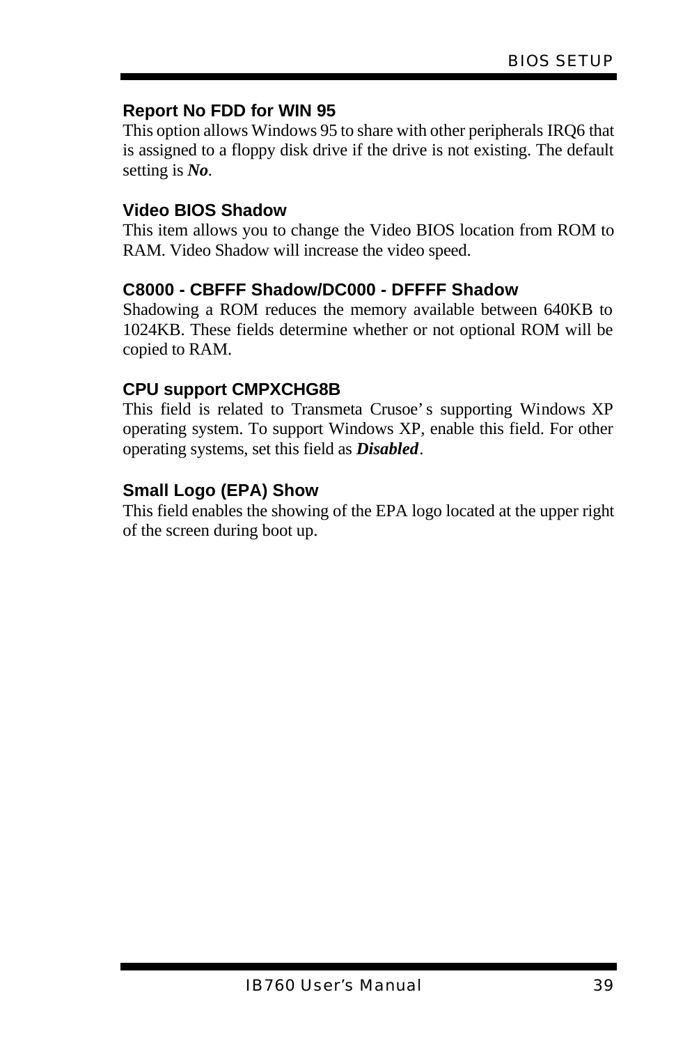### Report No FDD for WIN 95

This option allows Windows 95 to share with other peripherals IRQ6 that is assigned to a floppy disk drive if the drive is not existing. The default setting is ***No***.

### Video BIOS Shadow

This item allows you to change the Video BIOS location from ROM to RAM. Video Shadow will increase the video speed.

### C8000 - CBFFF Shadow/DC000 - DFFFF Shadow

Shadowing a ROM reduces the memory available between 640KB to 1024KB. These fields determine whether or not optional ROM will be copied to RAM.

### CPU support CMPXCHG8B

This field is related to Transmeta Crusoe's supporting Windows XP operating system. To support Windows XP, enable this field. For other operating systems, set this field as ***Disabled***.

### Small Logo (EPA) Show

This field enables the showing of the EPA logo located at the upper right of the screen during boot up.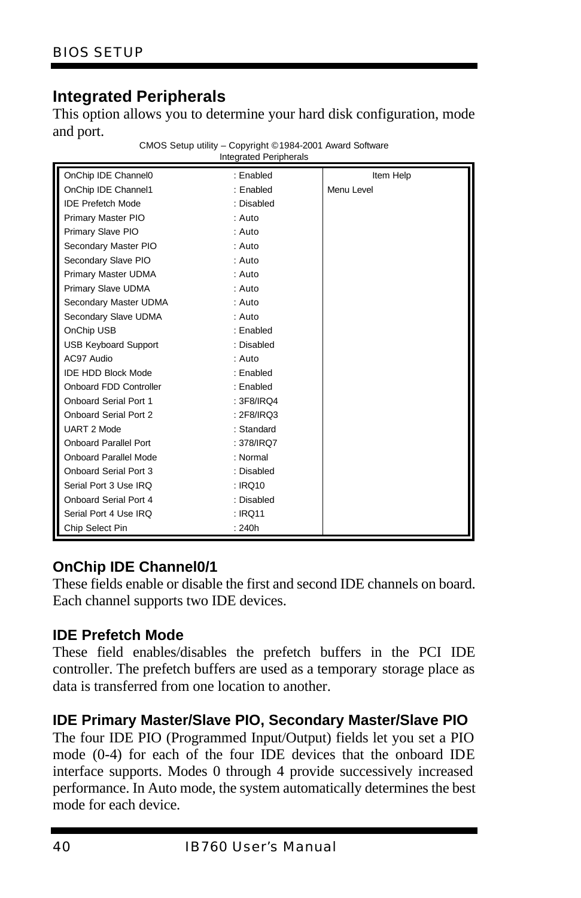## Integrated Peripherals

This option allows you to determine your hard disk configuration, mode and port.

CMOS Setup utility – Copyright ©1984-2001 Award Software
Integrated Peripherals

| Setting | Value | Item Help |
|---|---|---|
| OnChip IDE Channel0 | : Enabled | Item Help |
| OnChip IDE Channel1 | : Enabled | Menu Level |
| IDE Prefetch Mode | : Disabled | |
| Primary Master PIO | : Auto | |
| Primary Slave PIO | : Auto | |
| Secondary Master PIO | : Auto | |
| Secondary Slave PIO | : Auto | |
| Primary Master UDMA | : Auto | |
| Primary Slave UDMA | : Auto | |
| Secondary Master UDMA | : Auto | |
| Secondary Slave UDMA | : Auto | |
| OnChip USB | : Enabled | |
| USB Keyboard Support | : Disabled | |
| AC97 Audio | : Auto | |
| IDE HDD Block Mode | : Enabled | |
| Onboard FDD Controller | : Enabled | |
| Onboard Serial Port 1 | : 3F8/IRQ4 | |
| Onboard Serial Port 2 | : 2F8/IRQ3 | |
| UART 2 Mode | : Standard | |
| Onboard Parallel Port | : 378/IRQ7 | |
| Onboard Parallel Mode | : Normal | |
| Onboard Serial Port 3 | : Disabled | |
| Serial Port 3 Use IRQ | : IRQ10 | |
| Onboard Serial Port 4 | : Disabled | |
| Serial Port 4 Use IRQ | : IRQ11 | |
| Chip Select Pin | : 240h | |

### OnChip IDE Channel0/1

These fields enable or disable the first and second IDE channels on board. Each channel supports two IDE devices.

### IDE Prefetch Mode

These field enables/disables the prefetch buffers in the PCI IDE controller. The prefetch buffers are used as a temporary storage place as data is transferred from one location to another.

### IDE Primary Master/Slave PIO, Secondary Master/Slave PIO

The four IDE PIO (Programmed Input/Output) fields let you set a PIO mode (0-4) for each of the four IDE devices that the onboard IDE interface supports. Modes 0 through 4 provide successively increased performance. In Auto mode, the system automatically determines the best mode for each device.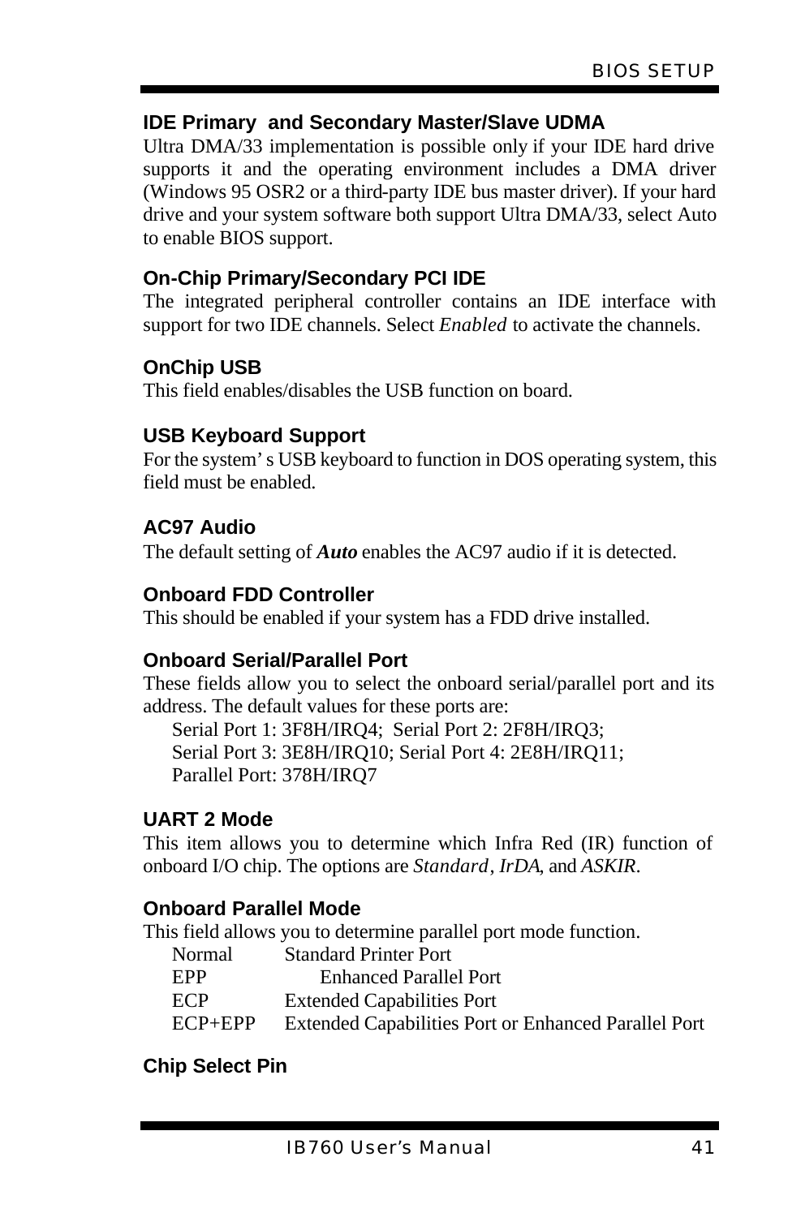### IDE Primary and Secondary Master/Slave UDMA

Ultra DMA/33 implementation is possible only if your IDE hard drive supports it and the operating environment includes a DMA driver (Windows 95 OSR2 or a third-party IDE bus master driver). If your hard drive and your system software both support Ultra DMA/33, select Auto to enable BIOS support.

### On-Chip Primary/Secondary PCI IDE

The integrated peripheral controller contains an IDE interface with support for two IDE channels. Select *Enabled* to activate the channels.

### OnChip USB

This field enables/disables the USB function on board.

### USB Keyboard Support

For the system's USB keyboard to function in DOS operating system, this field must be enabled.

### AC97 Audio

The default setting of ***Auto*** enables the AC97 audio if it is detected.

### Onboard FDD Controller

This should be enabled if your system has a FDD drive installed.

### Onboard Serial/Parallel Port

These fields allow you to select the onboard serial/parallel port and its address. The default values for these ports are:

Serial Port 1: 3F8H/IRQ4; Serial Port 2: 2F8H/IRQ3;
Serial Port 3: 3E8H/IRQ10; Serial Port 4: 2E8H/IRQ11;
Parallel Port: 378H/IRQ7

### UART 2 Mode

This item allows you to determine which Infra Red (IR) function of onboard I/O chip. The options are *Standard*, *IrDA*, and *ASKIR*.

### Onboard Parallel Mode

This field allows you to determine parallel port mode function.

| | |
|---|---|
| Normal | Standard Printer Port |
| EPP | Enhanced Parallel Port |
| ECP | Extended Capabilities Port |
| ECP+EPP | Extended Capabilities Port or Enhanced Parallel Port |

### Chip Select Pin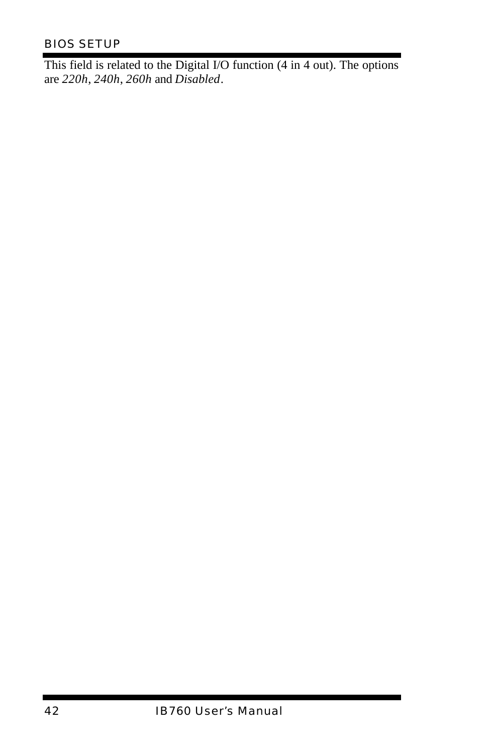This field is related to the Digital I/O function (4 in 4 out). The options are *220h*, *240h*, *260h* and *Disabled*.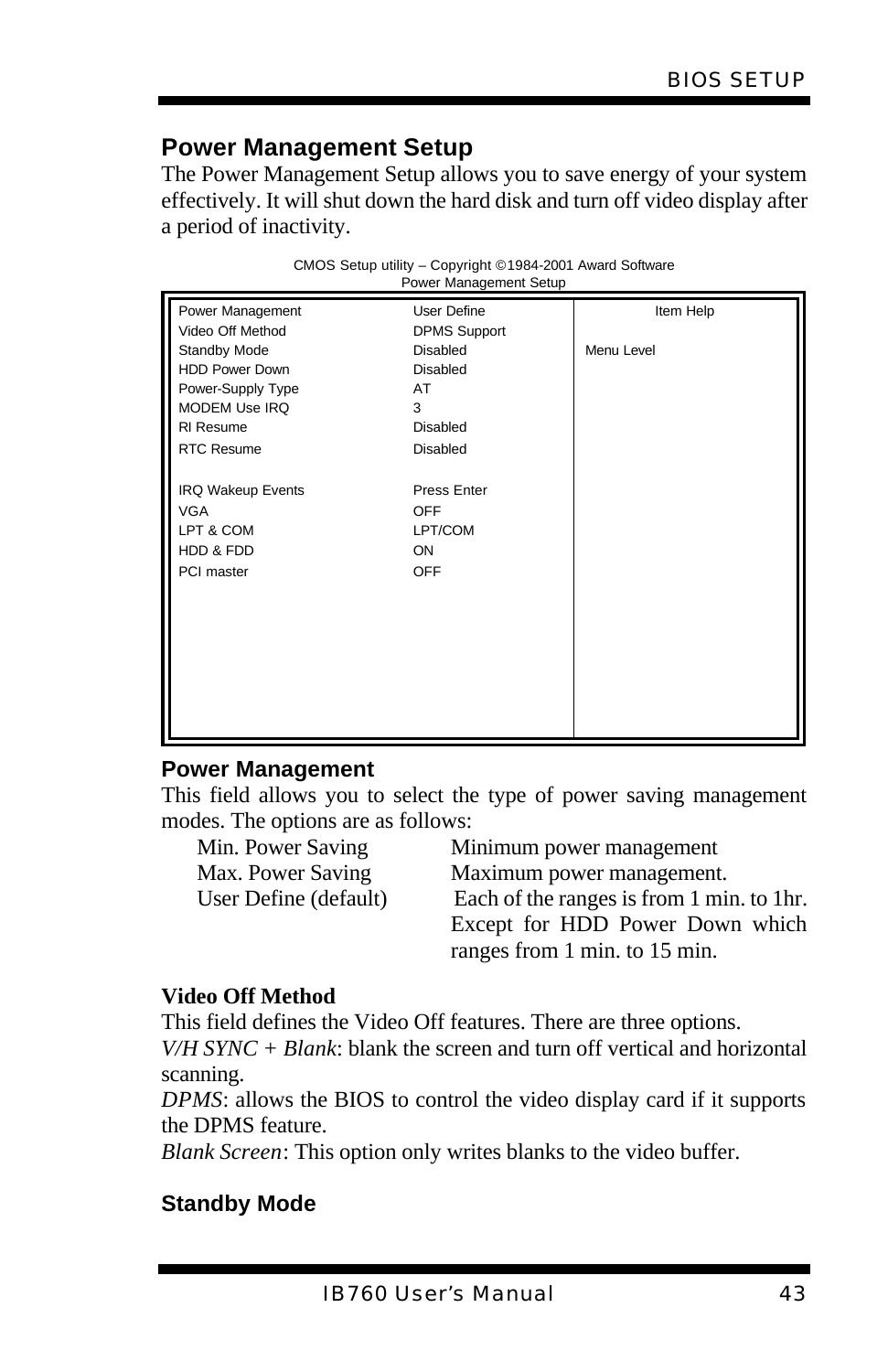## Power Management Setup

The Power Management Setup allows you to save energy of your system effectively. It will shut down the hard disk and turn off video display after a period of inactivity.

CMOS Setup utility – Copyright ©1984-2001 Award Software
Power Management Setup

| | | Item Help |
|---|---|---|
| Power Management | User Define | |
| Video Off Method | DPMS Support | |
| Standby Mode | Disabled | Menu Level |
| HDD Power Down | Disabled | |
| Power-Supply Type | AT | |
| MODEM Use IRQ | 3 | |
| RI Resume | Disabled | |
| RTC Resume | Disabled | |
| | | |
| IRQ Wakeup Events | Press Enter | |
| VGA | OFF | |
| LPT & COM | LPT/COM | |
| HDD & FDD | ON | |
| PCI master | OFF | |

### Power Management

This field allows you to select the type of power saving management modes. The options are as follows:

| | |
|---|---|
| Min. Power Saving | Minimum power management |
| Max. Power Saving | Maximum power management. |
| User Define (default) | Each of the ranges is from 1 min. to 1hr. Except for HDD Power Down which ranges from 1 min. to 15 min. |

### Video Off Method

This field defines the Video Off features. There are three options.

*V/H SYNC + Blank*: blank the screen and turn off vertical and horizontal scanning.

*DPMS*: allows the BIOS to control the video display card if it supports the DPMS feature.

*Blank Screen*: This option only writes blanks to the video buffer.

### Standby Mode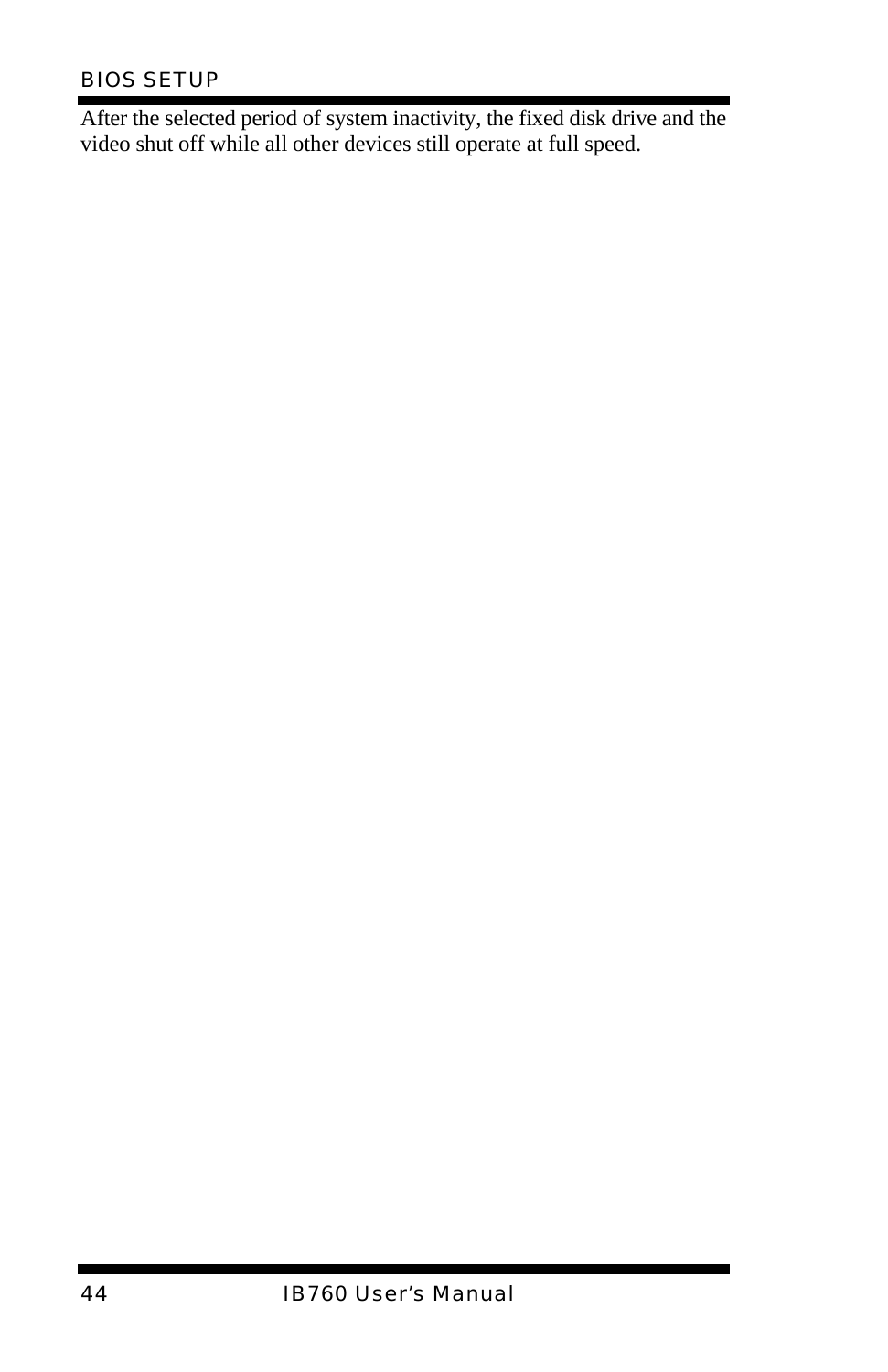After the selected period of system inactivity, the fixed disk drive and the video shut off while all other devices still operate at full speed.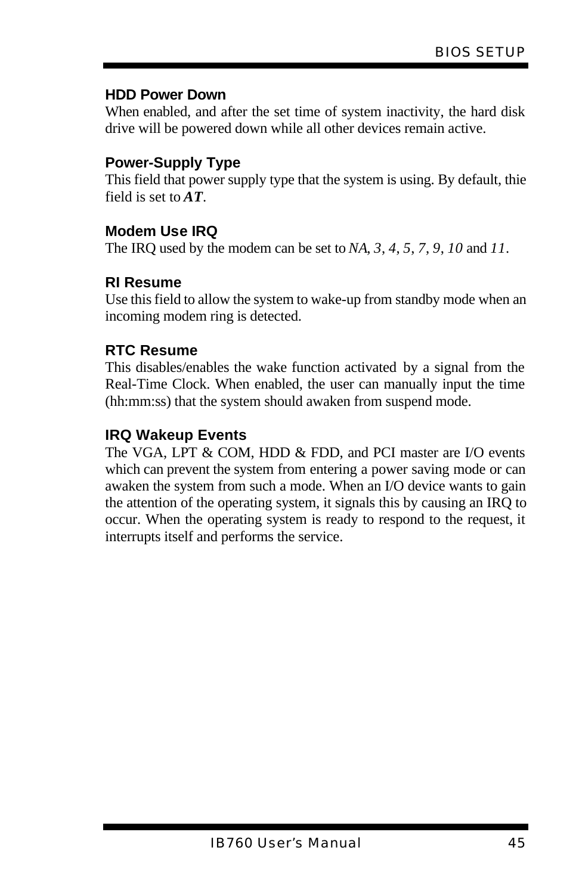### HDD Power Down

When enabled, and after the set time of system inactivity, the hard disk drive will be powered down while all other devices remain active.

### Power-Supply Type

This field that power supply type that the system is using. By default, thie field is set to ***AT***.

### Modem Use IRQ

The IRQ used by the modem can be set to *NA*, *3*, *4*, *5*, *7*, *9*, *10* and *11*.

### RI Resume

Use this field to allow the system to wake-up from standby mode when an incoming modem ring is detected.

### RTC Resume

This disables/enables the wake function activated by a signal from the Real-Time Clock. When enabled, the user can manually input the time (hh:mm:ss) that the system should awaken from suspend mode.

### IRQ Wakeup Events

The VGA, LPT & COM, HDD & FDD, and PCI master are I/O events which can prevent the system from entering a power saving mode or can awaken the system from such a mode. When an I/O device wants to gain the attention of the operating system, it signals this by causing an IRQ to occur. When the operating system is ready to respond to the request, it interrupts itself and performs the service.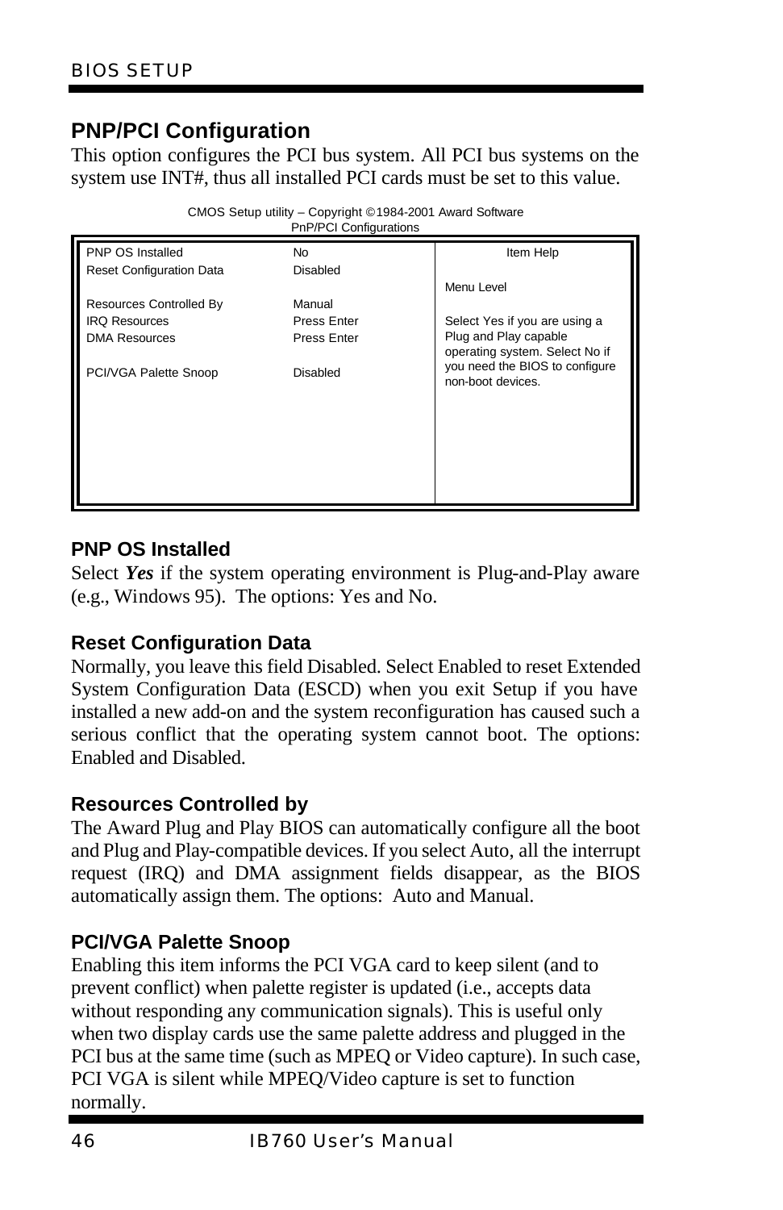## PNP/PCI Configuration

This option configures the PCI bus system. All PCI bus systems on the system use INT#, thus all installed PCI cards must be set to this value.

CMOS Setup utility – Copyright ©1984-2001 Award Software
PnP/PCI Configurations

| Setting | Value | Item Help |
|---|---|---|
| PNP OS Installed | No | Menu Level |
| Reset Configuration Data | Disabled | |
| Resources Controlled By | Manual | Select Yes if you are using a Plug and Play capable operating system. Select No if you need the BIOS to configure non-boot devices. |
| IRQ Resources | Press Enter | |
| DMA Resources | Press Enter | |
| PCI/VGA Palette Snoop | Disabled | |

### PNP OS Installed

Select ***Yes*** if the system operating environment is Plug-and-Play aware (e.g., Windows 95). The options: Yes and No.

### Reset Configuration Data

Normally, you leave this field Disabled. Select Enabled to reset Extended System Configuration Data (ESCD) when you exit Setup if you have installed a new add-on and the system reconfiguration has caused such a serious conflict that the operating system cannot boot. The options: Enabled and Disabled.

### Resources Controlled by

The Award Plug and Play BIOS can automatically configure all the boot and Plug and Play-compatible devices. If you select Auto, all the interrupt request (IRQ) and DMA assignment fields disappear, as the BIOS automatically assign them. The options: Auto and Manual.

### PCI/VGA Palette Snoop

Enabling this item informs the PCI VGA card to keep silent (and to prevent conflict) when palette register is updated (i.e., accepts data without responding any communication signals). This is useful only when two display cards use the same palette address and plugged in the PCI bus at the same time (such as MPEQ or Video capture). In such case, PCI VGA is silent while MPEQ/Video capture is set to function normally.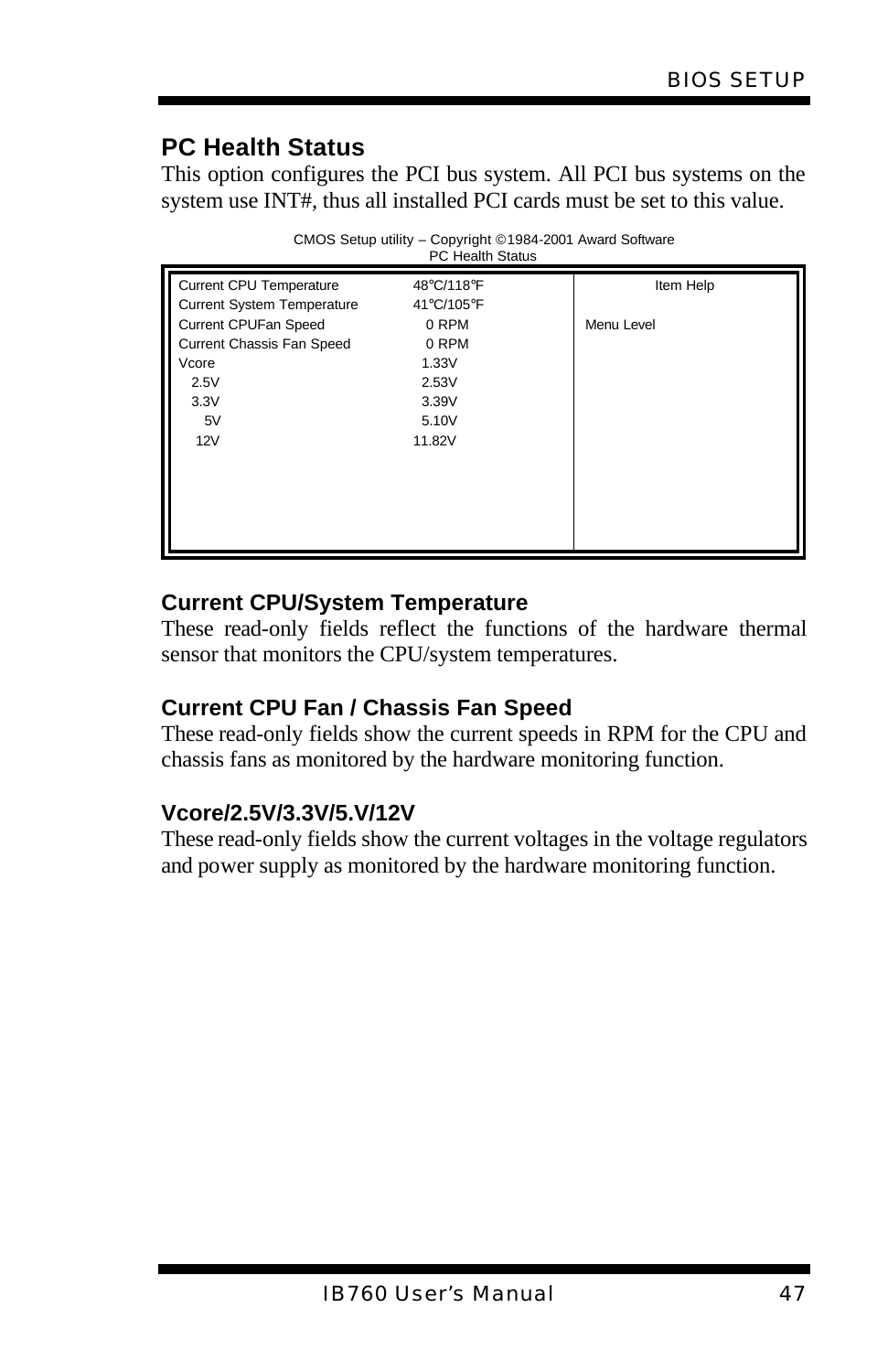## PC Health Status

This option configures the PCI bus system. All PCI bus systems on the system use INT#, thus all installed PCI cards must be set to this value.

CMOS Setup utility – Copyright ©1984-2001 Award Software
PC Health Status

| | | Item Help |
|---|---|---|
| Current CPU Temperature | 48°C/118°F | |
| Current System Temperature | 41°C/105°F | |
| Current CPUFan Speed | 0 RPM | Menu Level |
| Current Chassis Fan Speed | 0 RPM | |
| Vcore | 1.33V | |
| 2.5V | 2.53V | |
| 3.3V | 3.39V | |
| 5V | 5.10V | |
| 12V | 11.82V | |

### Current CPU/System Temperature

These read-only fields reflect the functions of the hardware thermal sensor that monitors the CPU/system temperatures.

### Current CPU Fan / Chassis Fan Speed

These read-only fields show the current speeds in RPM for the CPU and chassis fans as monitored by the hardware monitoring function.

### Vcore/2.5V/3.3V/5.V/12V

These read-only fields show the current voltages in the voltage regulators and power supply as monitored by the hardware monitoring function.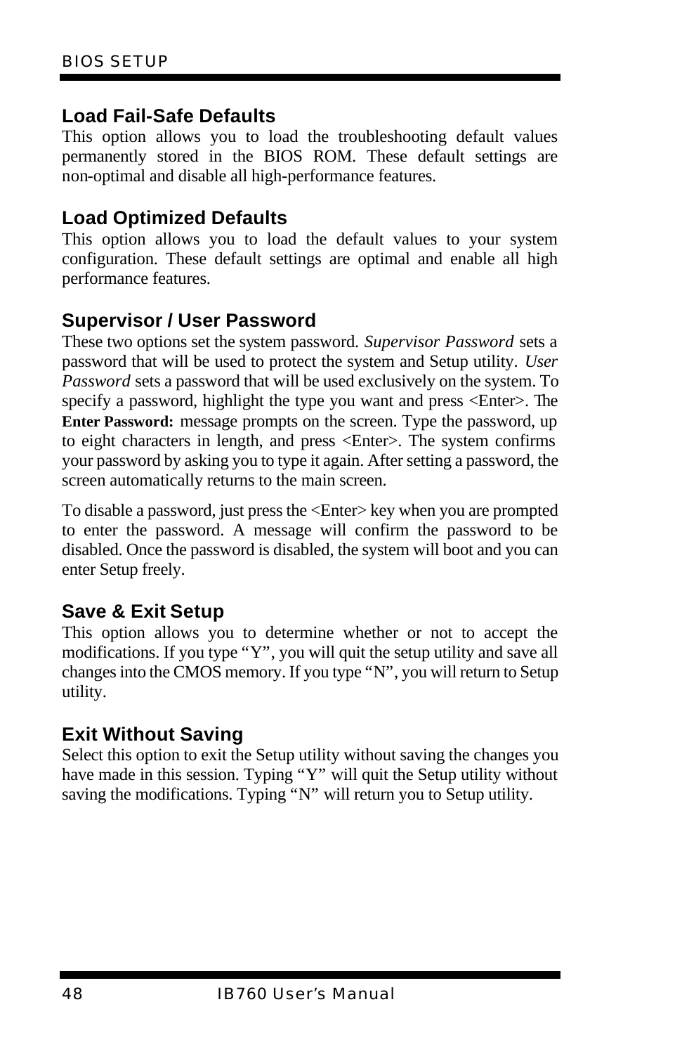### Load Fail-Safe Defaults

This option allows you to load the troubleshooting default values permanently stored in the BIOS ROM. These default settings are non-optimal and disable all high-performance features.

### Load Optimized Defaults

This option allows you to load the default values to your system configuration. These default settings are optimal and enable all high performance features.

### Supervisor / User Password

These two options set the system password. *Supervisor Password* sets a password that will be used to protect the system and Setup utility. *User Password* sets a password that will be used exclusively on the system. To specify a password, highlight the type you want and press <Enter>. The **Enter Password:** message prompts on the screen. Type the password, up to eight characters in length, and press <Enter>. The system confirms your password by asking you to type it again. After setting a password, the screen automatically returns to the main screen.

To disable a password, just press the <Enter> key when you are prompted to enter the password. A message will confirm the password to be disabled. Once the password is disabled, the system will boot and you can enter Setup freely.

### Save & Exit Setup

This option allows you to determine whether or not to accept the modifications. If you type "Y", you will quit the setup utility and save all changes into the CMOS memory. If you type "N", you will return to Setup utility.

### Exit Without Saving

Select this option to exit the Setup utility without saving the changes you have made in this session. Typing "Y" will quit the Setup utility without saving the modifications. Typing "N" will return you to Setup utility.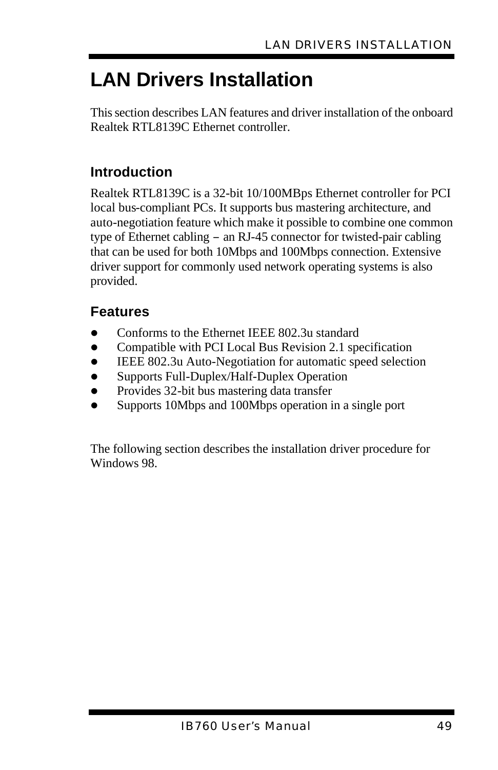# LAN Drivers Installation

This section describes LAN features and driver installation of the onboard Realtek RTL8139C Ethernet controller.

## Introduction

Realtek RTL8139C is a 32-bit 10/100MBps Ethernet controller for PCI local bus-compliant PCs. It supports bus mastering architecture, and auto-negotiation feature which make it possible to combine one common type of Ethernet cabling – an RJ-45 connector for twisted-pair cabling that can be used for both 10Mbps and 100Mbps connection. Extensive driver support for commonly used network operating systems is also provided.

## Features

- Conforms to the Ethernet IEEE 802.3u standard
- Compatible with PCI Local Bus Revision 2.1 specification
- IEEE 802.3u Auto-Negotiation for automatic speed selection
- Supports Full-Duplex/Half-Duplex Operation
- Provides 32-bit bus mastering data transfer
- Supports 10Mbps and 100Mbps operation in a single port

The following section describes the installation driver procedure for Windows 98.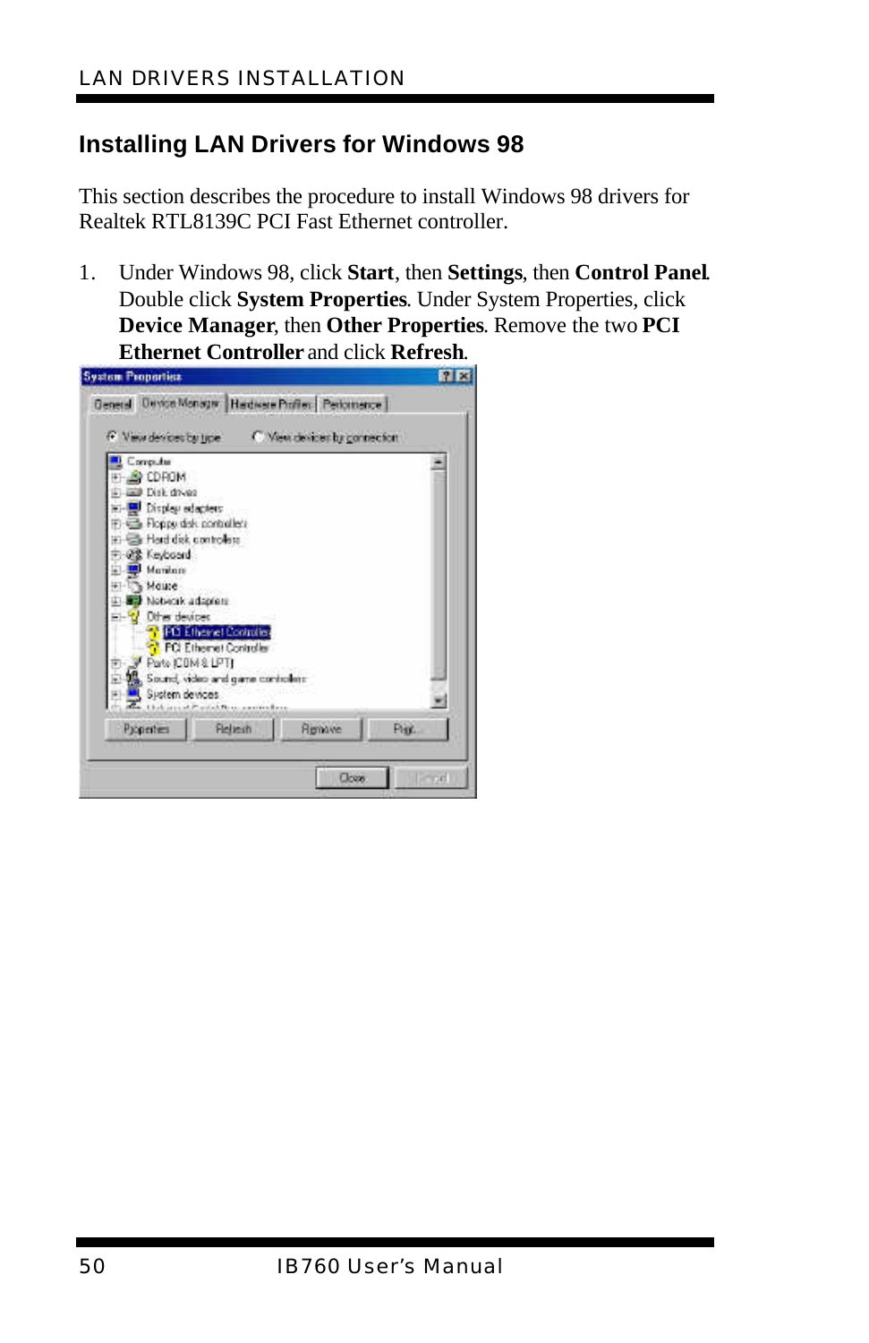## Installing LAN Drivers for Windows 98

This section describes the procedure to install Windows 98 drivers for Realtek RTL8139C PCI Fast Ethernet controller.

1. Under Windows 98, click **Start**, then **Settings**, then **Control Panel**. Double click **System Properties**. Under System Properties, click **Device Manager**, then **Other Properties**. Remove the two **PCI Ethernet Controller** and click **Refresh**.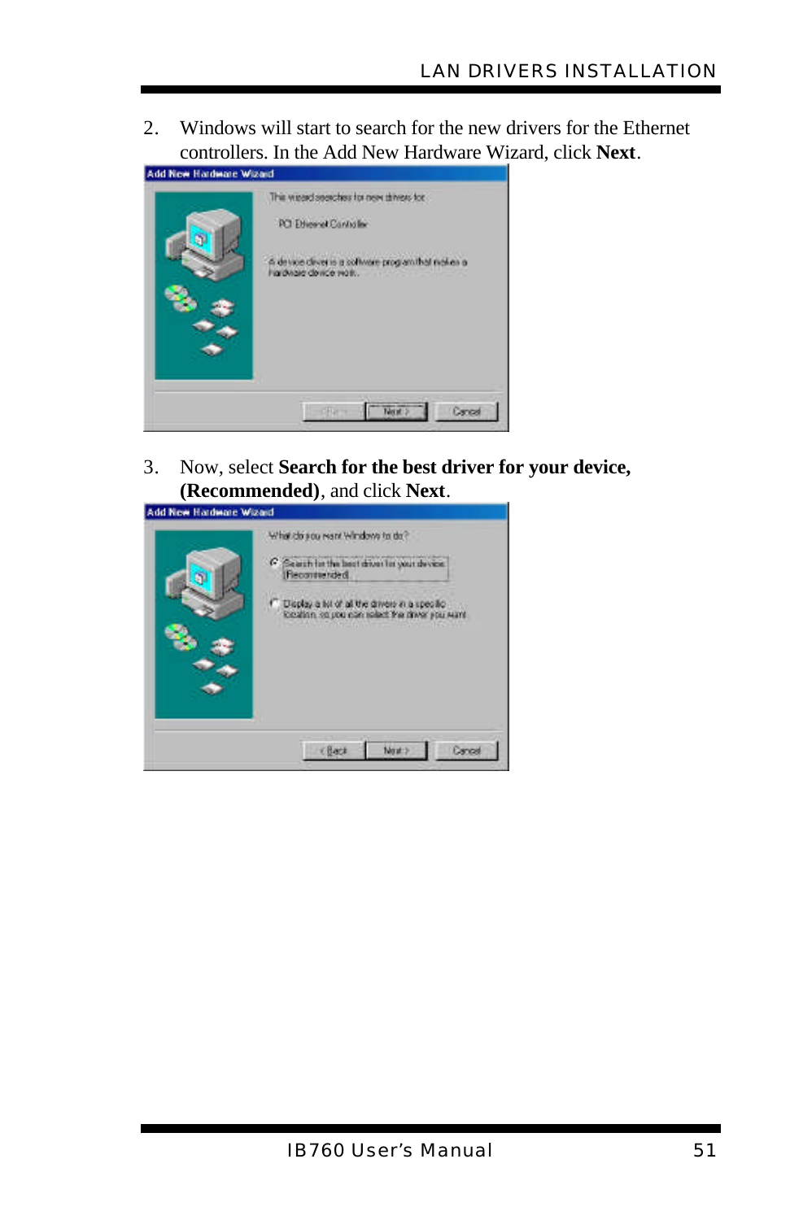2. Windows will start to search for the new drivers for the Ethernet controllers. In the Add New Hardware Wizard, click **Next**.

3. Now, select **Search for the best driver for your device, (Recommended)**, and click **Next**.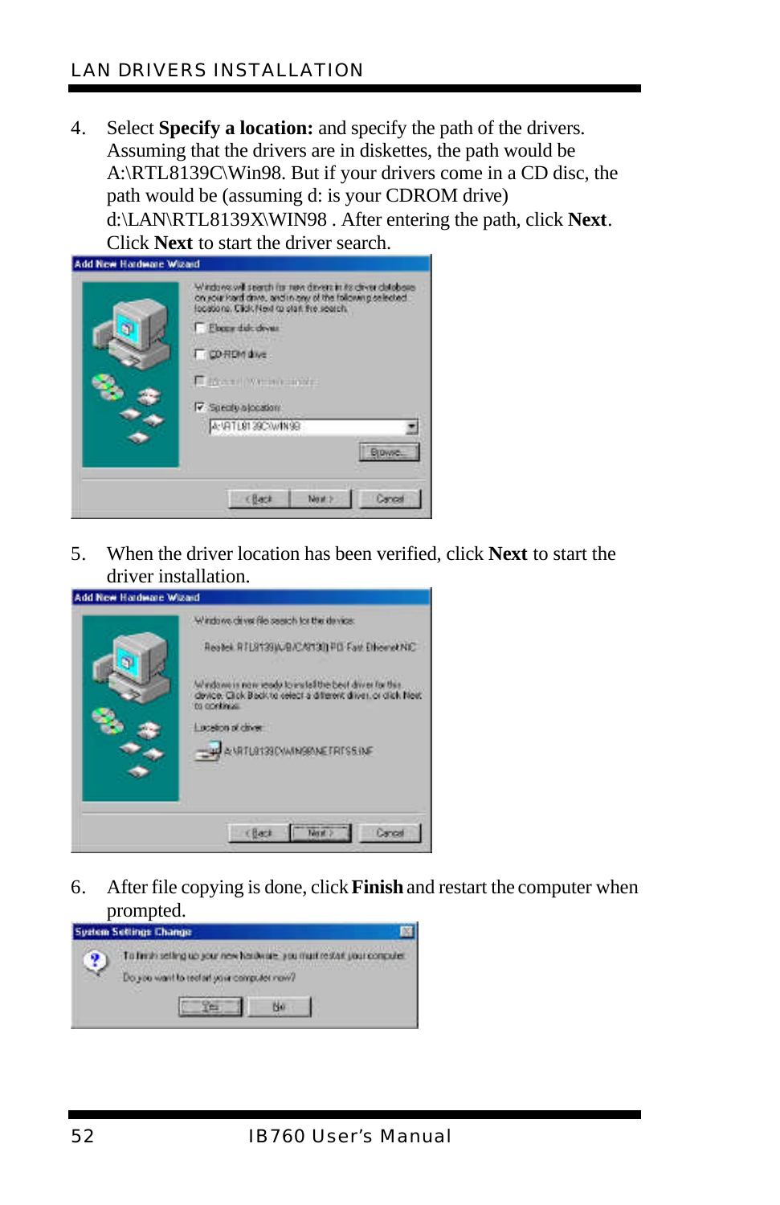4. Select **Specify a location:** and specify the path of the drivers. Assuming that the drivers are in diskettes, the path would be A:\RTL8139C\Win98. But if your drivers come in a CD disc, the path would be (assuming d: is your CDROM drive) d:\LAN\RTL8139X\WIN98 . After entering the path, click **Next**. Click **Next** to start the driver search.

5. When the driver location has been verified, click **Next** to start the driver installation.

6. After file copying is done, click **Finish** and restart the computer when prompted.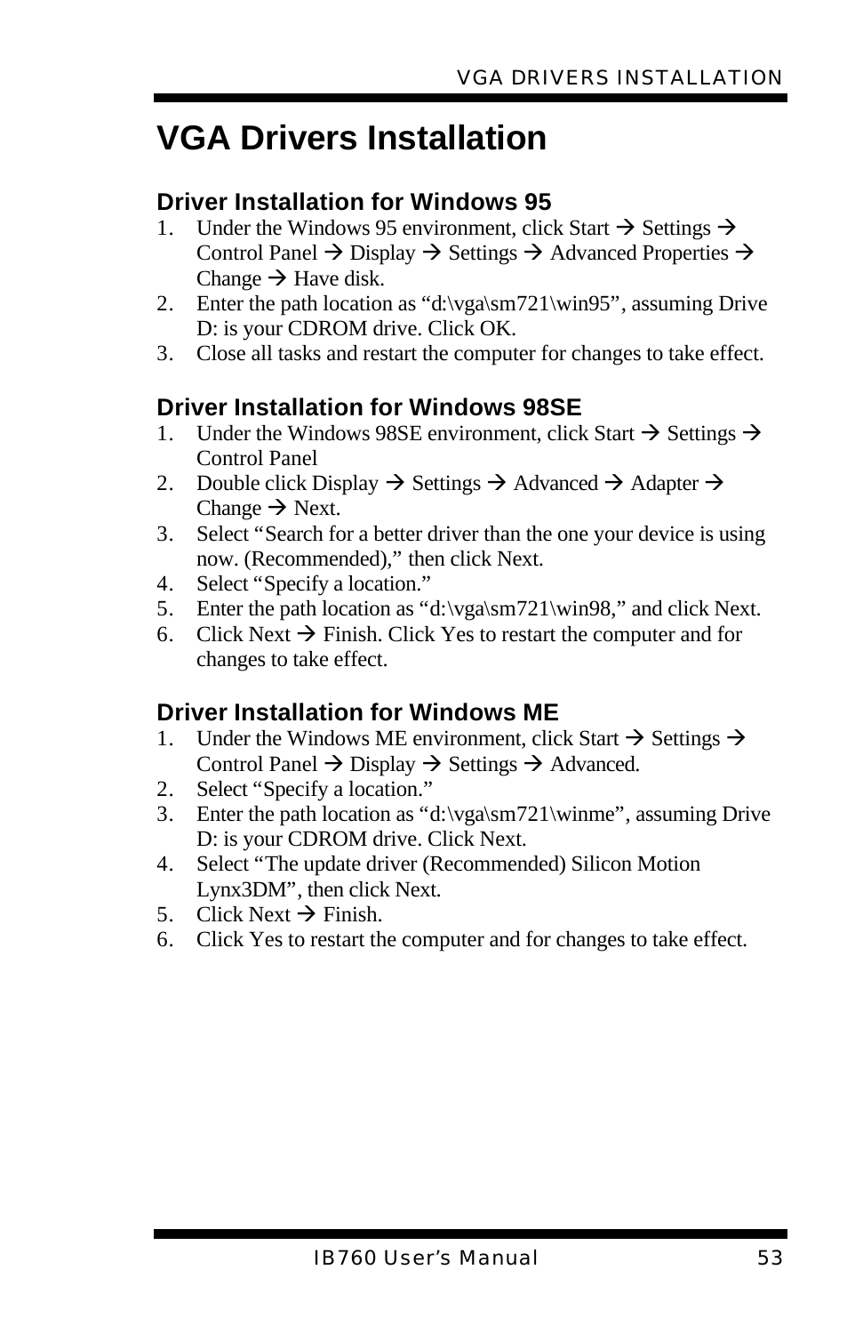# VGA Drivers Installation

### Driver Installation for Windows 95

1. Under the Windows 95 environment, click Start → Settings → Control Panel → Display → Settings → Advanced Properties → Change → Have disk.
2. Enter the path location as "d:\vga\sm721\win95", assuming Drive D: is your CDROM drive. Click OK.
3. Close all tasks and restart the computer for changes to take effect.

### Driver Installation for Windows 98SE

1. Under the Windows 98SE environment, click Start → Settings → Control Panel
2. Double click Display → Settings → Advanced → Adapter → Change → Next.
3. Select "Search for a better driver than the one your device is using now. (Recommended)," then click Next.
4. Select "Specify a location."
5. Enter the path location as "d:\vga\sm721\win98," and click Next.
6. Click Next → Finish. Click Yes to restart the computer and for changes to take effect.

### Driver Installation for Windows ME

1. Under the Windows ME environment, click Start → Settings → Control Panel → Display → Settings → Advanced.
2. Select "Specify a location."
3. Enter the path location as "d:\vga\sm721\winme", assuming Drive D: is your CDROM drive. Click Next.
4. Select "The update driver (Recommended) Silicon Motion Lynx3DM", then click Next.
5. Click Next → Finish.
6. Click Yes to restart the computer and for changes to take effect.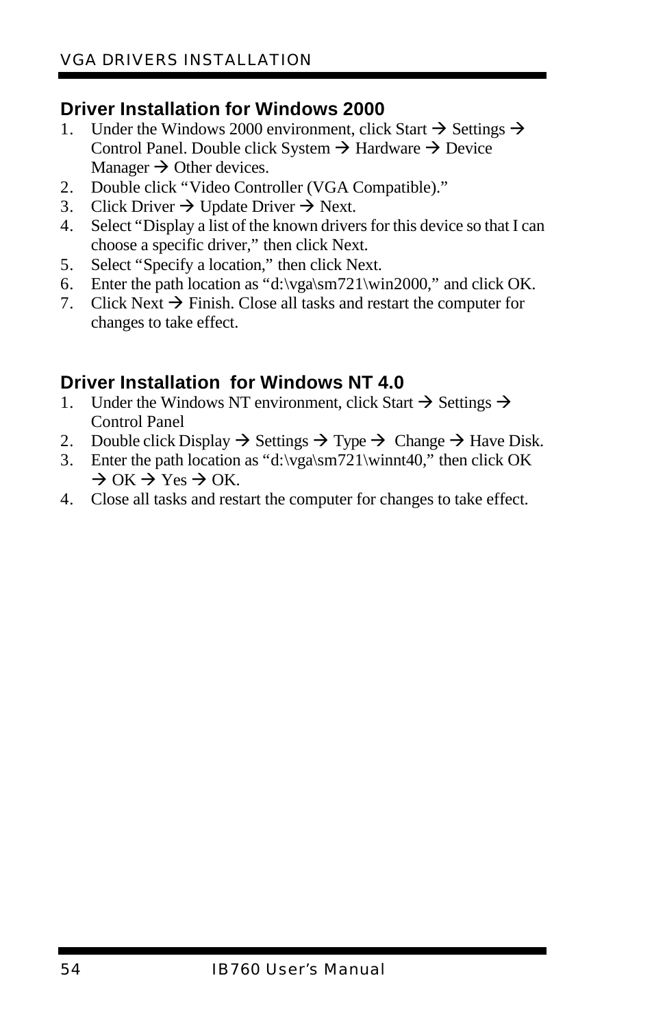## Driver Installation for Windows 2000

1. Under the Windows 2000 environment, click Start → Settings → Control Panel. Double click System → Hardware → Device Manager → Other devices.
2. Double click "Video Controller (VGA Compatible)."
3. Click Driver → Update Driver → Next.
4. Select "Display a list of the known drivers for this device so that I can choose a specific driver," then click Next.
5. Select "Specify a location," then click Next.
6. Enter the path location as "d:\vga\sm721\win2000," and click OK.
7. Click Next → Finish. Close all tasks and restart the computer for changes to take effect.

## Driver Installation for Windows NT 4.0

1. Under the Windows NT environment, click Start → Settings → Control Panel
2. Double click Display → Settings → Type → Change → Have Disk.
3. Enter the path location as "d:\vga\sm721\winnt40," then click OK → OK → Yes → OK.
4. Close all tasks and restart the computer for changes to take effect.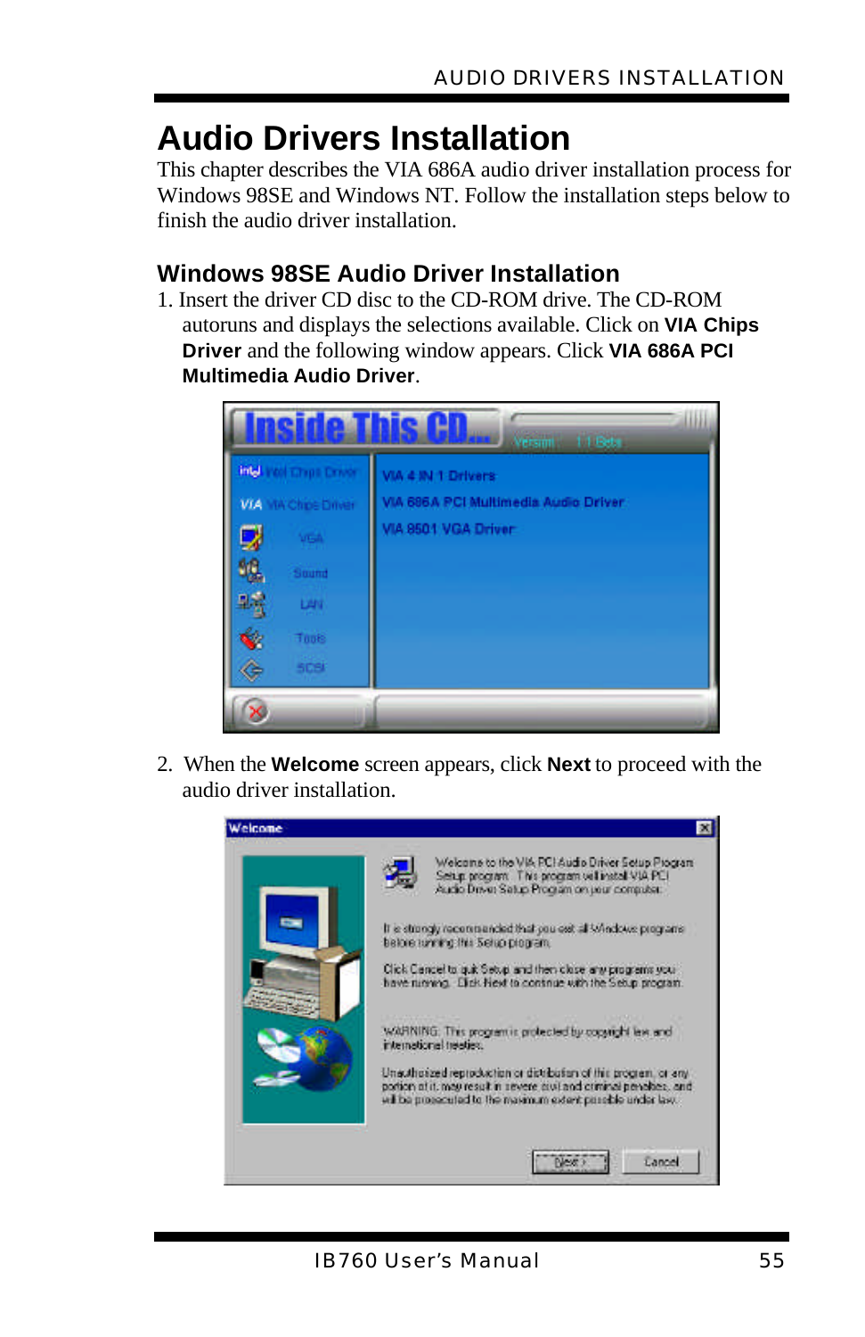# Audio Drivers Installation

This chapter describes the VIA 686A audio driver installation process for Windows 98SE and Windows NT. Follow the installation steps below to finish the audio driver installation.

## Windows 98SE Audio Driver Installation

1. Insert the driver CD disc to the CD-ROM drive. The CD-ROM autoruns and displays the selections available. Click on **VIA Chips Driver** and the following window appears. Click **VIA 686A PCI Multimedia Audio Driver**.

2. When the **Welcome** screen appears, click **Next** to proceed with the audio driver installation.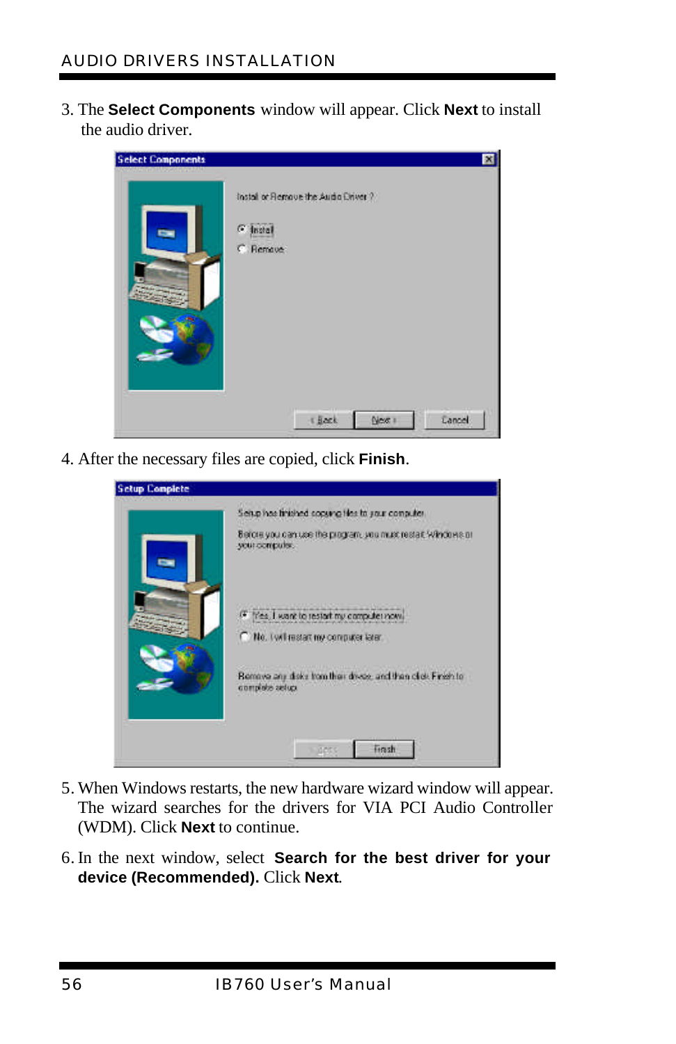3. The **Select Components** window will appear. Click **Next** to install the audio driver.

4. After the necessary files are copied, click **Finish**.

5. When Windows restarts, the new hardware wizard window will appear. The wizard searches for the drivers for VIA PCI Audio Controller (WDM). Click **Next** to continue.

6. In the next window, select **Search for the best driver for your device (Recommended).** Click **Next**.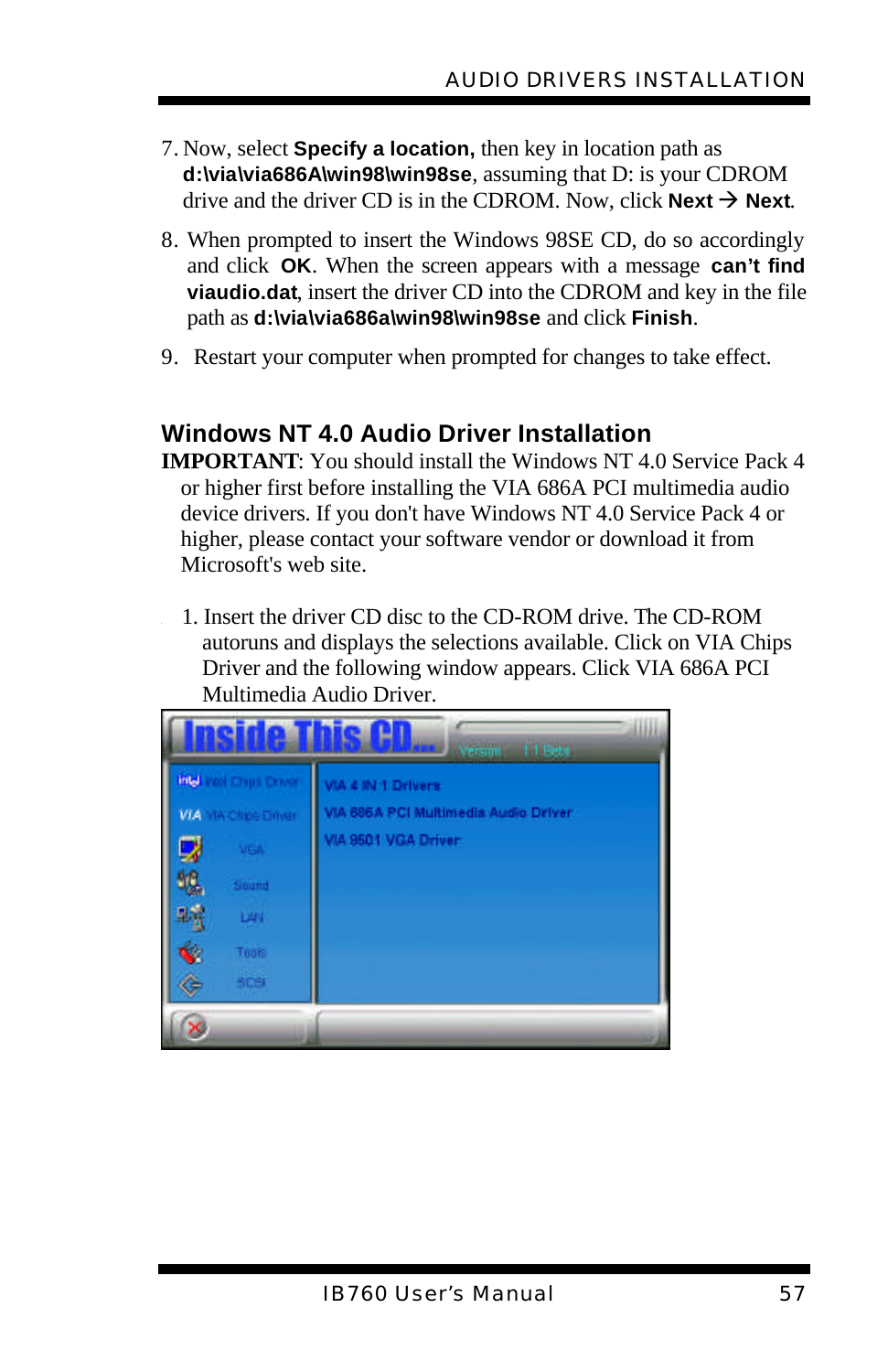7. Now, select **Specify a location,** then key in location path as **d:\via\via686A\win98\win98se**, assuming that D: is your CDROM drive and the driver CD is in the CDROM. Now, click **Next** → **Next**.

8. When prompted to insert the Windows 98SE CD, do so accordingly and click **OK**. When the screen appears with a message **can't find viaudio.dat**, insert the driver CD into the CDROM and key in the file path as **d:\via\via686a\win98\win98se** and click **Finish**.

9. Restart your computer when prompted for changes to take effect.

## Windows NT 4.0 Audio Driver Installation

**IMPORTANT**: You should install the Windows NT 4.0 Service Pack 4 or higher first before installing the VIA 686A PCI multimedia audio device drivers. If you don't have Windows NT 4.0 Service Pack 4 or higher, please contact your software vendor or download it from Microsoft's web site.

1. Insert the driver CD disc to the CD-ROM drive. The CD-ROM autoruns and displays the selections available. Click on VIA Chips Driver and the following window appears. Click VIA 686A PCI Multimedia Audio Driver.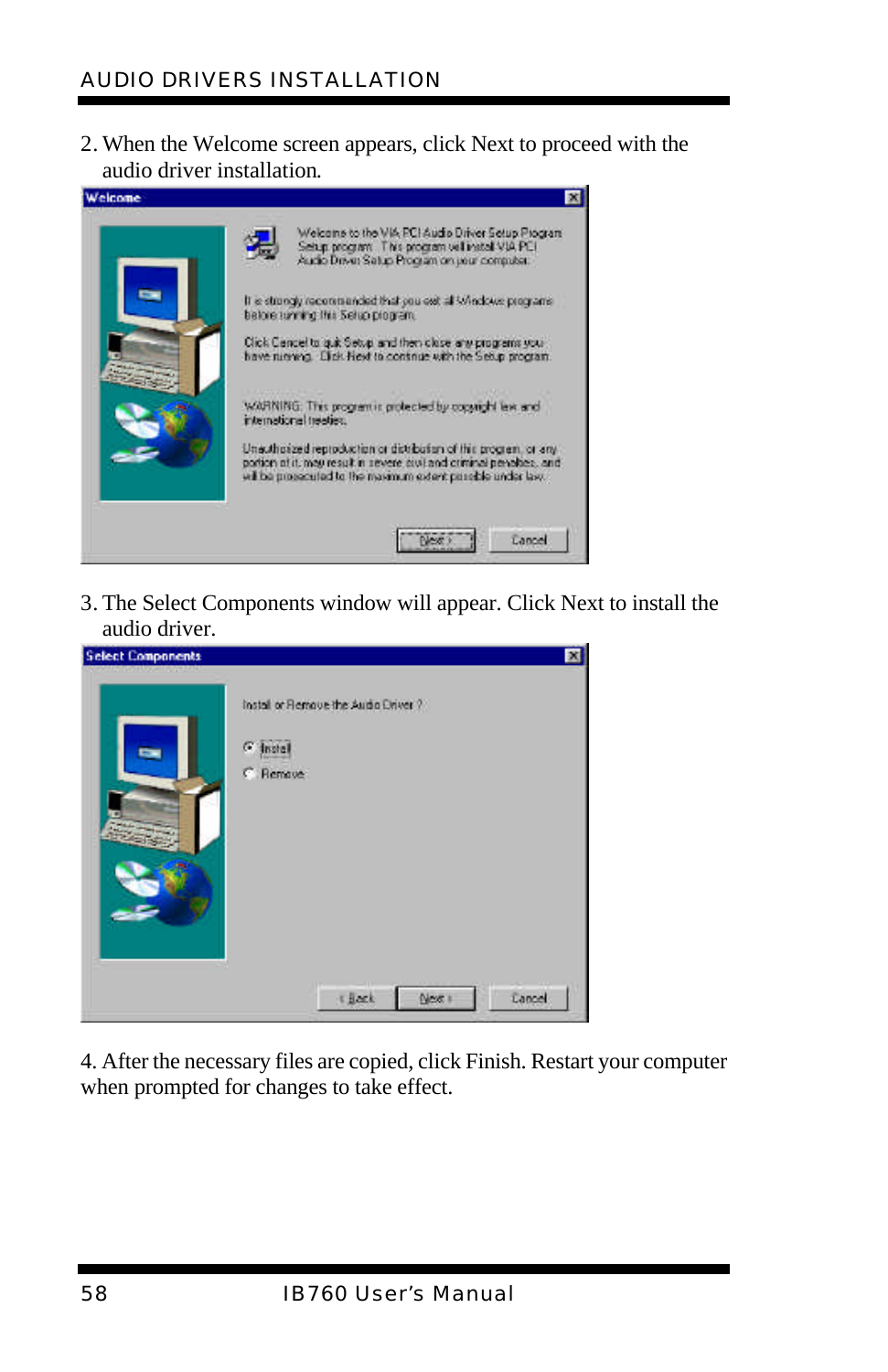2. When the Welcome screen appears, click Next to proceed with the audio driver installation.

3. The Select Components window will appear. Click Next to install the audio driver.

4. After the necessary files are copied, click Finish. Restart your computer when prompted for changes to take effect.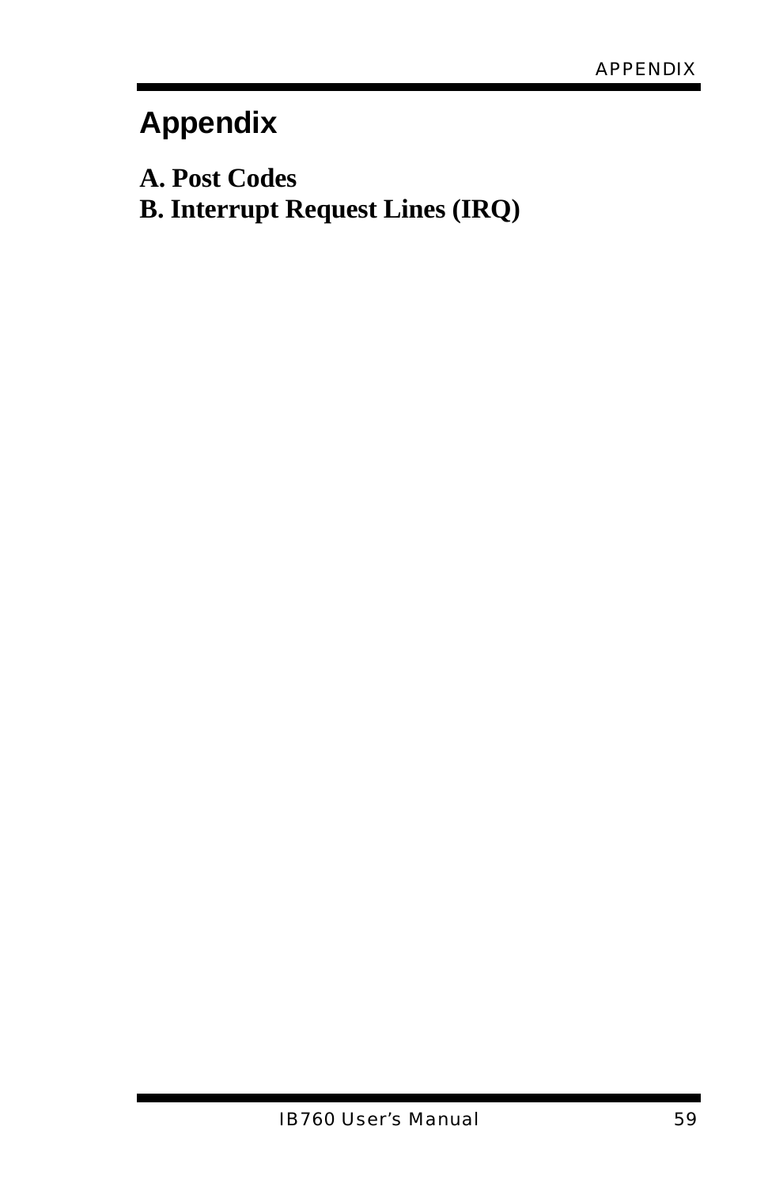# Appendix

**A. Post Codes**
**B. Interrupt Request Lines (IRQ)**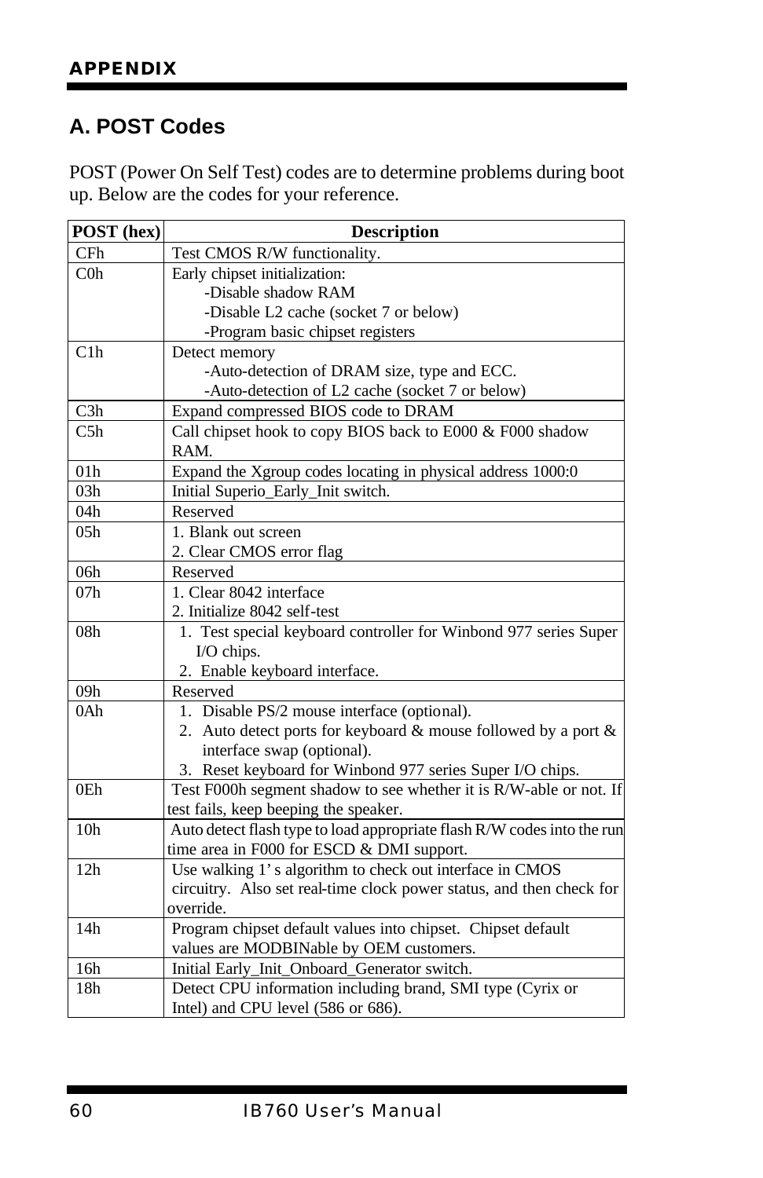## A. POST Codes

POST (Power On Self Test) codes are to determine problems during boot up. Below are the codes for your reference.

| POST (hex) | Description |
|---|---|
| CFh | Test CMOS R/W functionality. |
| C0h | Early chipset initialization:<br>-Disable shadow RAM<br>-Disable L2 cache (socket 7 or below)<br>-Program basic chipset registers |
| C1h | Detect memory<br>-Auto-detection of DRAM size, type and ECC.<br>-Auto-detection of L2 cache (socket 7 or below) |
| C3h | Expand compressed BIOS code to DRAM |
| C5h | Call chipset hook to copy BIOS back to E000 & F000 shadow RAM. |
| 01h | Expand the Xgroup codes locating in physical address 1000:0 |
| 03h | Initial Superio_Early_Init switch. |
| 04h | Reserved |
| 05h | 1. Blank out screen<br>2. Clear CMOS error flag |
| 06h | Reserved |
| 07h | 1. Clear 8042 interface<br>2. Initialize 8042 self-test |
| 08h | 1. Test special keyboard controller for Winbond 977 series Super I/O chips.<br>2. Enable keyboard interface. |
| 09h | Reserved |
| 0Ah | 1. Disable PS/2 mouse interface (optional).<br>2. Auto detect ports for keyboard & mouse followed by a port & interface swap (optional).<br>3. Reset keyboard for Winbond 977 series Super I/O chips. |
| 0Eh | Test F000h segment shadow to see whether it is R/W-able or not. If test fails, keep beeping the speaker. |
| 10h | Auto detect flash type to load appropriate flash R/W codes into the run time area in F000 for ESCD & DMI support. |
| 12h | Use walking 1's algorithm to check out interface in CMOS circuitry. Also set real-time clock power status, and then check for override. |
| 14h | Program chipset default values into chipset. Chipset default values are MODBINable by OEM customers. |
| 16h | Initial Early_Init_Onboard_Generator switch. |
| 18h | Detect CPU information including brand, SMI type (Cyrix or Intel) and CPU level (586 or 686). |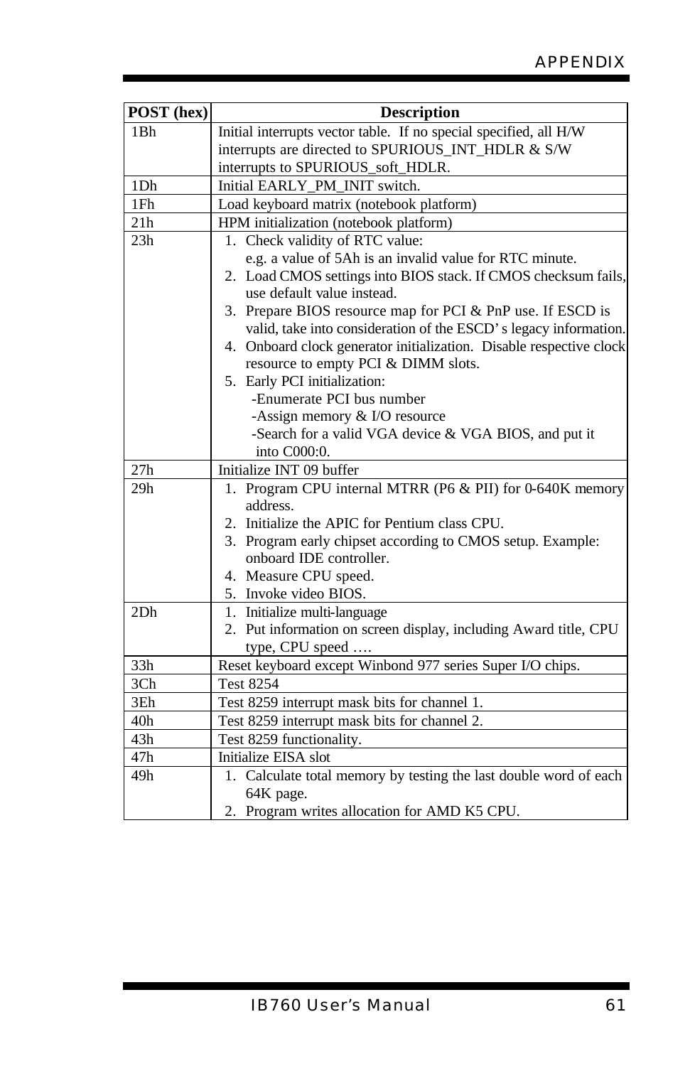| POST (hex) | Description |
|---|---|
| 1Bh | Initial interrupts vector table. If no special specified, all H/W interrupts are directed to SPURIOUS_INT_HDLR & S/W interrupts to SPURIOUS_soft_HDLR. |
| 1Dh | Initial EARLY_PM_INIT switch. |
| 1Fh | Load keyboard matrix (notebook platform) |
| 21h | HPM initialization (notebook platform) |
| 23h | 1. Check validity of RTC value: e.g. a value of 5Ah is an invalid value for RTC minute.<br>2. Load CMOS settings into BIOS stack. If CMOS checksum fails, use default value instead.<br>3. Prepare BIOS resource map for PCI & PnP use. If ESCD is valid, take into consideration of the ESCD's legacy information.<br>4. Onboard clock generator initialization. Disable respective clock resource to empty PCI & DIMM slots.<br>5. Early PCI initialization:<br>-Enumerate PCI bus number<br>-Assign memory & I/O resource<br>-Search for a valid VGA device & VGA BIOS, and put it into C000:0. |
| 27h | Initialize INT 09 buffer |
| 29h | 1. Program CPU internal MTRR (P6 & PII) for 0-640K memory address.<br>2. Initialize the APIC for Pentium class CPU.<br>3. Program early chipset according to CMOS setup. Example: onboard IDE controller.<br>4. Measure CPU speed.<br>5. Invoke video BIOS. |
| 2Dh | 1. Initialize multi-language<br>2. Put information on screen display, including Award title, CPU type, CPU speed …. |
| 33h | Reset keyboard except Winbond 977 series Super I/O chips. |
| 3Ch | Test 8254 |
| 3Eh | Test 8259 interrupt mask bits for channel 1. |
| 40h | Test 8259 interrupt mask bits for channel 2. |
| 43h | Test 8259 functionality. |
| 47h | Initialize EISA slot |
| 49h | 1. Calculate total memory by testing the last double word of each 64K page.<br>2. Program writes allocation for AMD K5 CPU. |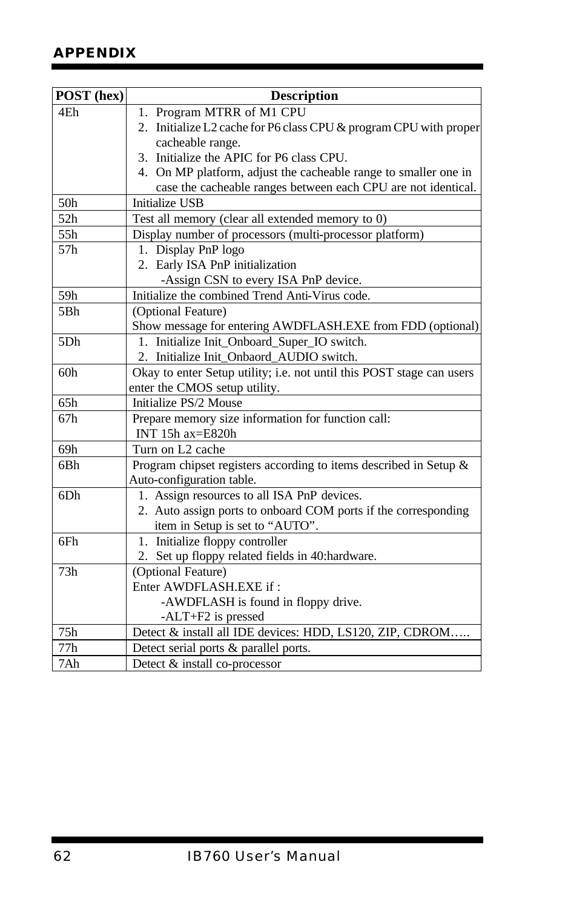| POST (hex) | Description |
|---|---|
| 4Eh | 1. Program MTRR of M1 CPU<br>2. Initialize L2 cache for P6 class CPU & program CPU with proper cacheable range.<br>3. Initialize the APIC for P6 class CPU.<br>4. On MP platform, adjust the cacheable range to smaller one in case the cacheable ranges between each CPU are not identical. |
| 50h | Initialize USB |
| 52h | Test all memory (clear all extended memory to 0) |
| 55h | Display number of processors (multi-processor platform) |
| 57h | 1. Display PnP logo<br>2. Early ISA PnP initialization<br>-Assign CSN to every ISA PnP device. |
| 59h | Initialize the combined Trend Anti-Virus code. |
| 5Bh | (Optional Feature)<br>Show message for entering AWDFLASH.EXE from FDD (optional) |
| 5Dh | 1. Initialize Init_Onboard_Super_IO switch.<br>2. Initialize Init_Onbaord_AUDIO switch. |
| 60h | Okay to enter Setup utility; i.e. not until this POST stage can users enter the CMOS setup utility. |
| 65h | Initialize PS/2 Mouse |
| 67h | Prepare memory size information for function call:<br>INT 15h ax=E820h |
| 69h | Turn on L2 cache |
| 6Bh | Program chipset registers according to items described in Setup & Auto-configuration table. |
| 6Dh | 1. Assign resources to all ISA PnP devices.<br>2. Auto assign ports to onboard COM ports if the corresponding item in Setup is set to "AUTO". |
| 6Fh | 1. Initialize floppy controller<br>2. Set up floppy related fields in 40:hardware. |
| 73h | (Optional Feature)<br>Enter AWDFLASH.EXE if :<br>-AWDFLASH is found in floppy drive.<br>-ALT+F2 is pressed |
| 75h | Detect & install all IDE devices: HDD, LS120, ZIP, CDROM….. |
| 77h | Detect serial ports & parallel ports. |
| 7Ah | Detect & install co-processor |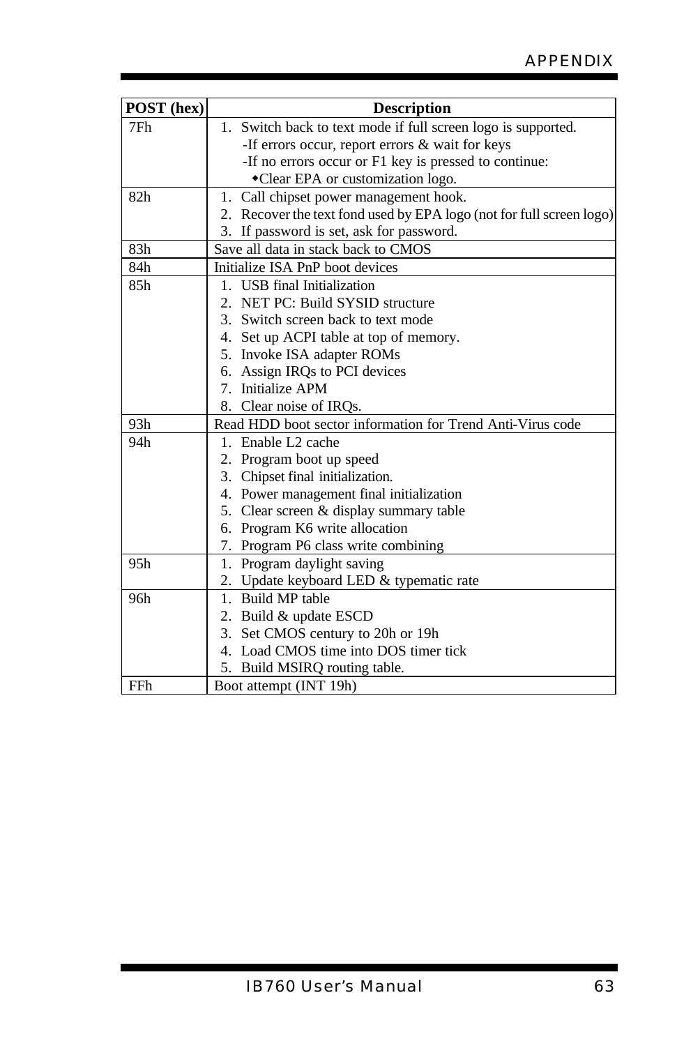| POST (hex) | Description |
|---|---|
| 7Fh | 1. Switch back to text mode if full screen logo is supported.<br>-If errors occur, report errors & wait for keys<br>-If no errors occur or F1 key is pressed to continue:<br>◆Clear EPA or customization logo. |
| 82h | 1. Call chipset power management hook.<br>2. Recover the text fond used by EPA logo (not for full screen logo)<br>3. If password is set, ask for password. |
| 83h | Save all data in stack back to CMOS |
| 84h | Initialize ISA PnP boot devices |
| 85h | 1. USB final Initialization<br>2. NET PC: Build SYSID structure<br>3. Switch screen back to text mode<br>4. Set up ACPI table at top of memory.<br>5. Invoke ISA adapter ROMs<br>6. Assign IRQs to PCI devices<br>7. Initialize APM<br>8. Clear noise of IRQs. |
| 93h | Read HDD boot sector information for Trend Anti-Virus code |
| 94h | 1. Enable L2 cache<br>2. Program boot up speed<br>3. Chipset final initialization.<br>4. Power management final initialization<br>5. Clear screen & display summary table<br>6. Program K6 write allocation<br>7. Program P6 class write combining |
| 95h | 1. Program daylight saving<br>2. Update keyboard LED & typematic rate |
| 96h | 1. Build MP table<br>2. Build & update ESCD<br>3. Set CMOS century to 20h or 19h<br>4. Load CMOS time into DOS timer tick<br>5. Build MSIRQ routing table. |
| FFh | Boot attempt (INT 19h) |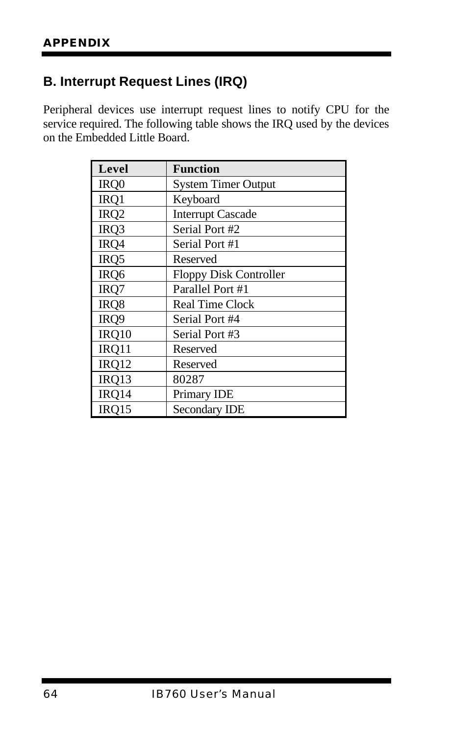## B. Interrupt Request Lines (IRQ)

Peripheral devices use interrupt request lines to notify CPU for the service required. The following table shows the IRQ used by the devices on the Embedded Little Board.

| Level | Function |
|---|---|
| IRQ0 | System Timer Output |
| IRQ1 | Keyboard |
| IRQ2 | Interrupt Cascade |
| IRQ3 | Serial Port #2 |
| IRQ4 | Serial Port #1 |
| IRQ5 | Reserved |
| IRQ6 | Floppy Disk Controller |
| IRQ7 | Parallel Port #1 |
| IRQ8 | Real Time Clock |
| IRQ9 | Serial Port #4 |
| IRQ10 | Serial Port #3 |
| IRQ11 | Reserved |
| IRQ12 | Reserved |
| IRQ13 | 80287 |
| IRQ14 | Primary IDE |
| IRQ15 | Secondary IDE |